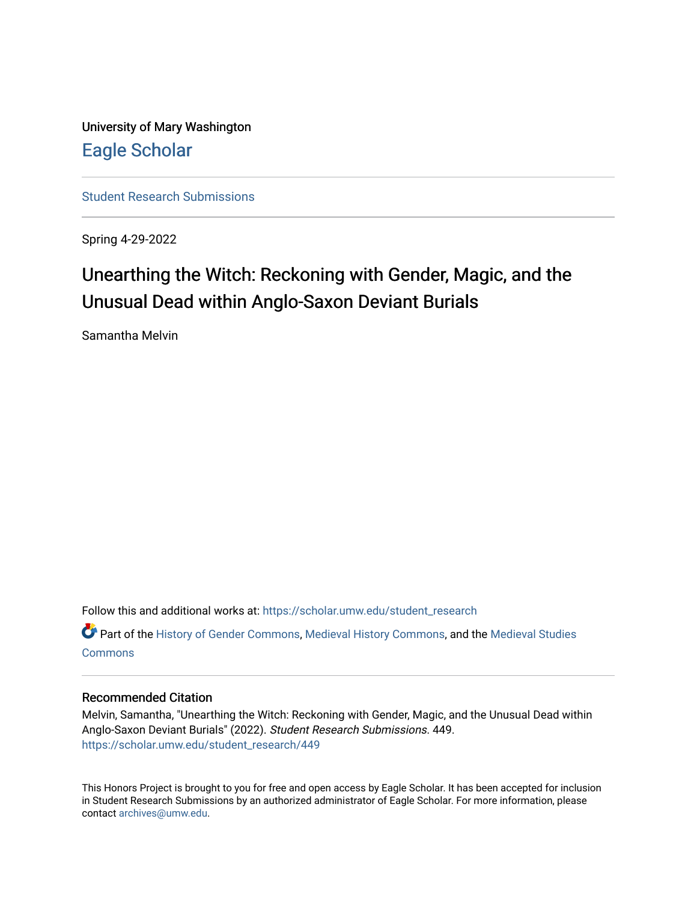University of Mary Washington

Eagle Scholar

Student Research Submissions

Spring 4-29-2022

# Unearthing the Witch: Reckoning with Gender, Magic, and the Unusual Dead within Anglo-Saxon Deviant Burials

Samantha Melvin

Follow this and additional works at: https://scholar.umw.edu/student_research

Part of the History of Gender Commons, Medieval History Commons, and the Medieval Studies Commons

### Recommended Citation

Melvin, Samantha, "Unearthing the Witch: Reckoning with Gender, Magic, and the Unusual Dead within Anglo-Saxon Deviant Burials" (2022). *Student Research Submissions*. 449.
https://scholar.umw.edu/student_research/449

This Honors Project is brought to you for free and open access by Eagle Scholar. It has been accepted for inclusion in Student Research Submissions by an authorized administrator of Eagle Scholar. For more information, please contact archives@umw.edu.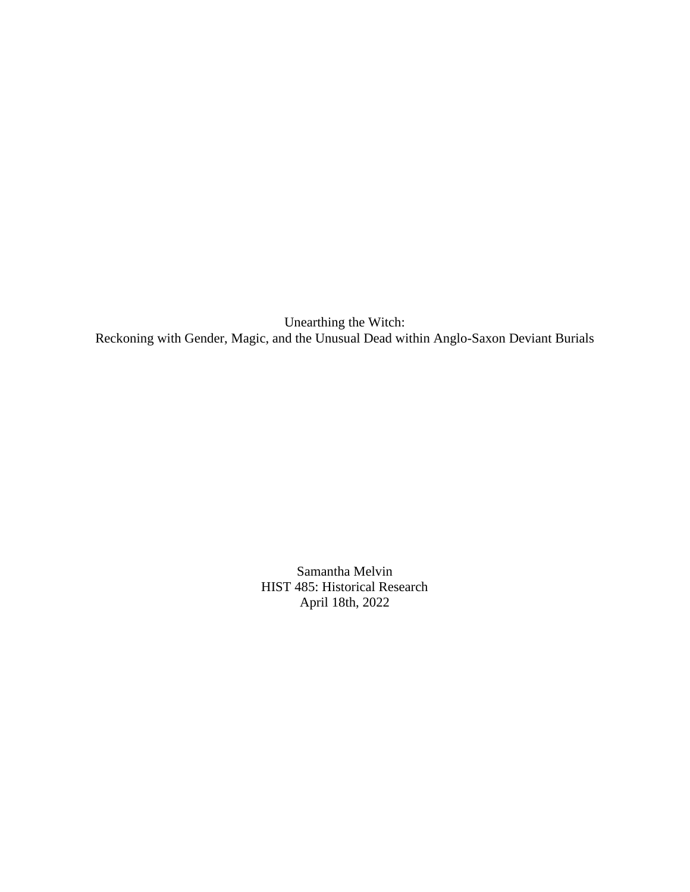# Unearthing the Witch:
## Reckoning with Gender, Magic, and the Unusual Dead within Anglo-Saxon Deviant Burials

Samantha Melvin
HIST 485: Historical Research
April 18th, 2022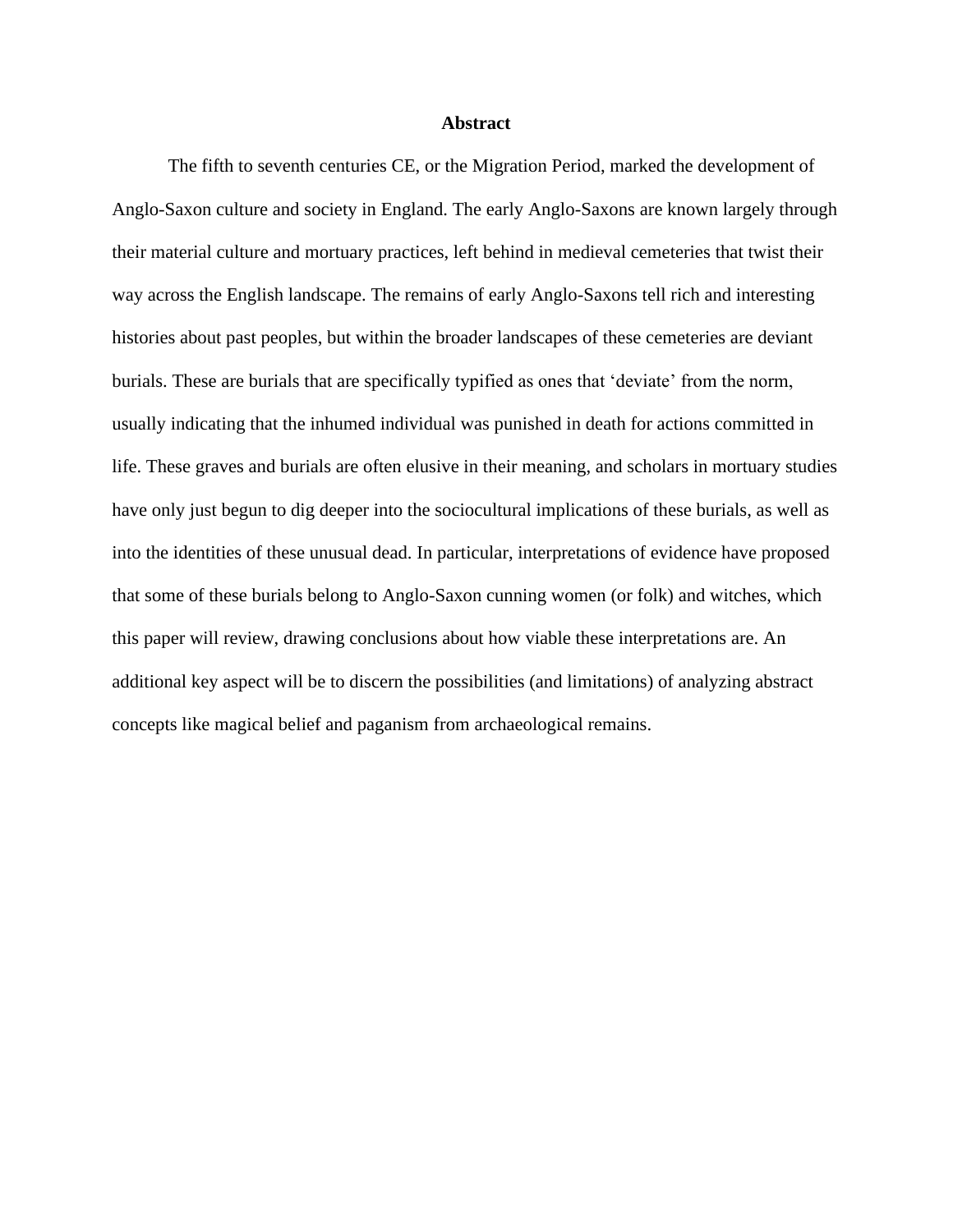## Abstract

The fifth to seventh centuries CE, or the Migration Period, marked the development of Anglo-Saxon culture and society in England. The early Anglo-Saxons are known largely through their material culture and mortuary practices, left behind in medieval cemeteries that twist their way across the English landscape. The remains of early Anglo-Saxons tell rich and interesting histories about past peoples, but within the broader landscapes of these cemeteries are deviant burials. These are burials that are specifically typified as ones that 'deviate' from the norm, usually indicating that the inhumed individual was punished in death for actions committed in life. These graves and burials are often elusive in their meaning, and scholars in mortuary studies have only just begun to dig deeper into the sociocultural implications of these burials, as well as into the identities of these unusual dead. In particular, interpretations of evidence have proposed that some of these burials belong to Anglo-Saxon cunning women (or folk) and witches, which this paper will review, drawing conclusions about how viable these interpretations are. An additional key aspect will be to discern the possibilities (and limitations) of analyzing abstract concepts like magical belief and paganism from archaeological remains.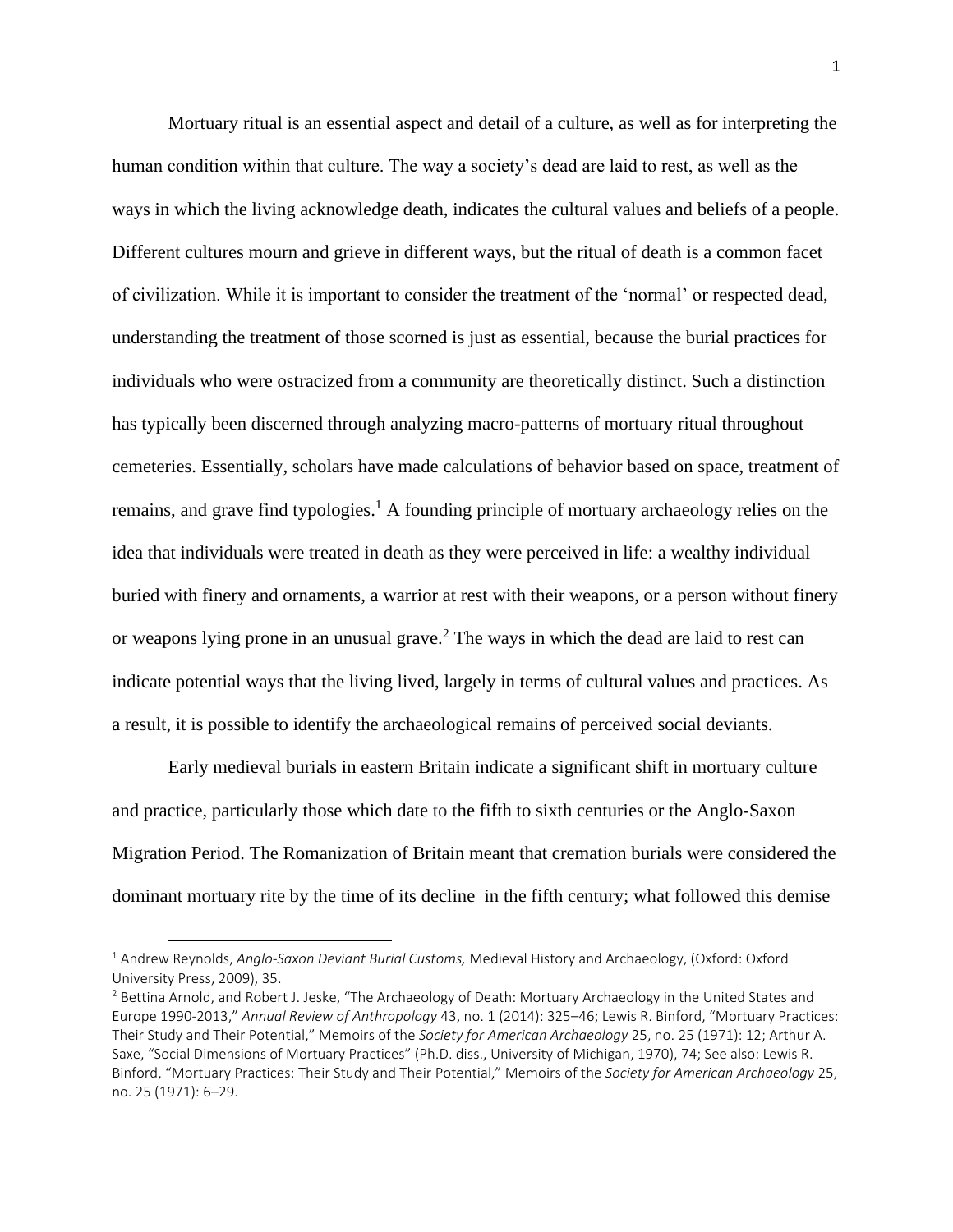Mortuary ritual is an essential aspect and detail of a culture, as well as for interpreting the human condition within that culture. The way a society's dead are laid to rest, as well as the ways in which the living acknowledge death, indicates the cultural values and beliefs of a people. Different cultures mourn and grieve in different ways, but the ritual of death is a common facet of civilization. While it is important to consider the treatment of the 'normal' or respected dead, understanding the treatment of those scorned is just as essential, because the burial practices for individuals who were ostracized from a community are theoretically distinct. Such a distinction has typically been discerned through analyzing macro-patterns of mortuary ritual throughout cemeteries. Essentially, scholars have made calculations of behavior based on space, treatment of remains, and grave find typologies.[1] A founding principle of mortuary archaeology relies on the idea that individuals were treated in death as they were perceived in life: a wealthy individual buried with finery and ornaments, a warrior at rest with their weapons, or a person without finery or weapons lying prone in an unusual grave.[2] The ways in which the dead are laid to rest can indicate potential ways that the living lived, largely in terms of cultural values and practices. As a result, it is possible to identify the archaeological remains of perceived social deviants.

Early medieval burials in eastern Britain indicate a significant shift in mortuary culture and practice, particularly those which date to the fifth to sixth centuries or the Anglo-Saxon Migration Period. The Romanization of Britain meant that cremation burials were considered the dominant mortuary rite by the time of its decline in the fifth century; what followed this demise

---

[1] Andrew Reynolds, *Anglo-Saxon Deviant Burial Customs,* Medieval History and Archaeology, (Oxford: Oxford University Press, 2009), 35.

[2] Bettina Arnold, and Robert J. Jeske, "The Archaeology of Death: Mortuary Archaeology in the United States and Europe 1990-2013," *Annual Review of Anthropology* 43, no. 1 (2014): 325–46; Lewis R. Binford, "Mortuary Practices: Their Study and Their Potential," Memoirs of the *Society for American Archaeology* 25, no. 25 (1971): 12; Arthur A. Saxe, "Social Dimensions of Mortuary Practices" (Ph.D. diss., University of Michigan, 1970), 74; See also: Lewis R. Binford, "Mortuary Practices: Their Study and Their Potential," Memoirs of the *Society for American Archaeology* 25, no. 25 (1971): 6–29.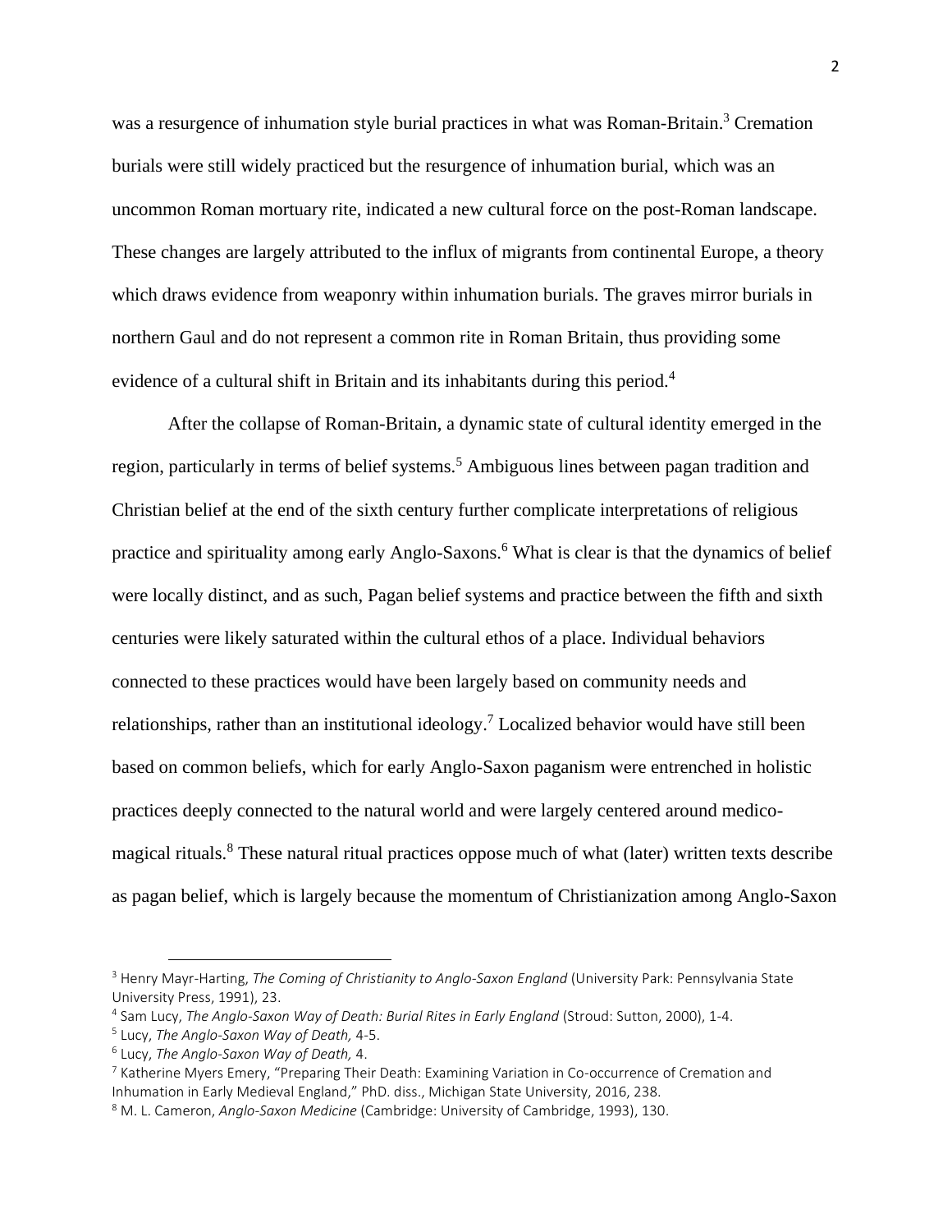was a resurgence of inhumation style burial practices in what was Roman-Britain.[3] Cremation burials were still widely practiced but the resurgence of inhumation burial, which was an uncommon Roman mortuary rite, indicated a new cultural force on the post-Roman landscape. These changes are largely attributed to the influx of migrants from continental Europe, a theory which draws evidence from weaponry within inhumation burials. The graves mirror burials in northern Gaul and do not represent a common rite in Roman Britain, thus providing some evidence of a cultural shift in Britain and its inhabitants during this period.[4]

After the collapse of Roman-Britain, a dynamic state of cultural identity emerged in the region, particularly in terms of belief systems.[5] Ambiguous lines between pagan tradition and Christian belief at the end of the sixth century further complicate interpretations of religious practice and spirituality among early Anglo-Saxons.[6] What is clear is that the dynamics of belief were locally distinct, and as such, Pagan belief systems and practice between the fifth and sixth centuries were likely saturated within the cultural ethos of a place. Individual behaviors connected to these practices would have been largely based on community needs and relationships, rather than an institutional ideology.[7] Localized behavior would have still been based on common beliefs, which for early Anglo-Saxon paganism were entrenched in holistic practices deeply connected to the natural world and were largely centered around medico-magical rituals.[8] These natural ritual practices oppose much of what (later) written texts describe as pagan belief, which is largely because the momentum of Christianization among Anglo-Saxon

---

[3] Henry Mayr-Harting, *The Coming of Christianity to Anglo-Saxon England* (University Park: Pennsylvania State University Press, 1991), 23.

[4] Sam Lucy, *The Anglo-Saxon Way of Death: Burial Rites in Early England* (Stroud: Sutton, 2000), 1-4.

[5] Lucy, *The Anglo-Saxon Way of Death,* 4-5.

[6] Lucy, *The Anglo-Saxon Way of Death,* 4.

[7] Katherine Myers Emery, "Preparing Their Death: Examining Variation in Co-occurrence of Cremation and Inhumation in Early Medieval England," PhD. diss., Michigan State University, 2016, 238.

[8] M. L. Cameron, *Anglo-Saxon Medicine* (Cambridge: University of Cambridge, 1993), 130.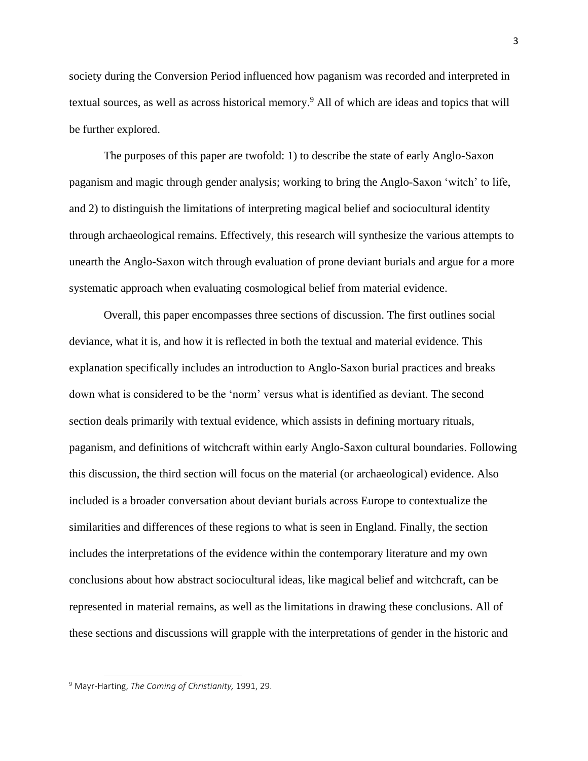society during the Conversion Period influenced how paganism was recorded and interpreted in textual sources, as well as across historical memory.[9] All of which are ideas and topics that will be further explored.

The purposes of this paper are twofold: 1) to describe the state of early Anglo-Saxon paganism and magic through gender analysis; working to bring the Anglo-Saxon 'witch' to life, and 2) to distinguish the limitations of interpreting magical belief and sociocultural identity through archaeological remains. Effectively, this research will synthesize the various attempts to unearth the Anglo-Saxon witch through evaluation of prone deviant burials and argue for a more systematic approach when evaluating cosmological belief from material evidence.

Overall, this paper encompasses three sections of discussion. The first outlines social deviance, what it is, and how it is reflected in both the textual and material evidence. This explanation specifically includes an introduction to Anglo-Saxon burial practices and breaks down what is considered to be the 'norm' versus what is identified as deviant. The second section deals primarily with textual evidence, which assists in defining mortuary rituals, paganism, and definitions of witchcraft within early Anglo-Saxon cultural boundaries. Following this discussion, the third section will focus on the material (or archaeological) evidence. Also included is a broader conversation about deviant burials across Europe to contextualize the similarities and differences of these regions to what is seen in England. Finally, the section includes the interpretations of the evidence within the contemporary literature and my own conclusions about how abstract sociocultural ideas, like magical belief and witchcraft, can be represented in material remains, as well as the limitations in drawing these conclusions. All of these sections and discussions will grapple with the interpretations of gender in the historic and

[9] Mayr-Harting, *The Coming of Christianity,* 1991, 29.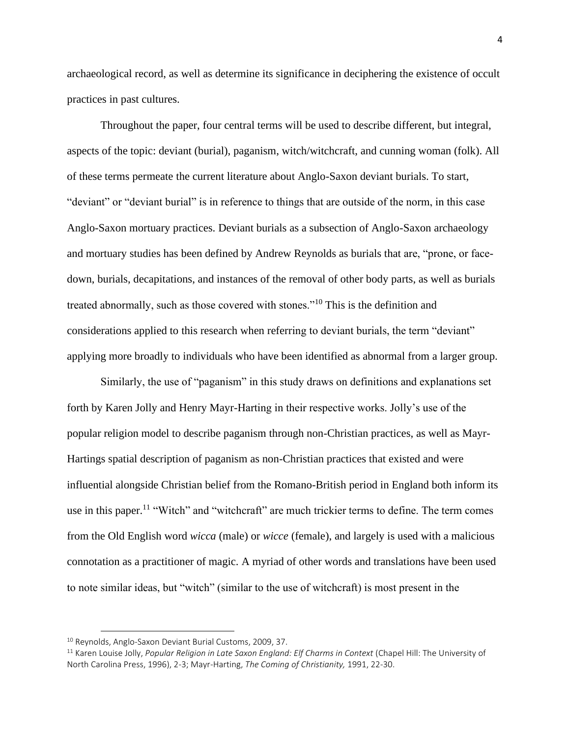archaeological record, as well as determine its significance in deciphering the existence of occult practices in past cultures.

Throughout the paper, four central terms will be used to describe different, but integral, aspects of the topic: deviant (burial), paganism, witch/witchcraft, and cunning woman (folk). All of these terms permeate the current literature about Anglo-Saxon deviant burials. To start, "deviant" or "deviant burial" is in reference to things that are outside of the norm, in this case Anglo-Saxon mortuary practices. Deviant burials as a subsection of Anglo-Saxon archaeology and mortuary studies has been defined by Andrew Reynolds as burials that are, "prone, or face-down, burials, decapitations, and instances of the removal of other body parts, as well as burials treated abnormally, such as those covered with stones."[10] This is the definition and considerations applied to this research when referring to deviant burials, the term "deviant" applying more broadly to individuals who have been identified as abnormal from a larger group.

Similarly, the use of "paganism" in this study draws on definitions and explanations set forth by Karen Jolly and Henry Mayr-Harting in their respective works. Jolly's use of the popular religion model to describe paganism through non-Christian practices, as well as Mayr-Hartings spatial description of paganism as non-Christian practices that existed and were influential alongside Christian belief from the Romano-British period in England both inform its use in this paper.[11] "Witch" and "witchcraft" are much trickier terms to define. The term comes from the Old English word *wicca* (male) or *wicce* (female), and largely is used with a malicious connotation as a practitioner of magic. A myriad of other words and translations have been used to note similar ideas, but "witch" (similar to the use of witchcraft) is most present in the

---

[10] Reynolds, Anglo-Saxon Deviant Burial Customs, 2009, 37.

[11] Karen Louise Jolly, *Popular Religion in Late Saxon England: Elf Charms in Context* (Chapel Hill: The University of North Carolina Press, 1996), 2-3; Mayr-Harting, *The Coming of Christianity,* 1991, 22-30.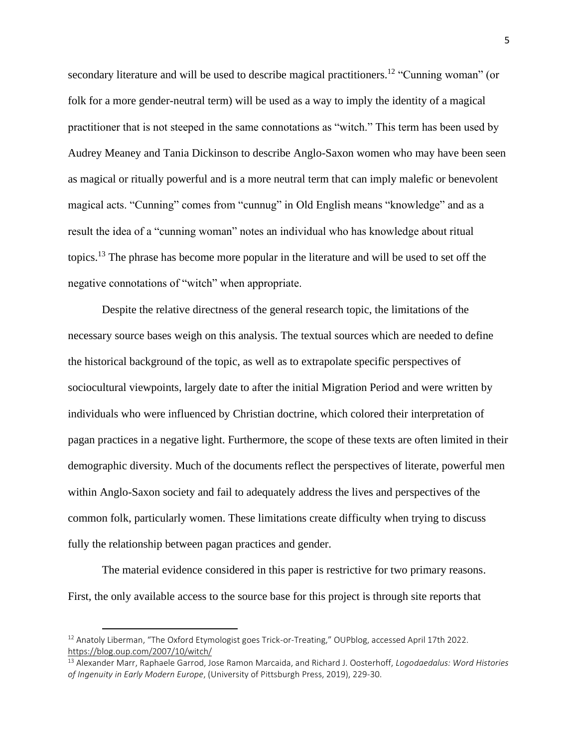secondary literature and will be used to describe magical practitioners.[12] "Cunning woman" (or folk for a more gender-neutral term) will be used as a way to imply the identity of a magical practitioner that is not steeped in the same connotations as "witch." This term has been used by Audrey Meaney and Tania Dickinson to describe Anglo-Saxon women who may have been seen as magical or ritually powerful and is a more neutral term that can imply malefic or benevolent magical acts. "Cunning" comes from "cunnug" in Old English means "knowledge" and as a result the idea of a "cunning woman" notes an individual who has knowledge about ritual topics.[13] The phrase has become more popular in the literature and will be used to set off the negative connotations of "witch" when appropriate.

Despite the relative directness of the general research topic, the limitations of the necessary source bases weigh on this analysis. The textual sources which are needed to define the historical background of the topic, as well as to extrapolate specific perspectives of sociocultural viewpoints, largely date to after the initial Migration Period and were written by individuals who were influenced by Christian doctrine, which colored their interpretation of pagan practices in a negative light. Furthermore, the scope of these texts are often limited in their demographic diversity. Much of the documents reflect the perspectives of literate, powerful men within Anglo-Saxon society and fail to adequately address the lives and perspectives of the common folk, particularly women. These limitations create difficulty when trying to discuss fully the relationship between pagan practices and gender.

The material evidence considered in this paper is restrictive for two primary reasons. First, the only available access to the source base for this project is through site reports that

---

[12] Anatoly Liberman, "The Oxford Etymologist goes Trick-or-Treating," OUPblog, accessed April 17th 2022. https://blog.oup.com/2007/10/witch/

[13] Alexander Marr, Raphaele Garrod, Jose Ramon Marcaida, and Richard J. Oosterhoff, *Logodaedalus: Word Histories of Ingenuity in Early Modern Europe*, (University of Pittsburgh Press, 2019), 229-30.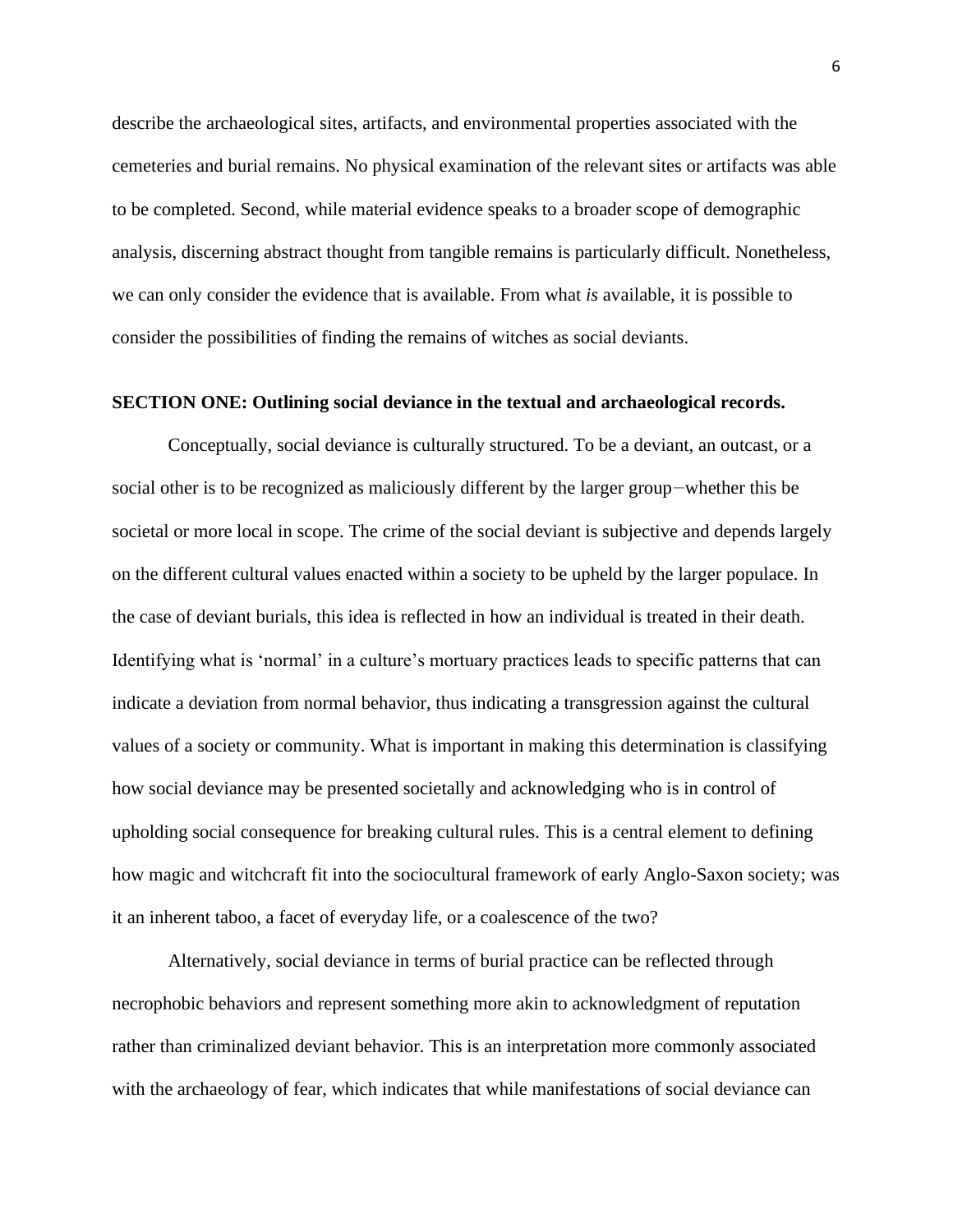describe the archaeological sites, artifacts, and environmental properties associated with the cemeteries and burial remains. No physical examination of the relevant sites or artifacts was able to be completed. Second, while material evidence speaks to a broader scope of demographic analysis, discerning abstract thought from tangible remains is particularly difficult. Nonetheless, we can only consider the evidence that is available. From what *is* available, it is possible to consider the possibilities of finding the remains of witches as social deviants.

**SECTION ONE: Outlining social deviance in the textual and archaeological records.**

Conceptually, social deviance is culturally structured. To be a deviant, an outcast, or a social other is to be recognized as maliciously different by the larger group−whether this be societal or more local in scope. The crime of the social deviant is subjective and depends largely on the different cultural values enacted within a society to be upheld by the larger populace. In the case of deviant burials, this idea is reflected in how an individual is treated in their death. Identifying what is 'normal' in a culture's mortuary practices leads to specific patterns that can indicate a deviation from normal behavior, thus indicating a transgression against the cultural values of a society or community. What is important in making this determination is classifying how social deviance may be presented societally and acknowledging who is in control of upholding social consequence for breaking cultural rules. This is a central element to defining how magic and witchcraft fit into the sociocultural framework of early Anglo-Saxon society; was it an inherent taboo, a facet of everyday life, or a coalescence of the two?

Alternatively, social deviance in terms of burial practice can be reflected through necrophobic behaviors and represent something more akin to acknowledgment of reputation rather than criminalized deviant behavior. This is an interpretation more commonly associated with the archaeology of fear, which indicates that while manifestations of social deviance can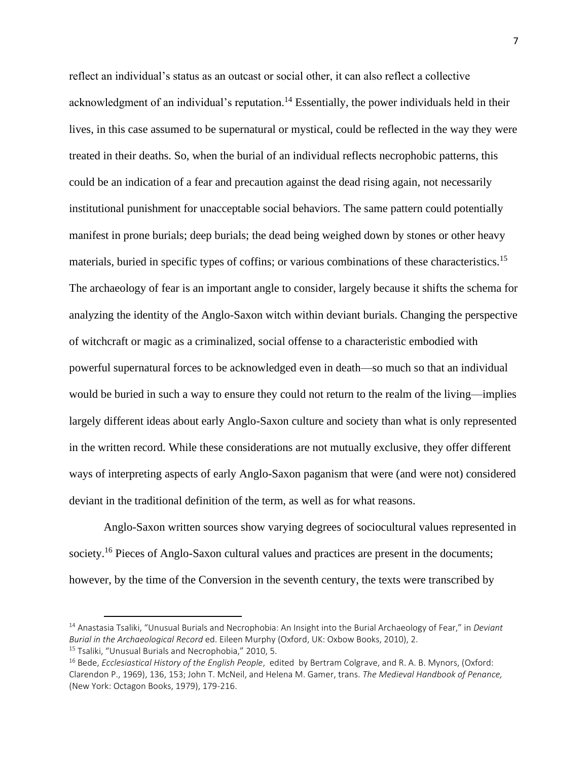reflect an individual's status as an outcast or social other, it can also reflect a collective acknowledgment of an individual's reputation.[14] Essentially, the power individuals held in their lives, in this case assumed to be supernatural or mystical, could be reflected in the way they were treated in their deaths. So, when the burial of an individual reflects necrophobic patterns, this could be an indication of a fear and precaution against the dead rising again, not necessarily institutional punishment for unacceptable social behaviors. The same pattern could potentially manifest in prone burials; deep burials; the dead being weighed down by stones or other heavy materials, buried in specific types of coffins; or various combinations of these characteristics.[15] The archaeology of fear is an important angle to consider, largely because it shifts the schema for analyzing the identity of the Anglo-Saxon witch within deviant burials. Changing the perspective of witchcraft or magic as a criminalized, social offense to a characteristic embodied with powerful supernatural forces to be acknowledged even in death—so much so that an individual would be buried in such a way to ensure they could not return to the realm of the living—implies largely different ideas about early Anglo-Saxon culture and society than what is only represented in the written record. While these considerations are not mutually exclusive, they offer different ways of interpreting aspects of early Anglo-Saxon paganism that were (and were not) considered deviant in the traditional definition of the term, as well as for what reasons.

Anglo-Saxon written sources show varying degrees of sociocultural values represented in society.[16] Pieces of Anglo-Saxon cultural values and practices are present in the documents; however, by the time of the Conversion in the seventh century, the texts were transcribed by

---

[14] Anastasia Tsaliki, "Unusual Burials and Necrophobia: An Insight into the Burial Archaeology of Fear," in *Deviant Burial in the Archaeological Record* ed. Eileen Murphy (Oxford, UK: Oxbow Books, 2010), 2.

[15] Tsaliki, "Unusual Burials and Necrophobia," 2010, 5.

[16] Bede, *Ecclesiastical History of the English People*, edited by Bertram Colgrave, and R. A. B. Mynors, (Oxford: Clarendon P., 1969), 136, 153; John T. McNeil, and Helena M. Gamer, trans. *The Medieval Handbook of Penance,* (New York: Octagon Books, 1979), 179-216.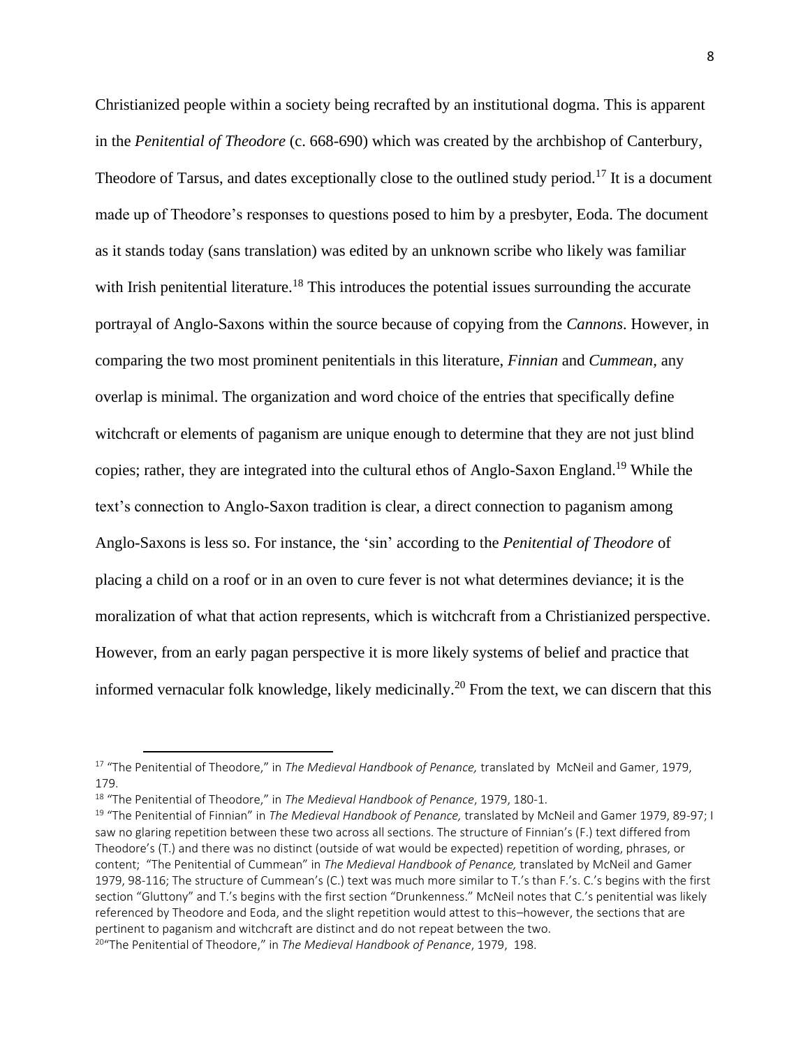Christianized people within a society being recrafted by an institutional dogma. This is apparent in the *Penitential of Theodore* (c. 668-690) which was created by the archbishop of Canterbury, Theodore of Tarsus, and dates exceptionally close to the outlined study period.[17] It is a document made up of Theodore's responses to questions posed to him by a presbyter, Eoda. The document as it stands today (sans translation) was edited by an unknown scribe who likely was familiar with Irish penitential literature.[18] This introduces the potential issues surrounding the accurate portrayal of Anglo-Saxons within the source because of copying from the *Cannons*. However, in comparing the two most prominent penitentials in this literature, *Finnian* and *Cummean*, any overlap is minimal. The organization and word choice of the entries that specifically define witchcraft or elements of paganism are unique enough to determine that they are not just blind copies; rather, they are integrated into the cultural ethos of Anglo-Saxon England.[19] While the text's connection to Anglo-Saxon tradition is clear, a direct connection to paganism among Anglo-Saxons is less so. For instance, the 'sin' according to the *Penitential of Theodore* of placing a child on a roof or in an oven to cure fever is not what determines deviance; it is the moralization of what that action represents, which is witchcraft from a Christianized perspective. However, from an early pagan perspective it is more likely systems of belief and practice that informed vernacular folk knowledge, likely medicinally.[20] From the text, we can discern that this

---

[17] "The Penitential of Theodore," in *The Medieval Handbook of Penance,* translated by McNeil and Gamer, 1979, 179.

[18] "The Penitential of Theodore," in *The Medieval Handbook of Penance*, 1979, 180-1.

[19] "The Penitential of Finnian" in *The Medieval Handbook of Penance,* translated by McNeil and Gamer 1979, 89-97; I saw no glaring repetition between these two across all sections. The structure of Finnian's (F.) text differed from Theodore's (T.) and there was no distinct (outside of wat would be expected) repetition of wording, phrases, or content; "The Penitential of Cummean" in *The Medieval Handbook of Penance,* translated by McNeil and Gamer 1979, 98-116; The structure of Cummean's (C.) text was much more similar to T.'s than F.'s. C.'s begins with the first section "Gluttony" and T.'s begins with the first section "Drunkenness." McNeil notes that C.'s penitential was likely referenced by Theodore and Eoda, and the slight repetition would attest to this–however, the sections that are pertinent to paganism and witchcraft are distinct and do not repeat between the two.

[20] "The Penitential of Theodore," in *The Medieval Handbook of Penance*, 1979, 198.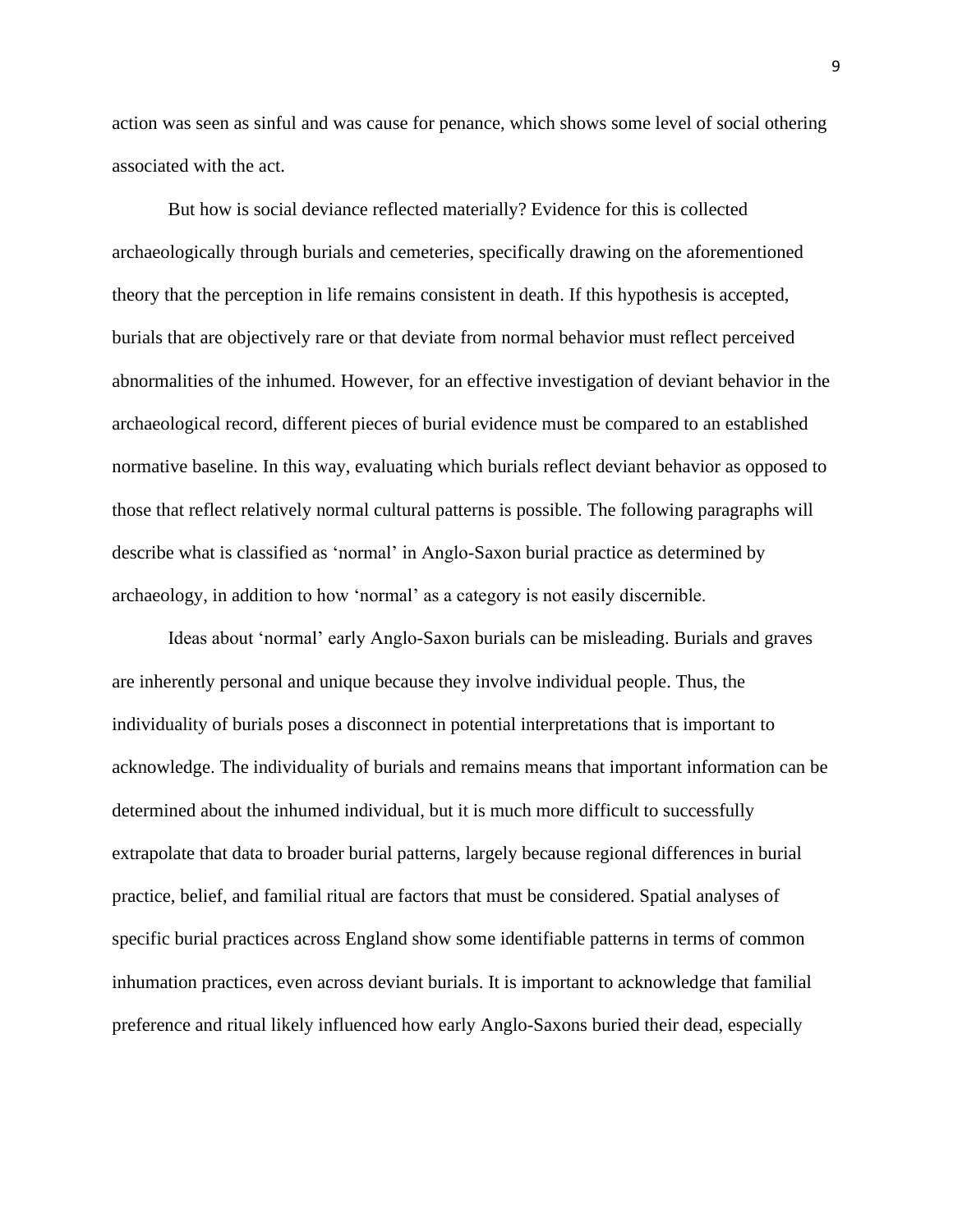action was seen as sinful and was cause for penance, which shows some level of social othering associated with the act.

But how is social deviance reflected materially? Evidence for this is collected archaeologically through burials and cemeteries, specifically drawing on the aforementioned theory that the perception in life remains consistent in death. If this hypothesis is accepted, burials that are objectively rare or that deviate from normal behavior must reflect perceived abnormalities of the inhumed. However, for an effective investigation of deviant behavior in the archaeological record, different pieces of burial evidence must be compared to an established normative baseline. In this way, evaluating which burials reflect deviant behavior as opposed to those that reflect relatively normal cultural patterns is possible. The following paragraphs will describe what is classified as 'normal' in Anglo-Saxon burial practice as determined by archaeology, in addition to how 'normal' as a category is not easily discernible.

Ideas about 'normal' early Anglo-Saxon burials can be misleading. Burials and graves are inherently personal and unique because they involve individual people. Thus, the individuality of burials poses a disconnect in potential interpretations that is important to acknowledge. The individuality of burials and remains means that important information can be determined about the inhumed individual, but it is much more difficult to successfully extrapolate that data to broader burial patterns, largely because regional differences in burial practice, belief, and familial ritual are factors that must be considered. Spatial analyses of specific burial practices across England show some identifiable patterns in terms of common inhumation practices, even across deviant burials. It is important to acknowledge that familial preference and ritual likely influenced how early Anglo-Saxons buried their dead, especially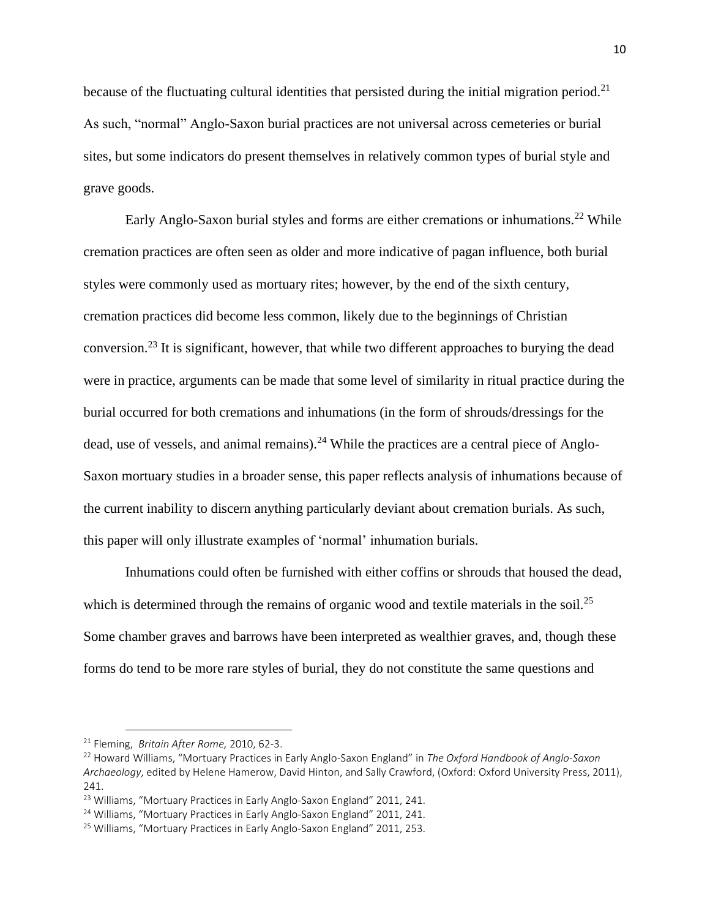because of the fluctuating cultural identities that persisted during the initial migration period.[21] As such, "normal" Anglo-Saxon burial practices are not universal across cemeteries or burial sites, but some indicators do present themselves in relatively common types of burial style and grave goods.

Early Anglo-Saxon burial styles and forms are either cremations or inhumations.[22] While cremation practices are often seen as older and more indicative of pagan influence, both burial styles were commonly used as mortuary rites; however, by the end of the sixth century, cremation practices did become less common, likely due to the beginnings of Christian conversion.[23] It is significant, however, that while two different approaches to burying the dead were in practice, arguments can be made that some level of similarity in ritual practice during the burial occurred for both cremations and inhumations (in the form of shrouds/dressings for the dead, use of vessels, and animal remains).[24] While the practices are a central piece of Anglo-Saxon mortuary studies in a broader sense, this paper reflects analysis of inhumations because of the current inability to discern anything particularly deviant about cremation burials. As such, this paper will only illustrate examples of 'normal' inhumation burials.

Inhumations could often be furnished with either coffins or shrouds that housed the dead, which is determined through the remains of organic wood and textile materials in the soil.[25] Some chamber graves and barrows have been interpreted as wealthier graves, and, though these forms do tend to be more rare styles of burial, they do not constitute the same questions and

---

[21] Fleming, *Britain After Rome,* 2010, 62-3.

[22] Howard Williams, "Mortuary Practices in Early Anglo-Saxon England" in *The Oxford Handbook of Anglo-Saxon Archaeology*, edited by Helene Hamerow, David Hinton, and Sally Crawford, (Oxford: Oxford University Press, 2011), 241.

[23] Williams, "Mortuary Practices in Early Anglo-Saxon England" 2011, 241.

[24] Williams, "Mortuary Practices in Early Anglo-Saxon England" 2011, 241.

[25] Williams, "Mortuary Practices in Early Anglo-Saxon England" 2011, 253.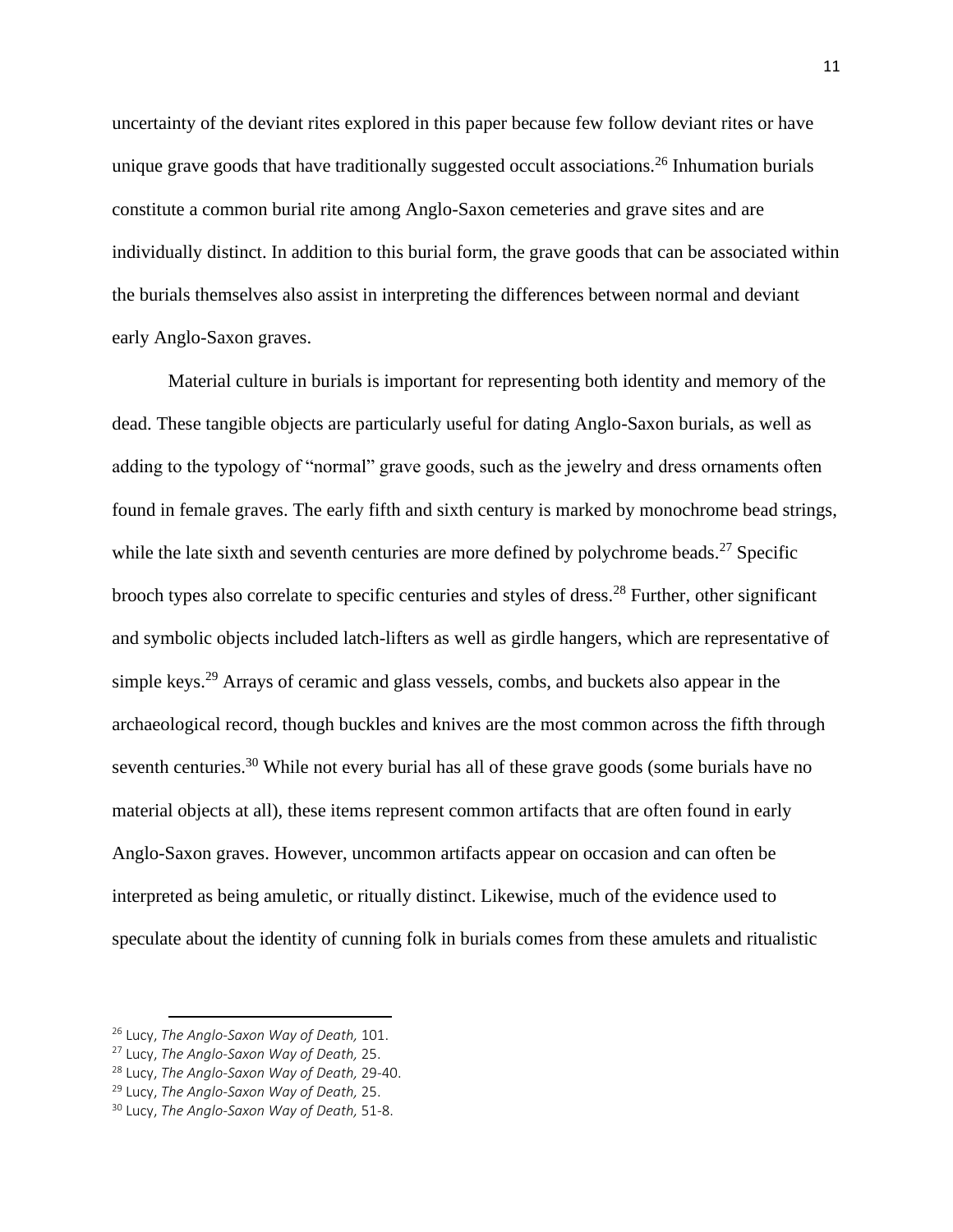uncertainty of the deviant rites explored in this paper because few follow deviant rites or have unique grave goods that have traditionally suggested occult associations.[26] Inhumation burials constitute a common burial rite among Anglo-Saxon cemeteries and grave sites and are individually distinct. In addition to this burial form, the grave goods that can be associated within the burials themselves also assist in interpreting the differences between normal and deviant early Anglo-Saxon graves.

Material culture in burials is important for representing both identity and memory of the dead. These tangible objects are particularly useful for dating Anglo-Saxon burials, as well as adding to the typology of "normal" grave goods, such as the jewelry and dress ornaments often found in female graves. The early fifth and sixth century is marked by monochrome bead strings, while the late sixth and seventh centuries are more defined by polychrome beads.[27] Specific brooch types also correlate to specific centuries and styles of dress.[28] Further, other significant and symbolic objects included latch-lifters as well as girdle hangers, which are representative of simple keys.[29] Arrays of ceramic and glass vessels, combs, and buckets also appear in the archaeological record, though buckles and knives are the most common across the fifth through seventh centuries.[30] While not every burial has all of these grave goods (some burials have no material objects at all), these items represent common artifacts that are often found in early Anglo-Saxon graves. However, uncommon artifacts appear on occasion and can often be interpreted as being amuletic, or ritually distinct. Likewise, much of the evidence used to speculate about the identity of cunning folk in burials comes from these amulets and ritualistic

---

[26] Lucy, *The Anglo-Saxon Way of Death,* 101.
[27] Lucy, *The Anglo-Saxon Way of Death,* 25.
[28] Lucy, *The Anglo-Saxon Way of Death,* 29-40.
[29] Lucy, *The Anglo-Saxon Way of Death,* 25.
[30] Lucy, *The Anglo-Saxon Way of Death,* 51-8.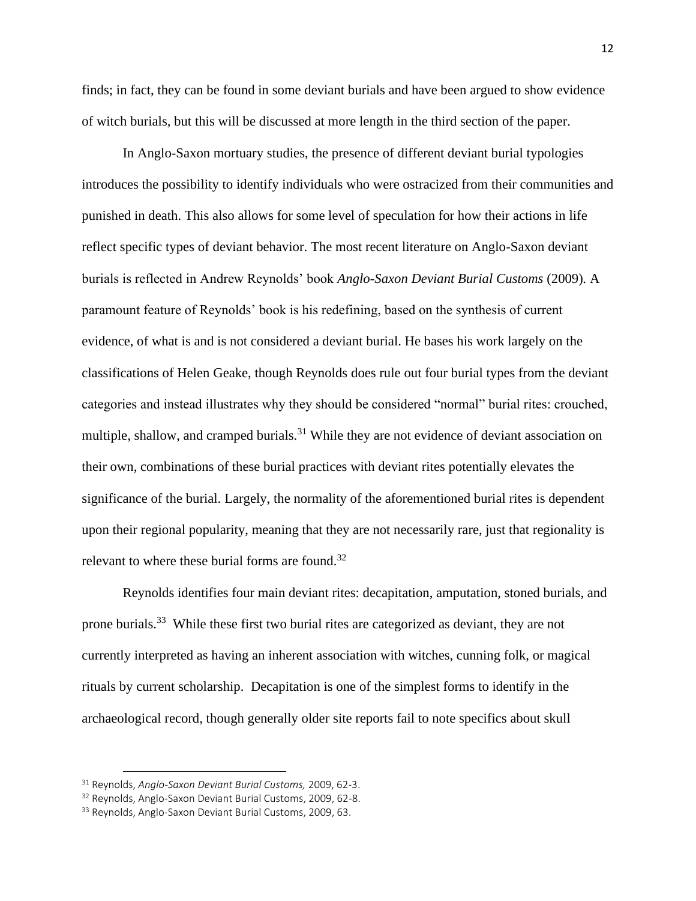finds; in fact, they can be found in some deviant burials and have been argued to show evidence of witch burials, but this will be discussed at more length in the third section of the paper.

In Anglo-Saxon mortuary studies, the presence of different deviant burial typologies introduces the possibility to identify individuals who were ostracized from their communities and punished in death. This also allows for some level of speculation for how their actions in life reflect specific types of deviant behavior. The most recent literature on Anglo-Saxon deviant burials is reflected in Andrew Reynolds' book *Anglo-Saxon Deviant Burial Customs* (2009). A paramount feature of Reynolds' book is his redefining, based on the synthesis of current evidence, of what is and is not considered a deviant burial. He bases his work largely on the classifications of Helen Geake, though Reynolds does rule out four burial types from the deviant categories and instead illustrates why they should be considered "normal" burial rites: crouched, multiple, shallow, and cramped burials.[31] While they are not evidence of deviant association on their own, combinations of these burial practices with deviant rites potentially elevates the significance of the burial. Largely, the normality of the aforementioned burial rites is dependent upon their regional popularity, meaning that they are not necessarily rare, just that regionality is relevant to where these burial forms are found.[32]

Reynolds identifies four main deviant rites: decapitation, amputation, stoned burials, and prone burials.[33] While these first two burial rites are categorized as deviant, they are not currently interpreted as having an inherent association with witches, cunning folk, or magical rituals by current scholarship. Decapitation is one of the simplest forms to identify in the archaeological record, though generally older site reports fail to note specifics about skull

---

[31] Reynolds, *Anglo-Saxon Deviant Burial Customs,* 2009, 62-3.

[32] Reynolds, Anglo-Saxon Deviant Burial Customs, 2009, 62-8.

[33] Reynolds, Anglo-Saxon Deviant Burial Customs, 2009, 63.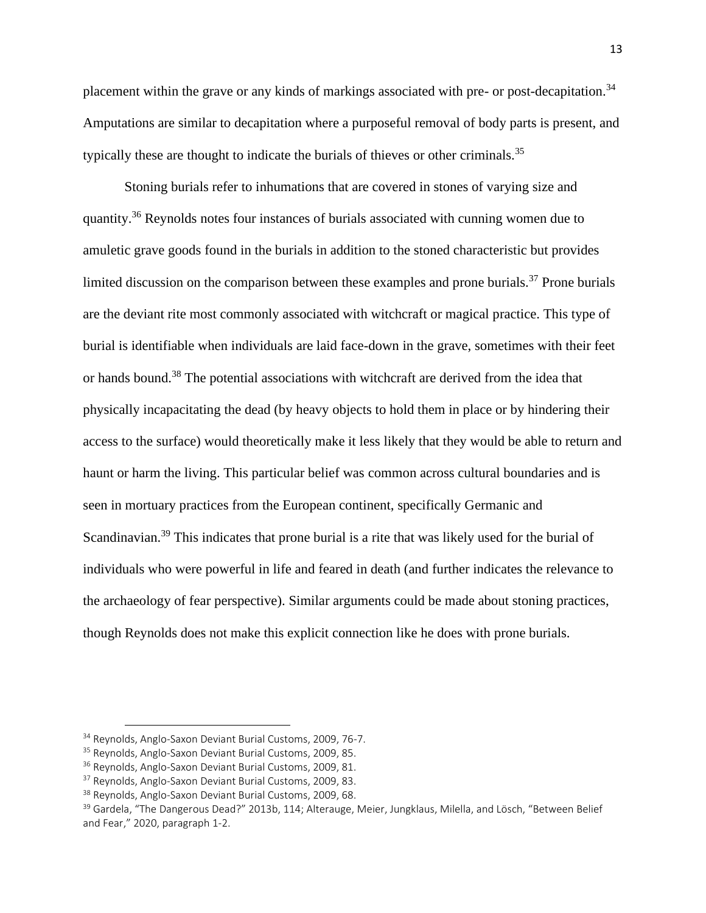placement within the grave or any kinds of markings associated with pre- or post-decapitation.[34] Amputations are similar to decapitation where a purposeful removal of body parts is present, and typically these are thought to indicate the burials of thieves or other criminals.[35]

Stoning burials refer to inhumations that are covered in stones of varying size and quantity.[36] Reynolds notes four instances of burials associated with cunning women due to amuletic grave goods found in the burials in addition to the stoned characteristic but provides limited discussion on the comparison between these examples and prone burials.[37] Prone burials are the deviant rite most commonly associated with witchcraft or magical practice. This type of burial is identifiable when individuals are laid face-down in the grave, sometimes with their feet or hands bound.[38] The potential associations with witchcraft are derived from the idea that physically incapacitating the dead (by heavy objects to hold them in place or by hindering their access to the surface) would theoretically make it less likely that they would be able to return and haunt or harm the living. This particular belief was common across cultural boundaries and is seen in mortuary practices from the European continent, specifically Germanic and Scandinavian.[39] This indicates that prone burial is a rite that was likely used for the burial of individuals who were powerful in life and feared in death (and further indicates the relevance to the archaeology of fear perspective). Similar arguments could be made about stoning practices, though Reynolds does not make this explicit connection like he does with prone burials.

---

[34] Reynolds, Anglo-Saxon Deviant Burial Customs, 2009, 76-7.
[35] Reynolds, Anglo-Saxon Deviant Burial Customs, 2009, 85.
[36] Reynolds, Anglo-Saxon Deviant Burial Customs, 2009, 81.
[37] Reynolds, Anglo-Saxon Deviant Burial Customs, 2009, 83.
[38] Reynolds, Anglo-Saxon Deviant Burial Customs, 2009, 68.
[39] Gardela, "The Dangerous Dead?" 2013b, 114; Alterauge, Meier, Jungklaus, Milella, and Lösch, "Between Belief and Fear," 2020, paragraph 1-2.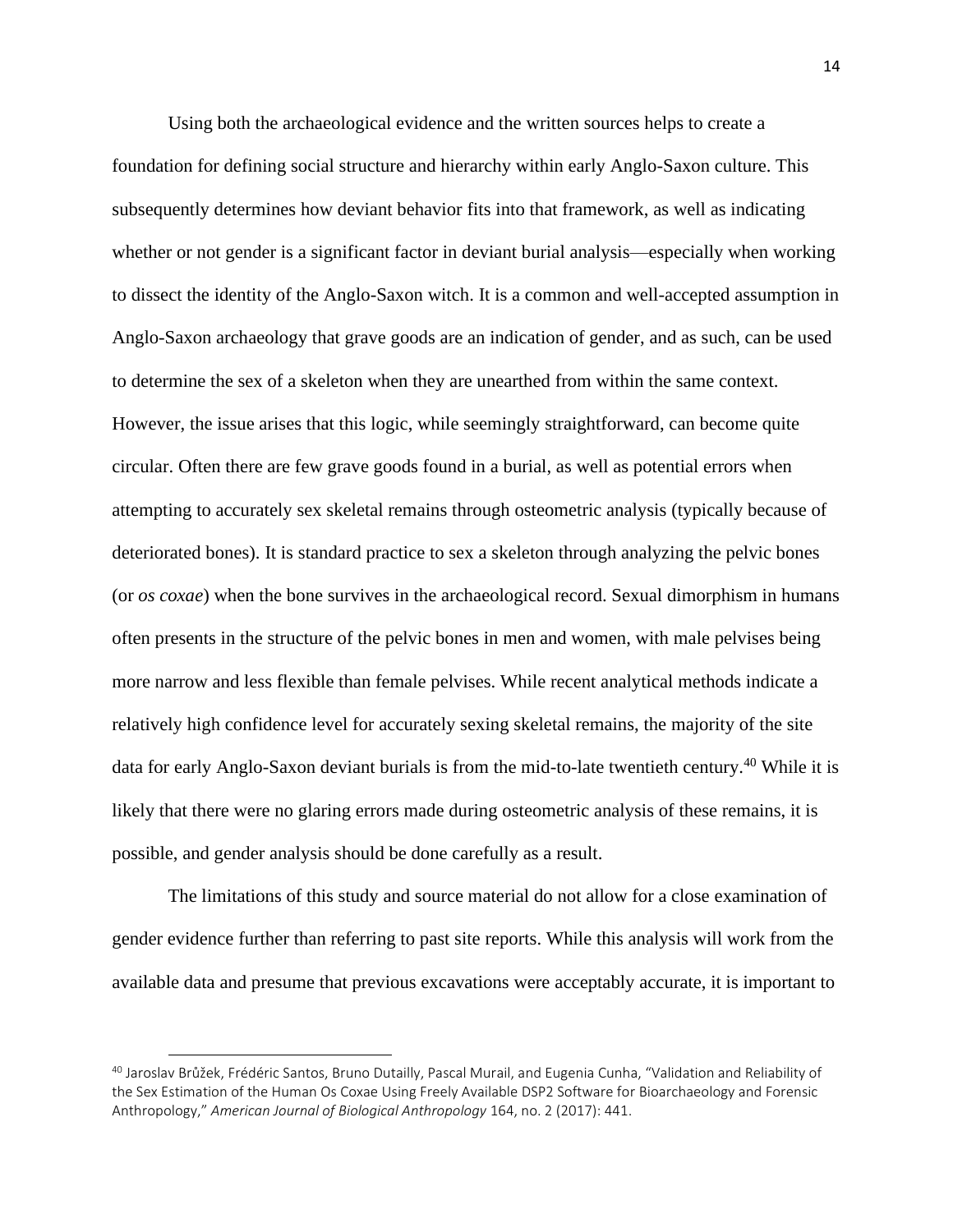Using both the archaeological evidence and the written sources helps to create a foundation for defining social structure and hierarchy within early Anglo-Saxon culture. This subsequently determines how deviant behavior fits into that framework, as well as indicating whether or not gender is a significant factor in deviant burial analysis—especially when working to dissect the identity of the Anglo-Saxon witch. It is a common and well-accepted assumption in Anglo-Saxon archaeology that grave goods are an indication of gender, and as such, can be used to determine the sex of a skeleton when they are unearthed from within the same context. However, the issue arises that this logic, while seemingly straightforward, can become quite circular. Often there are few grave goods found in a burial, as well as potential errors when attempting to accurately sex skeletal remains through osteometric analysis (typically because of deteriorated bones). It is standard practice to sex a skeleton through analyzing the pelvic bones (or *os coxae*) when the bone survives in the archaeological record. Sexual dimorphism in humans often presents in the structure of the pelvic bones in men and women, with male pelvises being more narrow and less flexible than female pelvises. While recent analytical methods indicate a relatively high confidence level for accurately sexing skeletal remains, the majority of the site data for early Anglo-Saxon deviant burials is from the mid-to-late twentieth century.[40] While it is likely that there were no glaring errors made during osteometric analysis of these remains, it is possible, and gender analysis should be done carefully as a result.

The limitations of this study and source material do not allow for a close examination of gender evidence further than referring to past site reports. While this analysis will work from the available data and presume that previous excavations were acceptably accurate, it is important to

---

[40] Jaroslav Brůžek, Frédéric Santos, Bruno Dutailly, Pascal Murail, and Eugenia Cunha, "Validation and Reliability of the Sex Estimation of the Human Os Coxae Using Freely Available DSP2 Software for Bioarchaeology and Forensic Anthropology," *American Journal of Biological Anthropology* 164, no. 2 (2017): 441.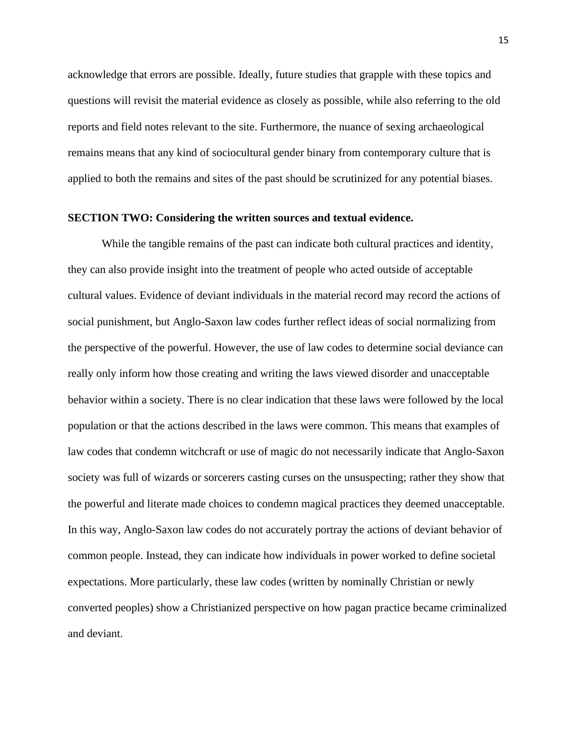acknowledge that errors are possible. Ideally, future studies that grapple with these topics and questions will revisit the material evidence as closely as possible, while also referring to the old reports and field notes relevant to the site. Furthermore, the nuance of sexing archaeological remains means that any kind of sociocultural gender binary from contemporary culture that is applied to both the remains and sites of the past should be scrutinized for any potential biases.

**SECTION TWO: Considering the written sources and textual evidence.**

While the tangible remains of the past can indicate both cultural practices and identity, they can also provide insight into the treatment of people who acted outside of acceptable cultural values. Evidence of deviant individuals in the material record may record the actions of social punishment, but Anglo-Saxon law codes further reflect ideas of social normalizing from the perspective of the powerful. However, the use of law codes to determine social deviance can really only inform how those creating and writing the laws viewed disorder and unacceptable behavior within a society. There is no clear indication that these laws were followed by the local population or that the actions described in the laws were common. This means that examples of law codes that condemn witchcraft or use of magic do not necessarily indicate that Anglo-Saxon society was full of wizards or sorcerers casting curses on the unsuspecting; rather they show that the powerful and literate made choices to condemn magical practices they deemed unacceptable. In this way, Anglo-Saxon law codes do not accurately portray the actions of deviant behavior of common people. Instead, they can indicate how individuals in power worked to define societal expectations. More particularly, these law codes (written by nominally Christian or newly converted peoples) show a Christianized perspective on how pagan practice became criminalized and deviant.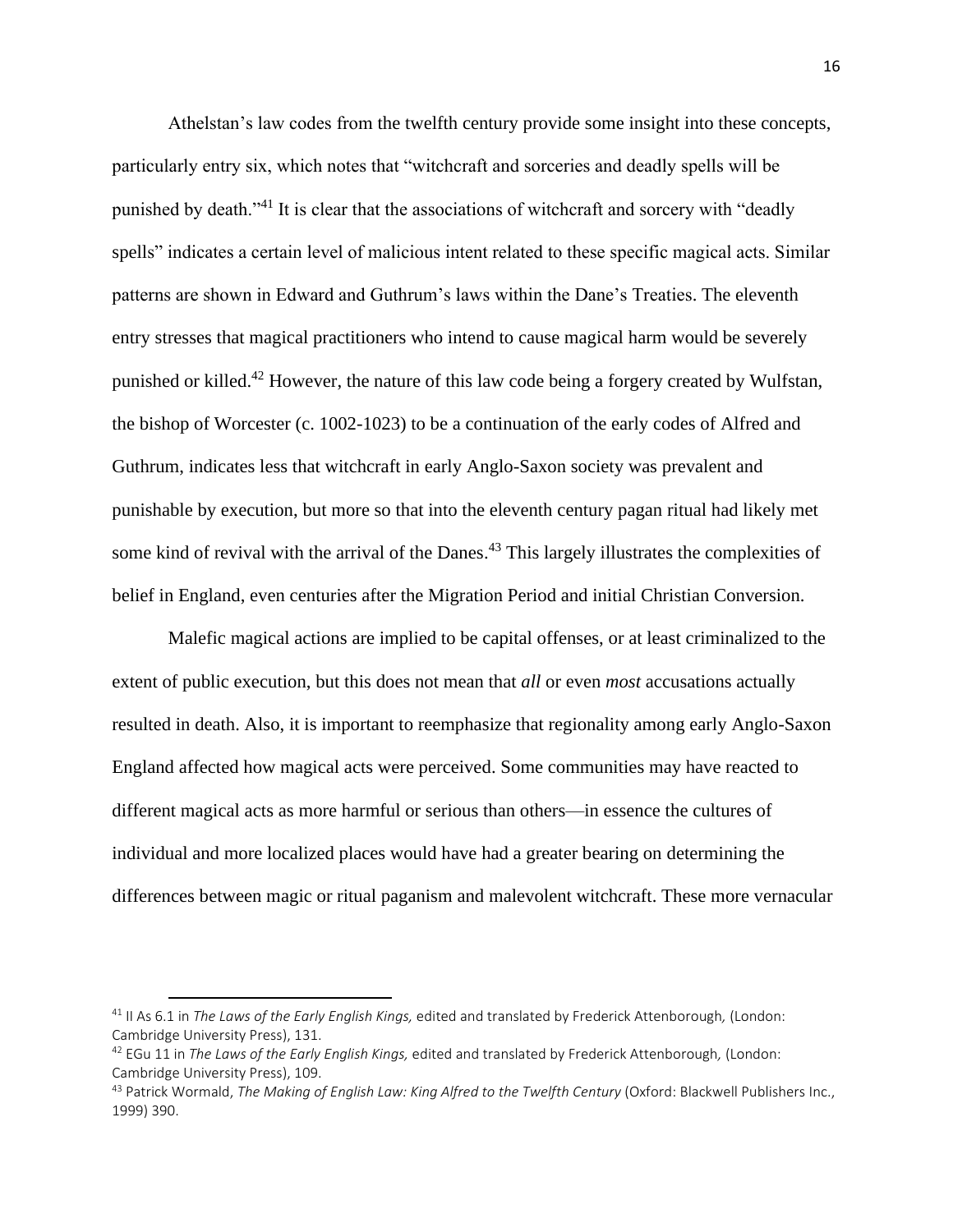Athelstan's law codes from the twelfth century provide some insight into these concepts, particularly entry six, which notes that "witchcraft and sorceries and deadly spells will be punished by death."[41] It is clear that the associations of witchcraft and sorcery with "deadly spells" indicates a certain level of malicious intent related to these specific magical acts. Similar patterns are shown in Edward and Guthrum's laws within the Dane's Treaties. The eleventh entry stresses that magical practitioners who intend to cause magical harm would be severely punished or killed.[42] However, the nature of this law code being a forgery created by Wulfstan, the bishop of Worcester (c. 1002-1023) to be a continuation of the early codes of Alfred and Guthrum, indicates less that witchcraft in early Anglo-Saxon society was prevalent and punishable by execution, but more so that into the eleventh century pagan ritual had likely met some kind of revival with the arrival of the Danes.[43] This largely illustrates the complexities of belief in England, even centuries after the Migration Period and initial Christian Conversion.

Malefic magical actions are implied to be capital offenses, or at least criminalized to the extent of public execution, but this does not mean that *all* or even *most* accusations actually resulted in death. Also, it is important to reemphasize that regionality among early Anglo-Saxon England affected how magical acts were perceived. Some communities may have reacted to different magical acts as more harmful or serious than others—in essence the cultures of individual and more localized places would have had a greater bearing on determining the differences between magic or ritual paganism and malevolent witchcraft. These more vernacular

---

[41] II As 6.1 in *The Laws of the Early English Kings,* edited and translated by Frederick Attenborough, (London: Cambridge University Press), 131.

[42] EGu 11 in *The Laws of the Early English Kings,* edited and translated by Frederick Attenborough, (London: Cambridge University Press), 109.

[43] Patrick Wormald, *The Making of English Law: King Alfred to the Twelfth Century* (Oxford: Blackwell Publishers Inc., 1999) 390.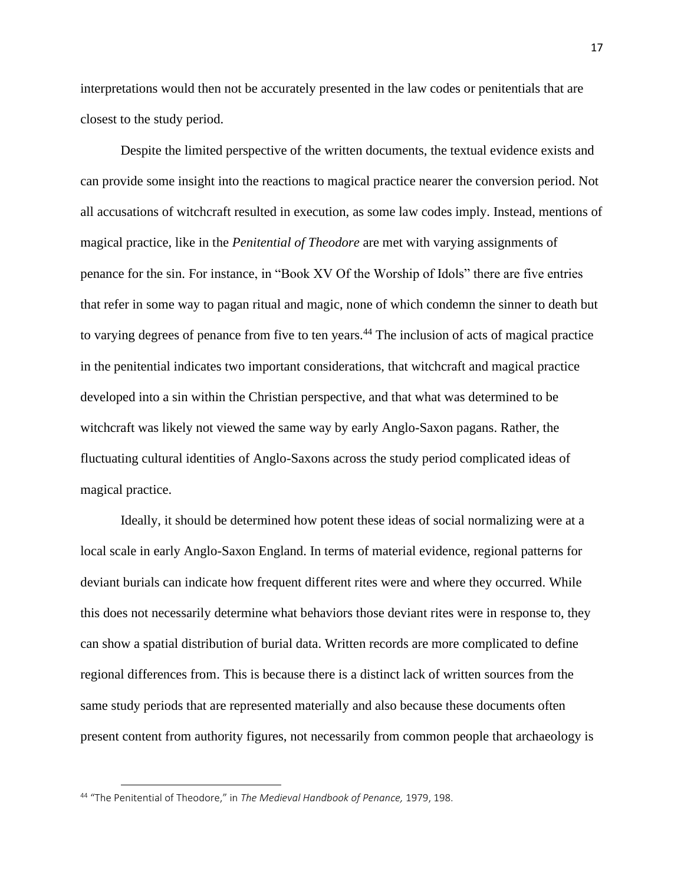interpretations would then not be accurately presented in the law codes or penitentials that are closest to the study period.

Despite the limited perspective of the written documents, the textual evidence exists and can provide some insight into the reactions to magical practice nearer the conversion period. Not all accusations of witchcraft resulted in execution, as some law codes imply. Instead, mentions of magical practice, like in the *Penitential of Theodore* are met with varying assignments of penance for the sin. For instance, in "Book XV Of the Worship of Idols" there are five entries that refer in some way to pagan ritual and magic, none of which condemn the sinner to death but to varying degrees of penance from five to ten years.[44] The inclusion of acts of magical practice in the penitential indicates two important considerations, that witchcraft and magical practice developed into a sin within the Christian perspective, and that what was determined to be witchcraft was likely not viewed the same way by early Anglo-Saxon pagans. Rather, the fluctuating cultural identities of Anglo-Saxons across the study period complicated ideas of magical practice.

Ideally, it should be determined how potent these ideas of social normalizing were at a local scale in early Anglo-Saxon England. In terms of material evidence, regional patterns for deviant burials can indicate how frequent different rites were and where they occurred. While this does not necessarily determine what behaviors those deviant rites were in response to, they can show a spatial distribution of burial data. Written records are more complicated to define regional differences from. This is because there is a distinct lack of written sources from the same study periods that are represented materially and also because these documents often present content from authority figures, not necessarily from common people that archaeology is

[44] "The Penitential of Theodore," in *The Medieval Handbook of Penance,* 1979, 198.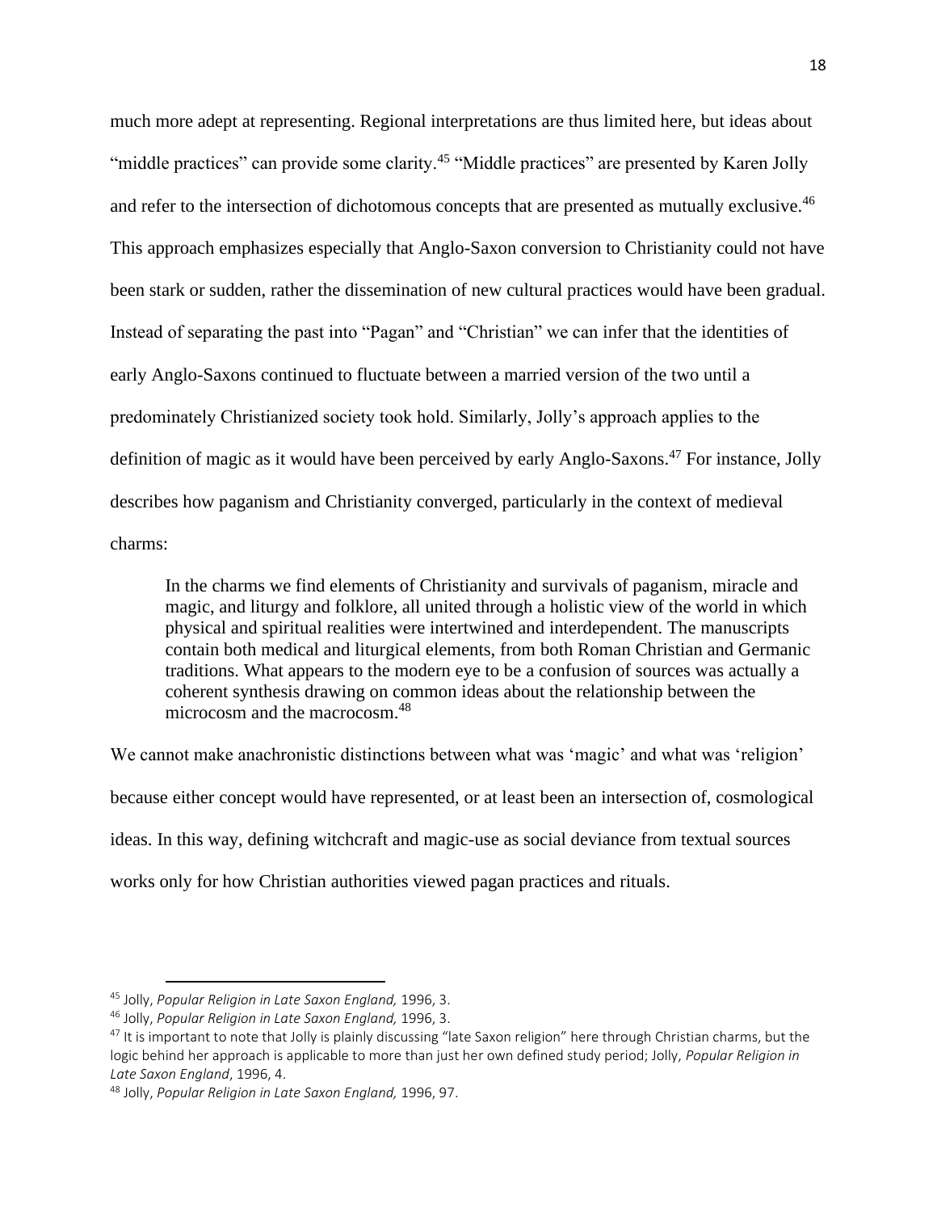much more adept at representing. Regional interpretations are thus limited here, but ideas about "middle practices" can provide some clarity.[45] "Middle practices" are presented by Karen Jolly and refer to the intersection of dichotomous concepts that are presented as mutually exclusive.[46] This approach emphasizes especially that Anglo-Saxon conversion to Christianity could not have been stark or sudden, rather the dissemination of new cultural practices would have been gradual. Instead of separating the past into "Pagan" and "Christian" we can infer that the identities of early Anglo-Saxons continued to fluctuate between a married version of the two until a predominately Christianized society took hold. Similarly, Jolly's approach applies to the definition of magic as it would have been perceived by early Anglo-Saxons.[47] For instance, Jolly describes how paganism and Christianity converged, particularly in the context of medieval charms:

> In the charms we find elements of Christianity and survivals of paganism, miracle and magic, and liturgy and folklore, all united through a holistic view of the world in which physical and spiritual realities were intertwined and interdependent. The manuscripts contain both medical and liturgical elements, from both Roman Christian and Germanic traditions. What appears to the modern eye to be a confusion of sources was actually a coherent synthesis drawing on common ideas about the relationship between the microcosm and the macrocosm.[48]

We cannot make anachronistic distinctions between what was 'magic' and what was 'religion' because either concept would have represented, or at least been an intersection of, cosmological ideas. In this way, defining witchcraft and magic-use as social deviance from textual sources works only for how Christian authorities viewed pagan practices and rituals.

---

[45] Jolly, *Popular Religion in Late Saxon England,* 1996, 3.

[46] Jolly, *Popular Religion in Late Saxon England,* 1996, 3.

[47] It is important to note that Jolly is plainly discussing "late Saxon religion" here through Christian charms, but the logic behind her approach is applicable to more than just her own defined study period; Jolly, *Popular Religion in Late Saxon England*, 1996, 4.

[48] Jolly, *Popular Religion in Late Saxon England,* 1996, 97.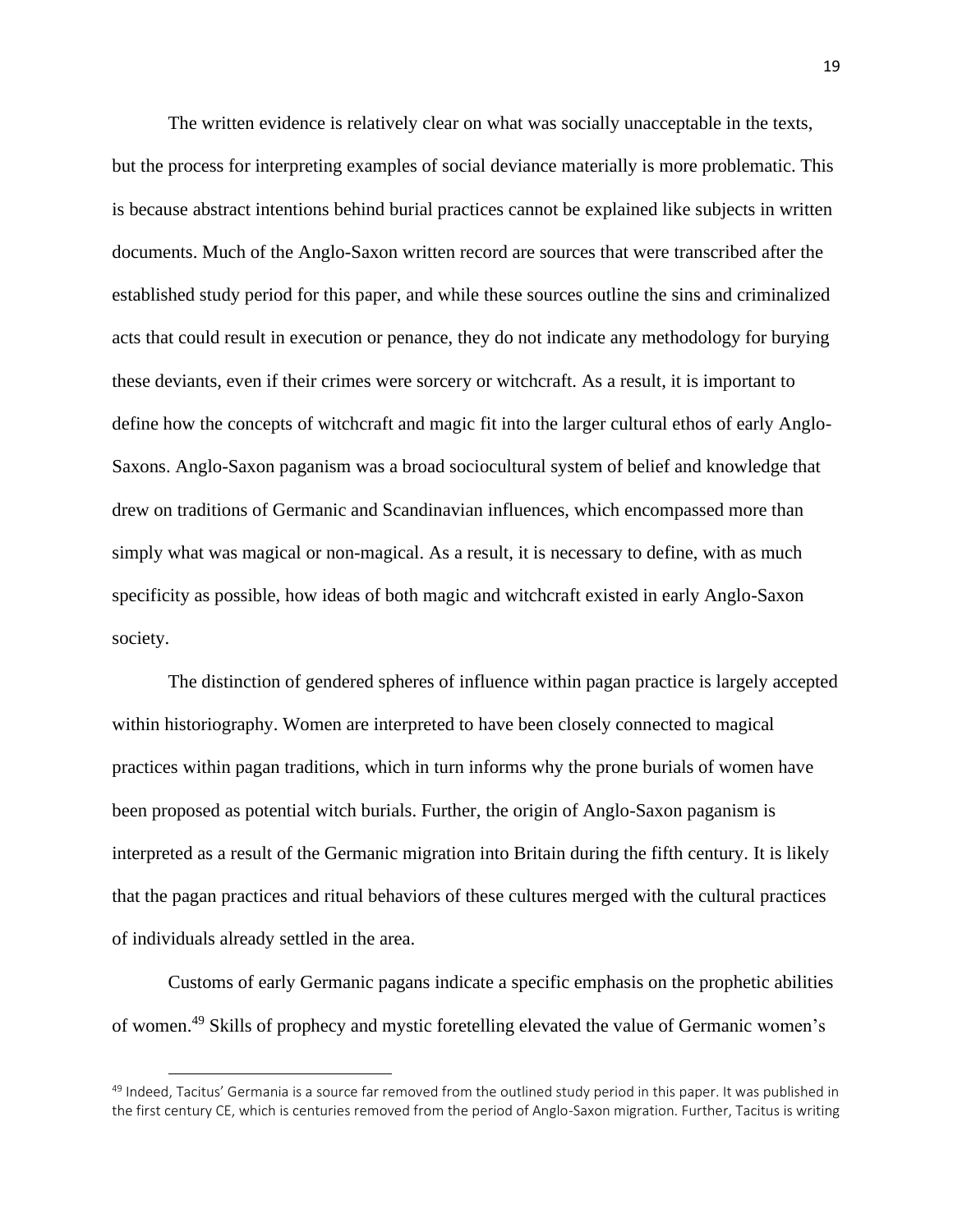The written evidence is relatively clear on what was socially unacceptable in the texts, but the process for interpreting examples of social deviance materially is more problematic. This is because abstract intentions behind burial practices cannot be explained like subjects in written documents. Much of the Anglo-Saxon written record are sources that were transcribed after the established study period for this paper, and while these sources outline the sins and criminalized acts that could result in execution or penance, they do not indicate any methodology for burying these deviants, even if their crimes were sorcery or witchcraft. As a result, it is important to define how the concepts of witchcraft and magic fit into the larger cultural ethos of early Anglo-Saxons. Anglo-Saxon paganism was a broad sociocultural system of belief and knowledge that drew on traditions of Germanic and Scandinavian influences, which encompassed more than simply what was magical or non-magical. As a result, it is necessary to define, with as much specificity as possible, how ideas of both magic and witchcraft existed in early Anglo-Saxon society.

The distinction of gendered spheres of influence within pagan practice is largely accepted within historiography. Women are interpreted to have been closely connected to magical practices within pagan traditions, which in turn informs why the prone burials of women have been proposed as potential witch burials. Further, the origin of Anglo-Saxon paganism is interpreted as a result of the Germanic migration into Britain during the fifth century. It is likely that the pagan practices and ritual behaviors of these cultures merged with the cultural practices of individuals already settled in the area.

Customs of early Germanic pagans indicate a specific emphasis on the prophetic abilities of women.[49] Skills of prophecy and mystic foretelling elevated the value of Germanic women's

[49] Indeed, Tacitus' Germania is a source far removed from the outlined study period in this paper. It was published in the first century CE, which is centuries removed from the period of Anglo-Saxon migration. Further, Tacitus is writing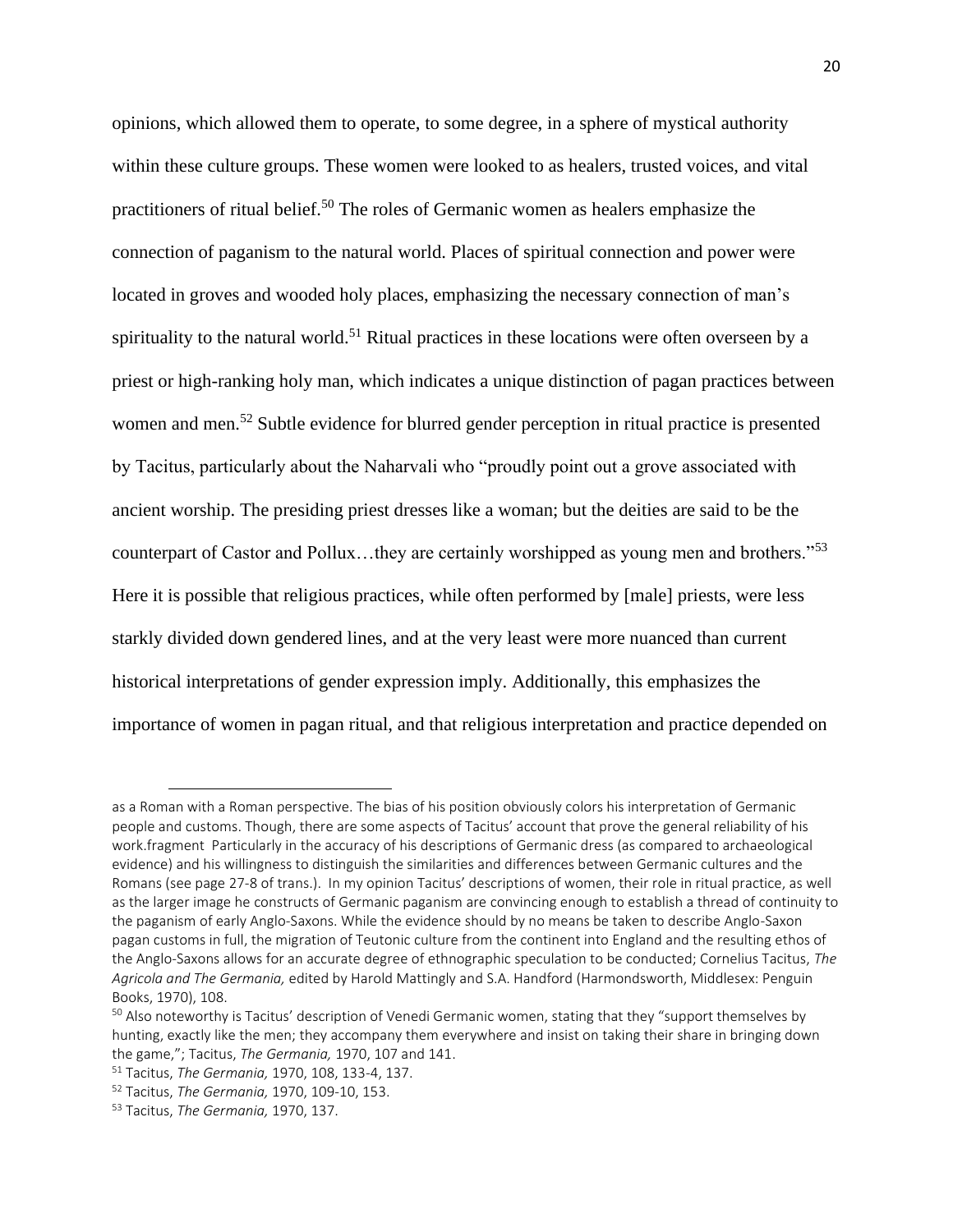opinions, which allowed them to operate, to some degree, in a sphere of mystical authority within these culture groups. These women were looked to as healers, trusted voices, and vital practitioners of ritual belief.[50] The roles of Germanic women as healers emphasize the connection of paganism to the natural world. Places of spiritual connection and power were located in groves and wooded holy places, emphasizing the necessary connection of man's spirituality to the natural world.[51] Ritual practices in these locations were often overseen by a priest or high-ranking holy man, which indicates a unique distinction of pagan practices between women and men.[52] Subtle evidence for blurred gender perception in ritual practice is presented by Tacitus, particularly about the Naharvali who "proudly point out a grove associated with ancient worship. The presiding priest dresses like a woman; but the deities are said to be the counterpart of Castor and Pollux…they are certainly worshipped as young men and brothers."[53] Here it is possible that religious practices, while often performed by [male] priests, were less starkly divided down gendered lines, and at the very least were more nuanced than current historical interpretations of gender expression imply. Additionally, this emphasizes the importance of women in pagan ritual, and that religious interpretation and practice depended on

---

as a Roman with a Roman perspective. The bias of his position obviously colors his interpretation of Germanic people and customs. Though, there are some aspects of Tacitus' account that prove the general reliability of his work.fragment Particularly in the accuracy of his descriptions of Germanic dress (as compared to archaeological evidence) and his willingness to distinguish the similarities and differences between Germanic cultures and the Romans (see page 27-8 of trans.). In my opinion Tacitus' descriptions of women, their role in ritual practice, as well as the larger image he constructs of Germanic paganism are convincing enough to establish a thread of continuity to the paganism of early Anglo-Saxons. While the evidence should by no means be taken to describe Anglo-Saxon pagan customs in full, the migration of Teutonic culture from the continent into England and the resulting ethos of the Anglo-Saxons allows for an accurate degree of ethnographic speculation to be conducted; Cornelius Tacitus, *The Agricola and The Germania,* edited by Harold Mattingly and S.A. Handford (Harmondsworth, Middlesex: Penguin Books, 1970), 108.

[50] Also noteworthy is Tacitus' description of Venedi Germanic women, stating that they "support themselves by hunting, exactly like the men; they accompany them everywhere and insist on taking their share in bringing down the game,"; Tacitus, *The Germania,* 1970, 107 and 141.

[51] Tacitus, *The Germania,* 1970, 108, 133-4, 137.

[52] Tacitus, *The Germania,* 1970, 109-10, 153.

[53] Tacitus, *The Germania,* 1970, 137.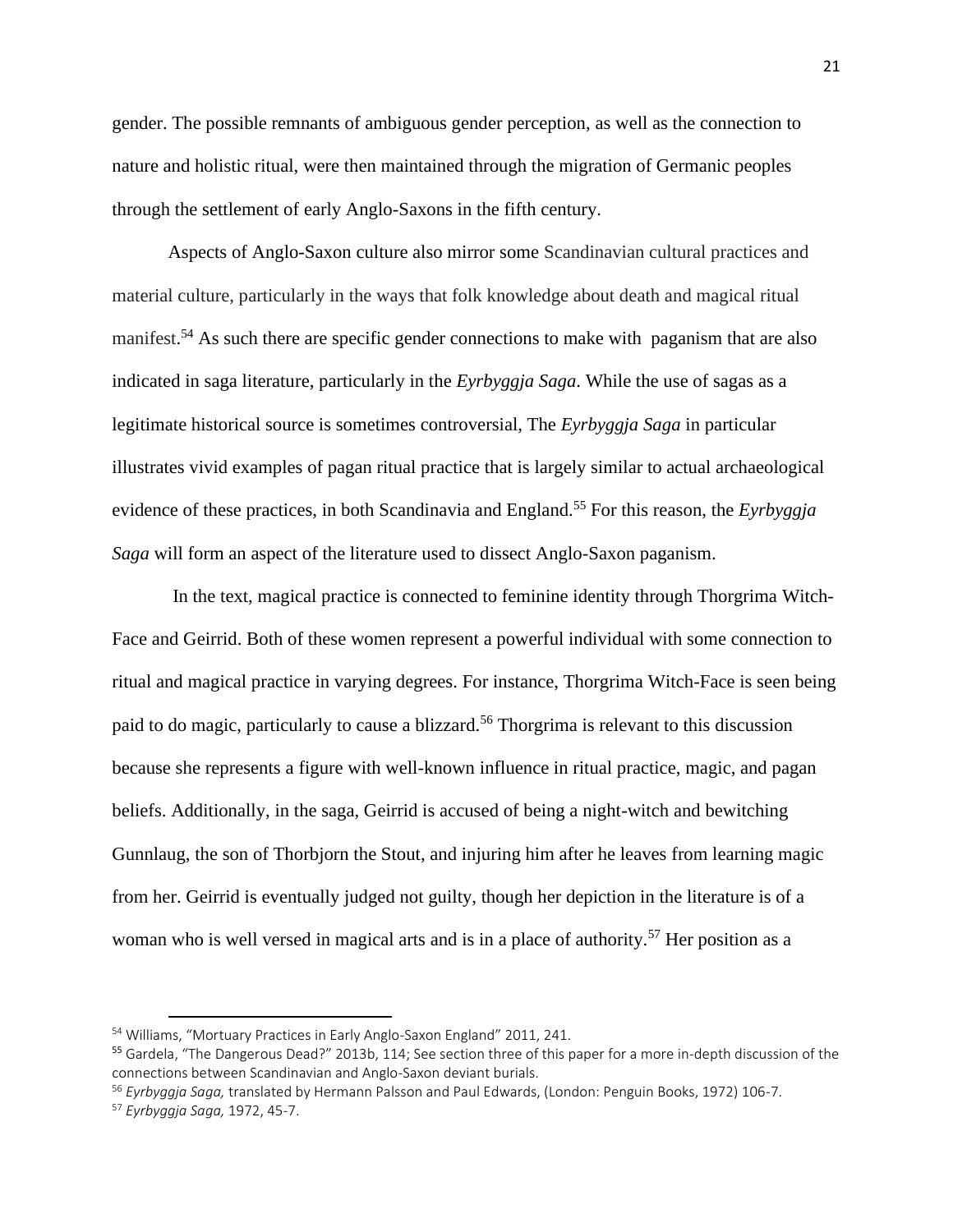gender. The possible remnants of ambiguous gender perception, as well as the connection to nature and holistic ritual, were then maintained through the migration of Germanic peoples through the settlement of early Anglo-Saxons in the fifth century.

Aspects of Anglo-Saxon culture also mirror some Scandinavian cultural practices and material culture, particularly in the ways that folk knowledge about death and magical ritual manifest.[54] As such there are specific gender connections to make with paganism that are also indicated in saga literature, particularly in the *Eyrbyggja Saga*. While the use of sagas as a legitimate historical source is sometimes controversial, The *Eyrbyggja Saga* in particular illustrates vivid examples of pagan ritual practice that is largely similar to actual archaeological evidence of these practices, in both Scandinavia and England.[55] For this reason, the *Eyrbyggja Saga* will form an aspect of the literature used to dissect Anglo-Saxon paganism.

In the text, magical practice is connected to feminine identity through Thorgrima Witch-Face and Geirrid. Both of these women represent a powerful individual with some connection to ritual and magical practice in varying degrees. For instance, Thorgrima Witch-Face is seen being paid to do magic, particularly to cause a blizzard.[56] Thorgrima is relevant to this discussion because she represents a figure with well-known influence in ritual practice, magic, and pagan beliefs. Additionally, in the saga, Geirrid is accused of being a night-witch and bewitching Gunnlaug, the son of Thorbjorn the Stout, and injuring him after he leaves from learning magic from her. Geirrid is eventually judged not guilty, though her depiction in the literature is of a woman who is well versed in magical arts and is in a place of authority.[57] Her position as a

---

[54] Williams, "Mortuary Practices in Early Anglo-Saxon England" 2011, 241.

[55] Gardela, "The Dangerous Dead?" 2013b, 114; See section three of this paper for a more in-depth discussion of the connections between Scandinavian and Anglo-Saxon deviant burials.

[56] *Eyrbyggja Saga,* translated by Hermann Palsson and Paul Edwards, (London: Penguin Books, 1972) 106-7.

[57] *Eyrbyggja Saga,* 1972, 45-7.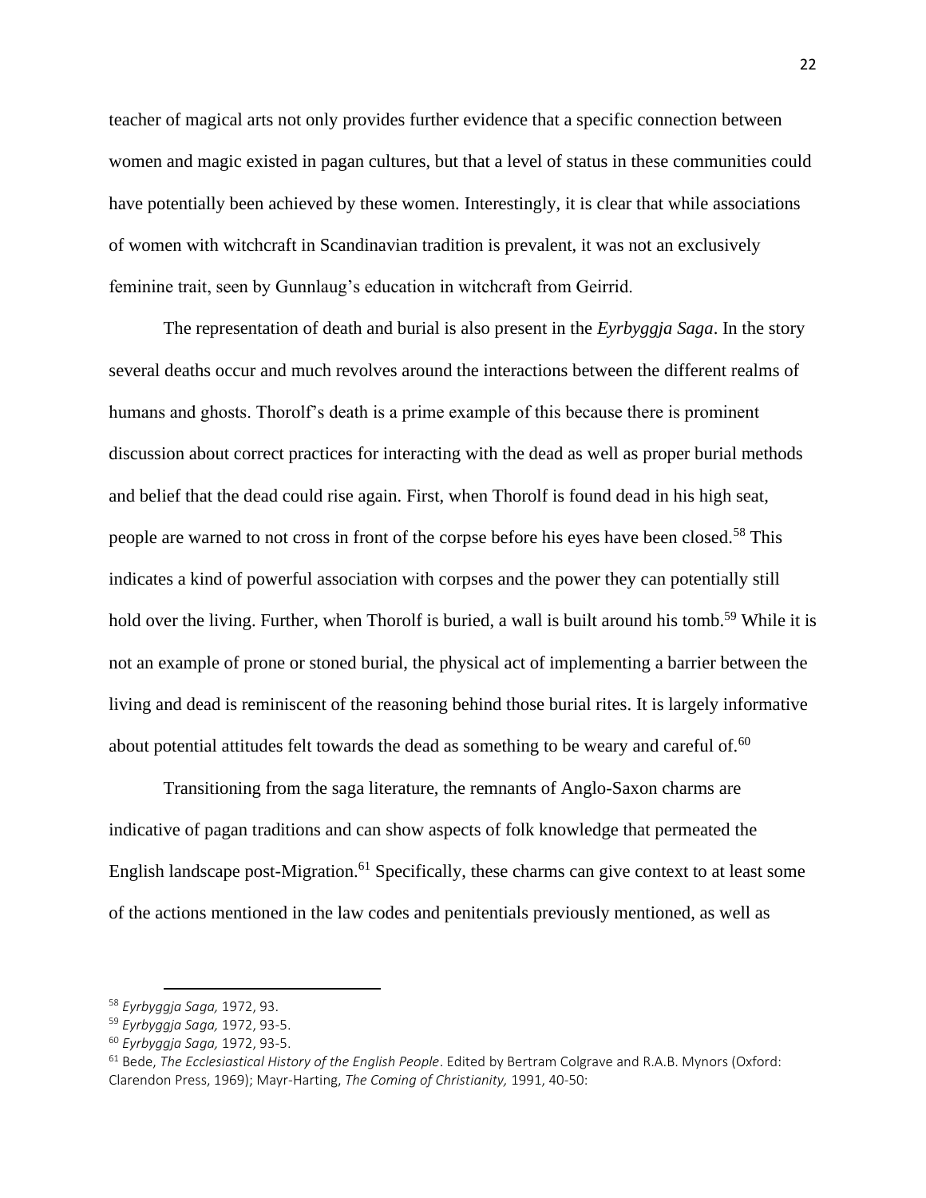teacher of magical arts not only provides further evidence that a specific connection between women and magic existed in pagan cultures, but that a level of status in these communities could have potentially been achieved by these women. Interestingly, it is clear that while associations of women with witchcraft in Scandinavian tradition is prevalent, it was not an exclusively feminine trait, seen by Gunnlaug's education in witchcraft from Geirrid.

The representation of death and burial is also present in the *Eyrbyggja Saga*. In the story several deaths occur and much revolves around the interactions between the different realms of humans and ghosts. Thorolf's death is a prime example of this because there is prominent discussion about correct practices for interacting with the dead as well as proper burial methods and belief that the dead could rise again. First, when Thorolf is found dead in his high seat, people are warned to not cross in front of the corpse before his eyes have been closed.[58] This indicates a kind of powerful association with corpses and the power they can potentially still hold over the living. Further, when Thorolf is buried, a wall is built around his tomb.[59] While it is not an example of prone or stoned burial, the physical act of implementing a barrier between the living and dead is reminiscent of the reasoning behind those burial rites. It is largely informative about potential attitudes felt towards the dead as something to be weary and careful of.[60]

Transitioning from the saga literature, the remnants of Anglo-Saxon charms are indicative of pagan traditions and can show aspects of folk knowledge that permeated the English landscape post-Migration.[61] Specifically, these charms can give context to at least some of the actions mentioned in the law codes and penitentials previously mentioned, as well as

---

[58] *Eyrbyggja Saga,* 1972, 93.

[59] *Eyrbyggja Saga,* 1972, 93-5.

[60] *Eyrbyggja Saga,* 1972, 93-5.

[61] Bede, *The Ecclesiastical History of the English People*. Edited by Bertram Colgrave and R.A.B. Mynors (Oxford: Clarendon Press, 1969); Mayr-Harting, *The Coming of Christianity,* 1991, 40-50: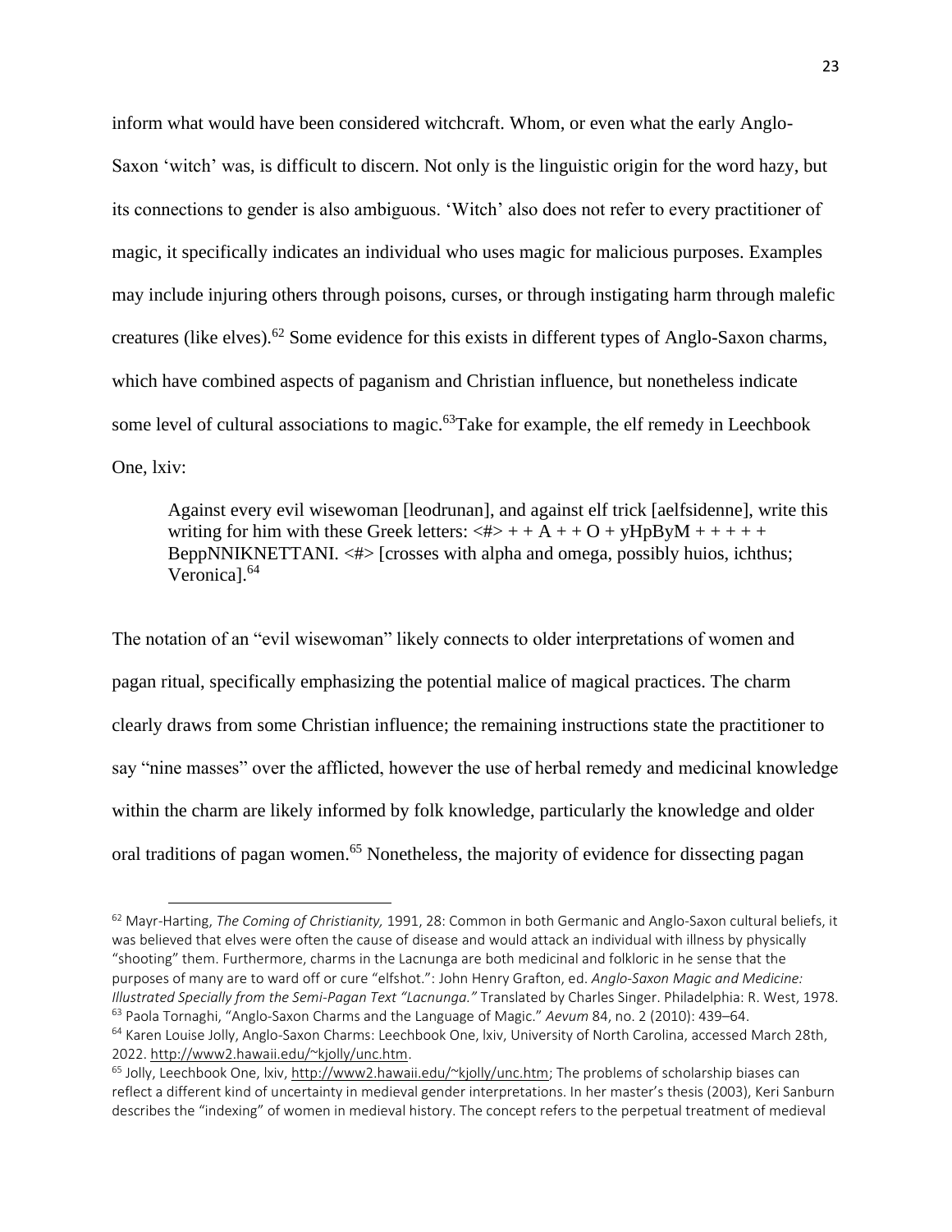inform what would have been considered witchcraft. Whom, or even what the early Anglo-Saxon 'witch' was, is difficult to discern. Not only is the linguistic origin for the word hazy, but its connections to gender is also ambiguous. 'Witch' also does not refer to every practitioner of magic, it specifically indicates an individual who uses magic for malicious purposes. Examples may include injuring others through poisons, curses, or through instigating harm through malefic creatures (like elves).[62] Some evidence for this exists in different types of Anglo-Saxon charms, which have combined aspects of paganism and Christian influence, but nonetheless indicate some level of cultural associations to magic.[63]Take for example, the elf remedy in Leechbook One, lxiv:

> Against every evil wisewoman [leodrunan], and against elf trick [aelfsidenne], write this writing for him with these Greek letters: <#> + + A + + O + yHpByM + + + + + BeppNNIKNETTANI. <#> [crosses with alpha and omega, possibly huios, ichthus; Veronica].[64]

The notation of an "evil wisewoman" likely connects to older interpretations of women and pagan ritual, specifically emphasizing the potential malice of magical practices. The charm clearly draws from some Christian influence; the remaining instructions state the practitioner to say "nine masses" over the afflicted, however the use of herbal remedy and medicinal knowledge within the charm are likely informed by folk knowledge, particularly the knowledge and older oral traditions of pagan women.[65] Nonetheless, the majority of evidence for dissecting pagan

---

[62] Mayr-Harting, *The Coming of Christianity,* 1991, 28: Common in both Germanic and Anglo-Saxon cultural beliefs, it was believed that elves were often the cause of disease and would attack an individual with illness by physically "shooting" them. Furthermore, charms in the Lacnunga are both medicinal and folkloric in he sense that the purposes of many are to ward off or cure "elfshot.": John Henry Grafton, ed. *Anglo-Saxon Magic and Medicine: Illustrated Specially from the Semi-Pagan Text "Lacnunga."* Translated by Charles Singer. Philadelphia: R. West, 1978.

[63] Paola Tornaghi, "Anglo-Saxon Charms and the Language of Magic." *Aevum* 84, no. 2 (2010): 439–64.

[64] Karen Louise Jolly, Anglo-Saxon Charms: Leechbook One, lxiv, University of North Carolina, accessed March 28th, 2022. http://www2.hawaii.edu/~kjolly/unc.htm.

[65] Jolly, Leechbook One, lxiv, http://www2.hawaii.edu/~kjolly/unc.htm; The problems of scholarship biases can reflect a different kind of uncertainty in medieval gender interpretations. In her master's thesis (2003), Keri Sanburn describes the "indexing" of women in medieval history. The concept refers to the perpetual treatment of medieval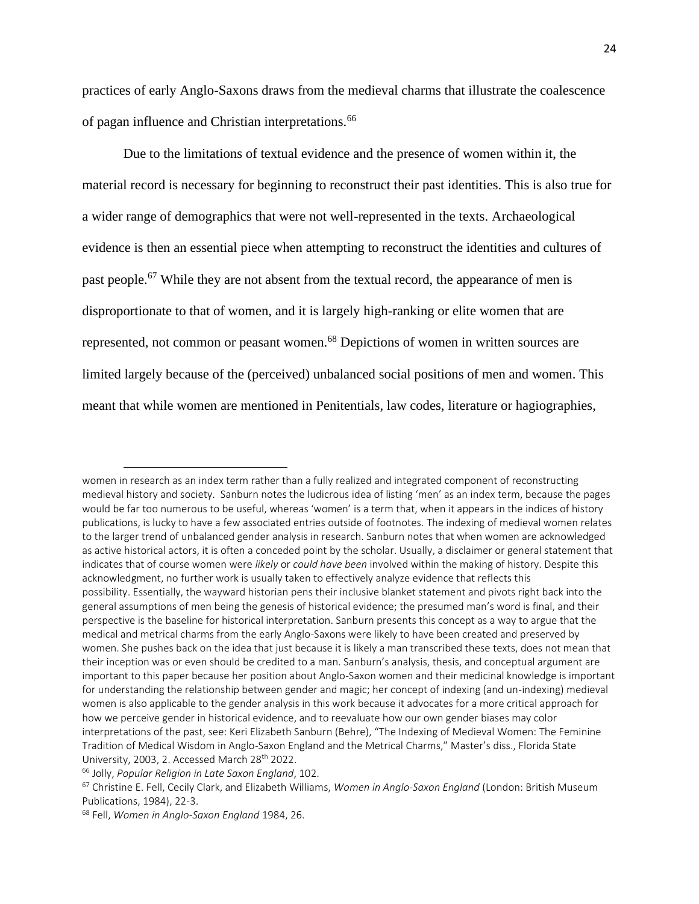practices of early Anglo-Saxons draws from the medieval charms that illustrate the coalescence of pagan influence and Christian interpretations.[66]

Due to the limitations of textual evidence and the presence of women within it, the material record is necessary for beginning to reconstruct their past identities. This is also true for a wider range of demographics that were not well-represented in the texts. Archaeological evidence is then an essential piece when attempting to reconstruct the identities and cultures of past people.[67] While they are not absent from the textual record, the appearance of men is disproportionate to that of women, and it is largely high-ranking or elite women that are represented, not common or peasant women.[68] Depictions of women in written sources are limited largely because of the (perceived) unbalanced social positions of men and women. This meant that while women are mentioned in Penitentials, law codes, literature or hagiographies,

---

women in research as an index term rather than a fully realized and integrated component of reconstructing medieval history and society. Sanburn notes the ludicrous idea of listing 'men' as an index term, because the pages would be far too numerous to be useful, whereas 'women' is a term that, when it appears in the indices of history publications, is lucky to have a few associated entries outside of footnotes. The indexing of medieval women relates to the larger trend of unbalanced gender analysis in research. Sanburn notes that when women are acknowledged as active historical actors, it is often a conceded point by the scholar. Usually, a disclaimer or general statement that indicates that of course women were *likely* or *could have been* involved within the making of history. Despite this acknowledgment, no further work is usually taken to effectively analyze evidence that reflects this possibility. Essentially, the wayward historian pens their inclusive blanket statement and pivots right back into the general assumptions of men being the genesis of historical evidence; the presumed man's word is final, and their perspective is the baseline for historical interpretation. Sanburn presents this concept as a way to argue that the medical and metrical charms from the early Anglo-Saxons were likely to have been created and preserved by women. She pushes back on the idea that just because it is likely a man transcribed these texts, does not mean that their inception was or even should be credited to a man. Sanburn's analysis, thesis, and conceptual argument are important to this paper because her position about Anglo-Saxon women and their medicinal knowledge is important for understanding the relationship between gender and magic; her concept of indexing (and un-indexing) medieval women is also applicable to the gender analysis in this work because it advocates for a more critical approach for how we perceive gender in historical evidence, and to reevaluate how our own gender biases may color interpretations of the past, see: Keri Elizabeth Sanburn (Behre), "The Indexing of Medieval Women: The Feminine Tradition of Medical Wisdom in Anglo-Saxon England and the Metrical Charms," Master's diss., Florida State University, 2003, 2. Accessed March 28th 2022.

[66] Jolly, *Popular Religion in Late Saxon England*, 102.

[67] Christine E. Fell, Cecily Clark, and Elizabeth Williams, *Women in Anglo-Saxon England* (London: British Museum Publications, 1984), 22-3.

[68] Fell, *Women in Anglo-Saxon England* 1984, 26.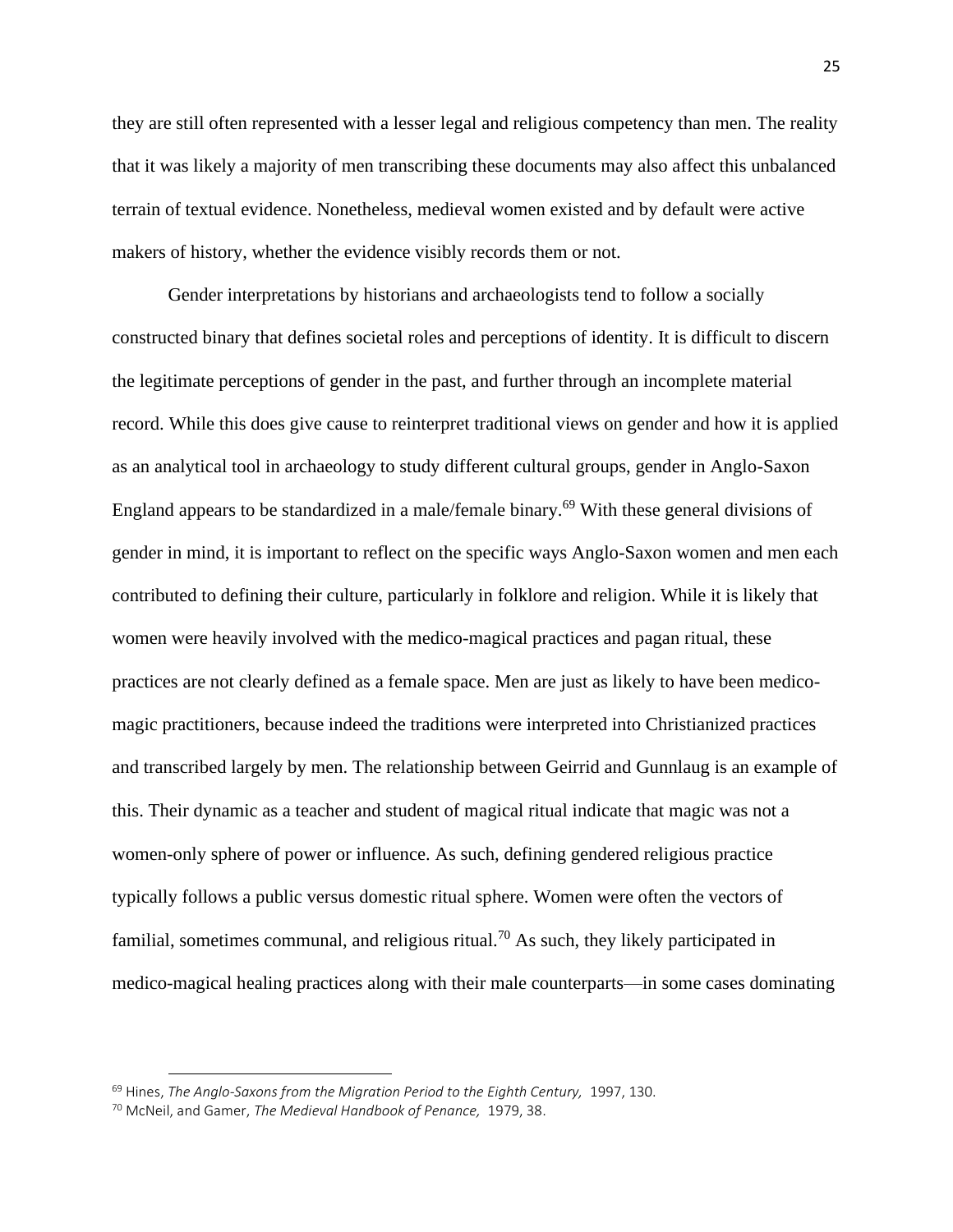they are still often represented with a lesser legal and religious competency than men. The reality that it was likely a majority of men transcribing these documents may also affect this unbalanced terrain of textual evidence. Nonetheless, medieval women existed and by default were active makers of history, whether the evidence visibly records them or not.

Gender interpretations by historians and archaeologists tend to follow a socially constructed binary that defines societal roles and perceptions of identity. It is difficult to discern the legitimate perceptions of gender in the past, and further through an incomplete material record. While this does give cause to reinterpret traditional views on gender and how it is applied as an analytical tool in archaeology to study different cultural groups, gender in Anglo-Saxon England appears to be standardized in a male/female binary.[69] With these general divisions of gender in mind, it is important to reflect on the specific ways Anglo-Saxon women and men each contributed to defining their culture, particularly in folklore and religion. While it is likely that women were heavily involved with the medico-magical practices and pagan ritual, these practices are not clearly defined as a female space. Men are just as likely to have been medico-magic practitioners, because indeed the traditions were interpreted into Christianized practices and transcribed largely by men. The relationship between Geirrid and Gunnlaug is an example of this. Their dynamic as a teacher and student of magical ritual indicate that magic was not a women-only sphere of power or influence. As such, defining gendered religious practice typically follows a public versus domestic ritual sphere. Women were often the vectors of familial, sometimes communal, and religious ritual.[70] As such, they likely participated in medico-magical healing practices along with their male counterparts—in some cases dominating

[69] Hines, *The Anglo-Saxons from the Migration Period to the Eighth Century,* 1997, 130.

[70] McNeil, and Gamer, *The Medieval Handbook of Penance,* 1979, 38.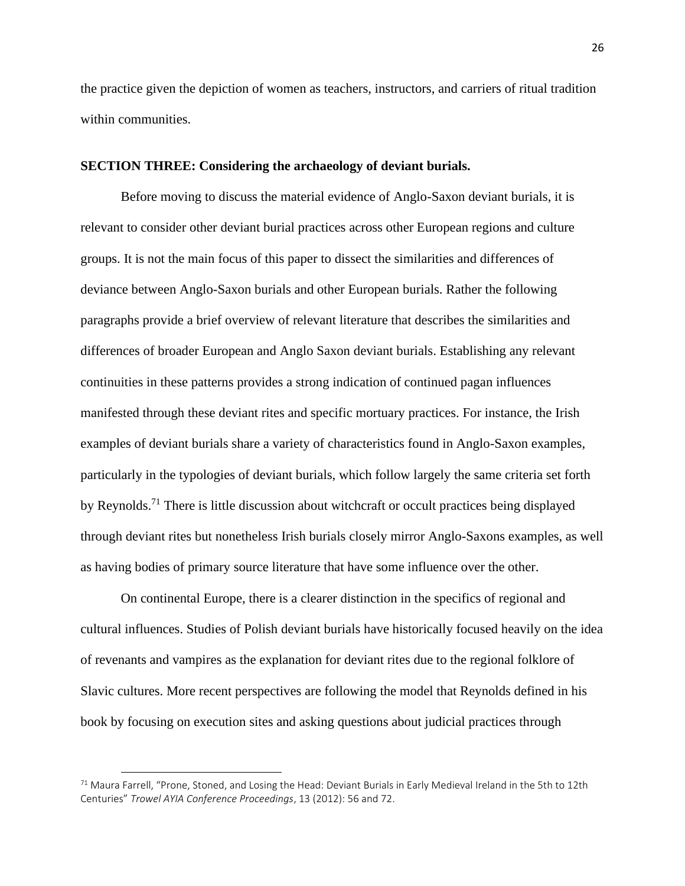the practice given the depiction of women as teachers, instructors, and carriers of ritual tradition within communities.

**SECTION THREE: Considering the archaeology of deviant burials.**

Before moving to discuss the material evidence of Anglo-Saxon deviant burials, it is relevant to consider other deviant burial practices across other European regions and culture groups. It is not the main focus of this paper to dissect the similarities and differences of deviance between Anglo-Saxon burials and other European burials. Rather the following paragraphs provide a brief overview of relevant literature that describes the similarities and differences of broader European and Anglo Saxon deviant burials. Establishing any relevant continuities in these patterns provides a strong indication of continued pagan influences manifested through these deviant rites and specific mortuary practices. For instance, the Irish examples of deviant burials share a variety of characteristics found in Anglo-Saxon examples, particularly in the typologies of deviant burials, which follow largely the same criteria set forth by Reynolds.[71] There is little discussion about witchcraft or occult practices being displayed through deviant rites but nonetheless Irish burials closely mirror Anglo-Saxons examples, as well as having bodies of primary source literature that have some influence over the other.

On continental Europe, there is a clearer distinction in the specifics of regional and cultural influences. Studies of Polish deviant burials have historically focused heavily on the idea of revenants and vampires as the explanation for deviant rites due to the regional folklore of Slavic cultures. More recent perspectives are following the model that Reynolds defined in his book by focusing on execution sites and asking questions about judicial practices through

[71] Maura Farrell, "Prone, Stoned, and Losing the Head: Deviant Burials in Early Medieval Ireland in the 5th to 12th Centuries" *Trowel AYIA Conference Proceedings*, 13 (2012): 56 and 72.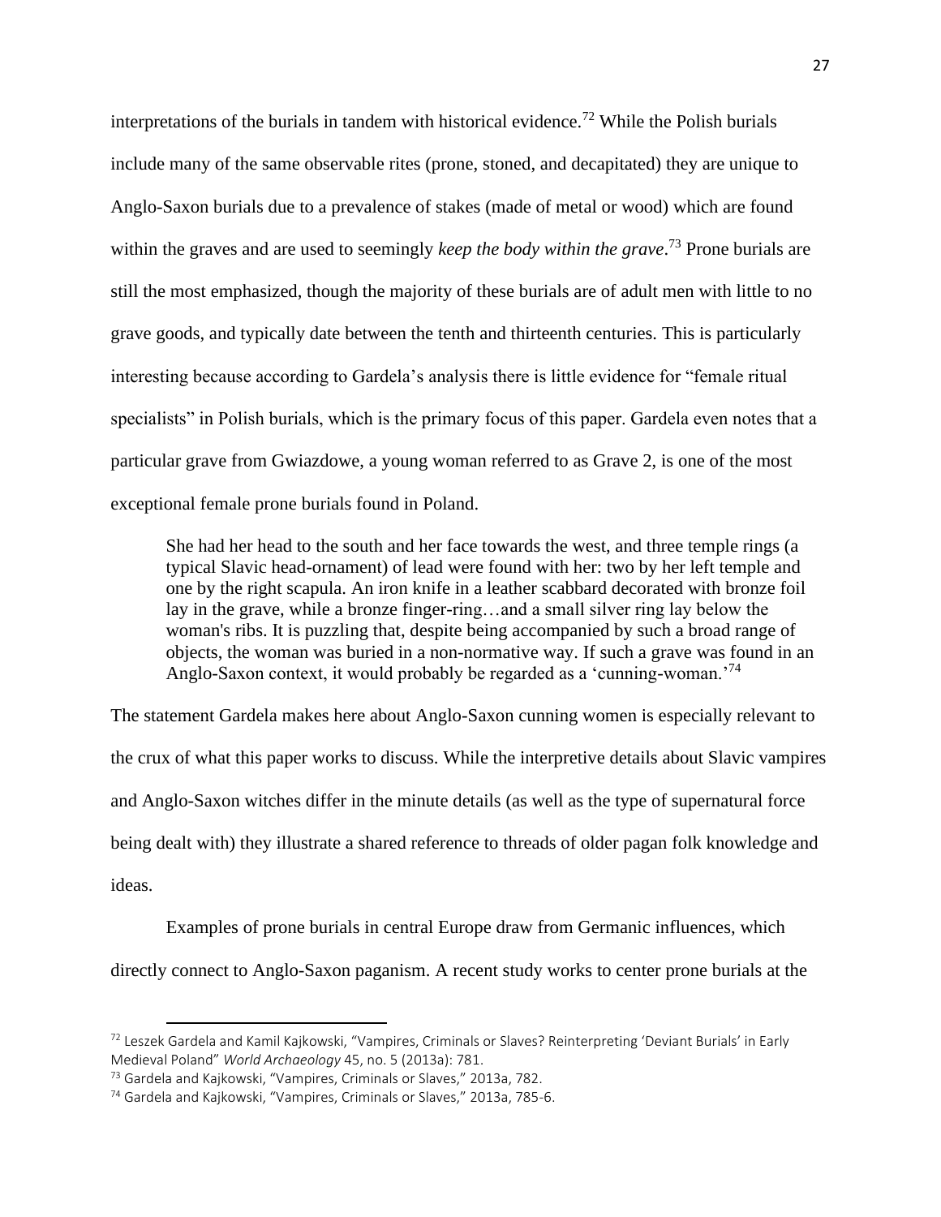interpretations of the burials in tandem with historical evidence.[72] While the Polish burials include many of the same observable rites (prone, stoned, and decapitated) they are unique to Anglo-Saxon burials due to a prevalence of stakes (made of metal or wood) which are found within the graves and are used to seemingly *keep the body within the grave*.[73] Prone burials are still the most emphasized, though the majority of these burials are of adult men with little to no grave goods, and typically date between the tenth and thirteenth centuries. This is particularly interesting because according to Gardela's analysis there is little evidence for "female ritual specialists" in Polish burials, which is the primary focus of this paper. Gardela even notes that a particular grave from Gwiazdowe, a young woman referred to as Grave 2, is one of the most exceptional female prone burials found in Poland.

> She had her head to the south and her face towards the west, and three temple rings (a typical Slavic head-ornament) of lead were found with her: two by her left temple and one by the right scapula. An iron knife in a leather scabbard decorated with bronze foil lay in the grave, while a bronze finger-ring…and a small silver ring lay below the woman's ribs. It is puzzling that, despite being accompanied by such a broad range of objects, the woman was buried in a non-normative way. If such a grave was found in an Anglo-Saxon context, it would probably be regarded as a 'cunning-woman.'[74]

The statement Gardela makes here about Anglo-Saxon cunning women is especially relevant to the crux of what this paper works to discuss. While the interpretive details about Slavic vampires and Anglo-Saxon witches differ in the minute details (as well as the type of supernatural force being dealt with) they illustrate a shared reference to threads of older pagan folk knowledge and ideas.

Examples of prone burials in central Europe draw from Germanic influences, which directly connect to Anglo-Saxon paganism. A recent study works to center prone burials at the

---

[72] Leszek Gardela and Kamil Kajkowski, "Vampires, Criminals or Slaves? Reinterpreting 'Deviant Burials' in Early Medieval Poland" *World Archaeology* 45, no. 5 (2013a): 781.

[73] Gardela and Kajkowski, "Vampires, Criminals or Slaves," 2013a, 782.

[74] Gardela and Kajkowski, "Vampires, Criminals or Slaves," 2013a, 785-6.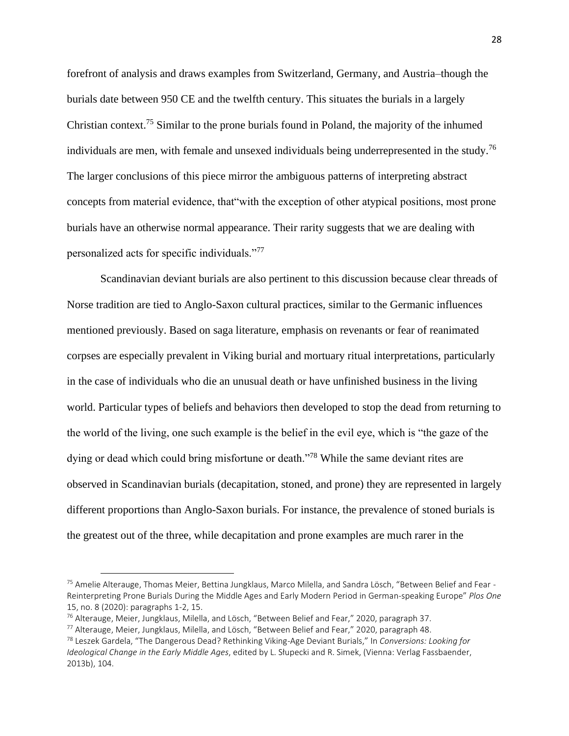forefront of analysis and draws examples from Switzerland, Germany, and Austria–though the burials date between 950 CE and the twelfth century. This situates the burials in a largely Christian context.[75] Similar to the prone burials found in Poland, the majority of the inhumed individuals are men, with female and unsexed individuals being underrepresented in the study.[76] The larger conclusions of this piece mirror the ambiguous patterns of interpreting abstract concepts from material evidence, that"with the exception of other atypical positions, most prone burials have an otherwise normal appearance. Their rarity suggests that we are dealing with personalized acts for specific individuals."[77]

Scandinavian deviant burials are also pertinent to this discussion because clear threads of Norse tradition are tied to Anglo-Saxon cultural practices, similar to the Germanic influences mentioned previously. Based on saga literature, emphasis on revenants or fear of reanimated corpses are especially prevalent in Viking burial and mortuary ritual interpretations, particularly in the case of individuals who die an unusual death or have unfinished business in the living world. Particular types of beliefs and behaviors then developed to stop the dead from returning to the world of the living, one such example is the belief in the evil eye, which is "the gaze of the dying or dead which could bring misfortune or death."[78] While the same deviant rites are observed in Scandinavian burials (decapitation, stoned, and prone) they are represented in largely different proportions than Anglo-Saxon burials. For instance, the prevalence of stoned burials is the greatest out of the three, while decapitation and prone examples are much rarer in the

---

[75] Amelie Alterauge, Thomas Meier, Bettina Jungklaus, Marco Milella, and Sandra Lösch, "Between Belief and Fear - Reinterpreting Prone Burials During the Middle Ages and Early Modern Period in German-speaking Europe" *Plos One* 15, no. 8 (2020): paragraphs 1-2, 15.

[76] Alterauge, Meier, Jungklaus, Milella, and Lösch, "Between Belief and Fear," 2020, paragraph 37.

[77] Alterauge, Meier, Jungklaus, Milella, and Lösch, "Between Belief and Fear," 2020, paragraph 48.

[78] Leszek Gardela, "The Dangerous Dead? Rethinking Viking-Age Deviant Burials," In *Conversions: Looking for Ideological Change in the Early Middle Ages*, edited by L. Słupecki and R. Simek, (Vienna: Verlag Fassbaender, 2013b), 104.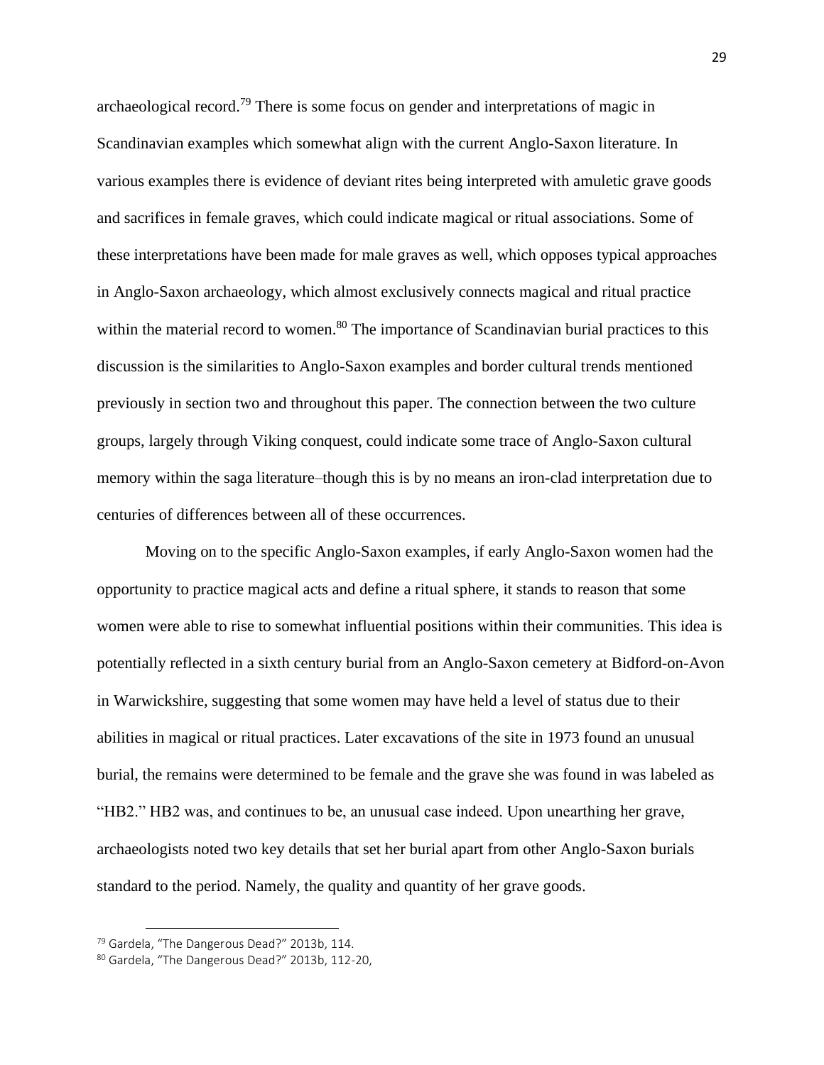archaeological record.[79] There is some focus on gender and interpretations of magic in Scandinavian examples which somewhat align with the current Anglo-Saxon literature. In various examples there is evidence of deviant rites being interpreted with amuletic grave goods and sacrifices in female graves, which could indicate magical or ritual associations. Some of these interpretations have been made for male graves as well, which opposes typical approaches in Anglo-Saxon archaeology, which almost exclusively connects magical and ritual practice within the material record to women.[80] The importance of Scandinavian burial practices to this discussion is the similarities to Anglo-Saxon examples and border cultural trends mentioned previously in section two and throughout this paper. The connection between the two culture groups, largely through Viking conquest, could indicate some trace of Anglo-Saxon cultural memory within the saga literature–though this is by no means an iron-clad interpretation due to centuries of differences between all of these occurrences.

Moving on to the specific Anglo-Saxon examples, if early Anglo-Saxon women had the opportunity to practice magical acts and define a ritual sphere, it stands to reason that some women were able to rise to somewhat influential positions within their communities. This idea is potentially reflected in a sixth century burial from an Anglo-Saxon cemetery at Bidford-on-Avon in Warwickshire, suggesting that some women may have held a level of status due to their abilities in magical or ritual practices. Later excavations of the site in 1973 found an unusual burial, the remains were determined to be female and the grave she was found in was labeled as "HB2." HB2 was, and continues to be, an unusual case indeed. Upon unearthing her grave, archaeologists noted two key details that set her burial apart from other Anglo-Saxon burials standard to the period. Namely, the quality and quantity of her grave goods.

[79] Gardela, "The Dangerous Dead?" 2013b, 114.

[80] Gardela, "The Dangerous Dead?" 2013b, 112-20,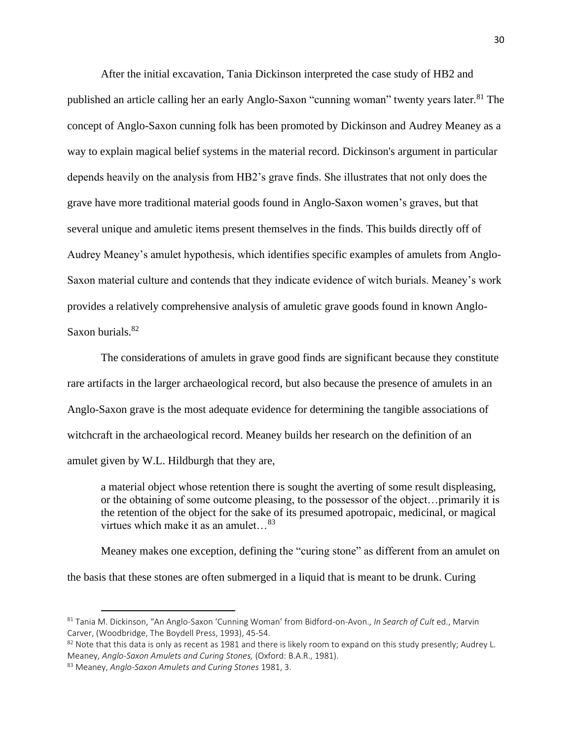After the initial excavation, Tania Dickinson interpreted the case study of HB2 and published an article calling her an early Anglo-Saxon "cunning woman" twenty years later.[81] The concept of Anglo-Saxon cunning folk has been promoted by Dickinson and Audrey Meaney as a way to explain magical belief systems in the material record. Dickinson's argument in particular depends heavily on the analysis from HB2's grave finds. She illustrates that not only does the grave have more traditional material goods found in Anglo-Saxon women's graves, but that several unique and amuletic items present themselves in the finds. This builds directly off of Audrey Meaney's amulet hypothesis, which identifies specific examples of amulets from Anglo-Saxon material culture and contends that they indicate evidence of witch burials. Meaney's work provides a relatively comprehensive analysis of amuletic grave goods found in known Anglo-Saxon burials.[82]

The considerations of amulets in grave good finds are significant because they constitute rare artifacts in the larger archaeological record, but also because the presence of amulets in an Anglo-Saxon grave is the most adequate evidence for determining the tangible associations of witchcraft in the archaeological record. Meaney builds her research on the definition of an amulet given by W.L. Hildburgh that they are,

> a material object whose retention there is sought the averting of some result displeasing, or the obtaining of some outcome pleasing, to the possessor of the object…primarily it is the retention of the object for the sake of its presumed apotropaic, medicinal, or magical virtues which make it as an amulet…[83]

Meaney makes one exception, defining the "curing stone" as different from an amulet on the basis that these stones are often submerged in a liquid that is meant to be drunk. Curing

---

[81] Tania M. Dickinson, "An Anglo-Saxon 'Cunning Woman' from Bidford-on-Avon., *In Search of Cult* ed., Marvin Carver, (Woodbridge, The Boydell Press, 1993), 45-54.

[82] Note that this data is only as recent as 1981 and there is likely room to expand on this study presently; Audrey L. Meaney, *Anglo-Saxon Amulets and Curing Stones,* (Oxford: B.A.R., 1981).

[83] Meaney, *Anglo-Saxon Amulets and Curing Stones* 1981, 3.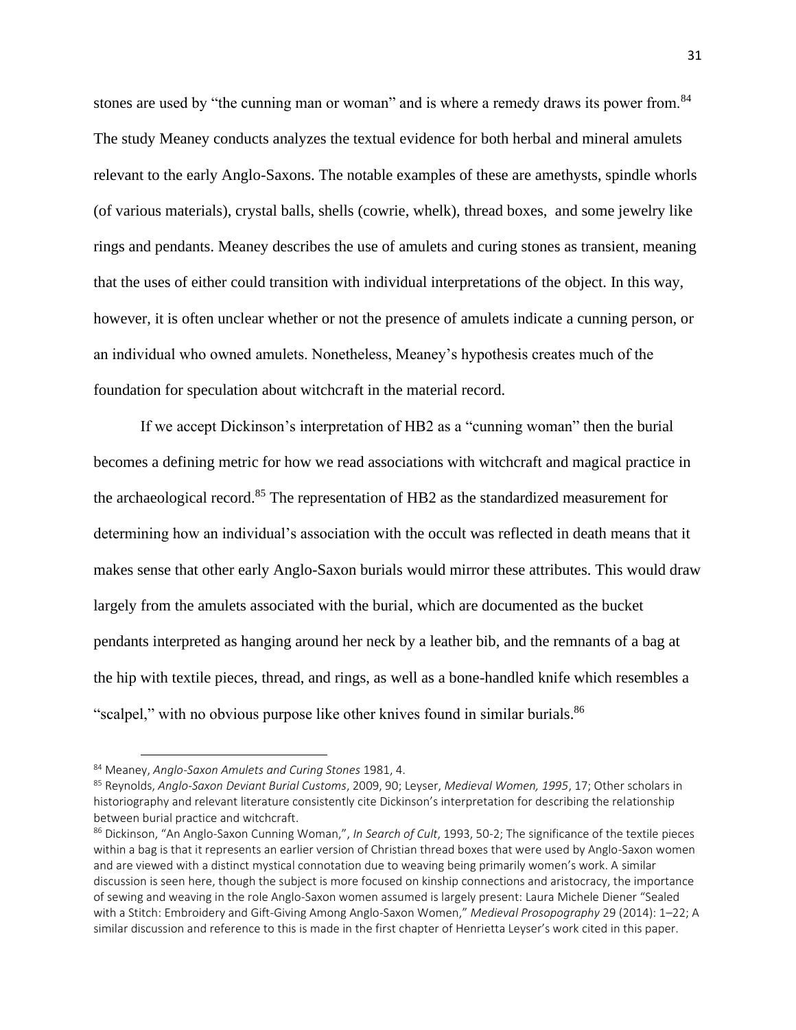stones are used by "the cunning man or woman" and is where a remedy draws its power from.[84] The study Meaney conducts analyzes the textual evidence for both herbal and mineral amulets relevant to the early Anglo-Saxons. The notable examples of these are amethysts, spindle whorls (of various materials), crystal balls, shells (cowrie, whelk), thread boxes, and some jewelry like rings and pendants. Meaney describes the use of amulets and curing stones as transient, meaning that the uses of either could transition with individual interpretations of the object. In this way, however, it is often unclear whether or not the presence of amulets indicate a cunning person, or an individual who owned amulets. Nonetheless, Meaney's hypothesis creates much of the foundation for speculation about witchcraft in the material record.

If we accept Dickinson's interpretation of HB2 as a "cunning woman" then the burial becomes a defining metric for how we read associations with witchcraft and magical practice in the archaeological record.[85] The representation of HB2 as the standardized measurement for determining how an individual's association with the occult was reflected in death means that it makes sense that other early Anglo-Saxon burials would mirror these attributes. This would draw largely from the amulets associated with the burial, which are documented as the bucket pendants interpreted as hanging around her neck by a leather bib, and the remnants of a bag at the hip with textile pieces, thread, and rings, as well as a bone-handled knife which resembles a "scalpel," with no obvious purpose like other knives found in similar burials.[86]

---

[84] Meaney, *Anglo-Saxon Amulets and Curing Stones* 1981, 4.

[85] Reynolds, *Anglo-Saxon Deviant Burial Customs*, 2009, 90; Leyser, *Medieval Women, 1995*, 17; Other scholars in historiography and relevant literature consistently cite Dickinson's interpretation for describing the relationship between burial practice and witchcraft.

[86] Dickinson, "An Anglo-Saxon Cunning Woman,", *In Search of Cult*, 1993, 50-2; The significance of the textile pieces within a bag is that it represents an earlier version of Christian thread boxes that were used by Anglo-Saxon women and are viewed with a distinct mystical connotation due to weaving being primarily women's work. A similar discussion is seen here, though the subject is more focused on kinship connections and aristocracy, the importance of sewing and weaving in the role Anglo-Saxon women assumed is largely present: Laura Michele Diener "Sealed with a Stitch: Embroidery and Gift-Giving Among Anglo-Saxon Women," *Medieval Prosopography* 29 (2014): 1–22; A similar discussion and reference to this is made in the first chapter of Henrietta Leyser's work cited in this paper.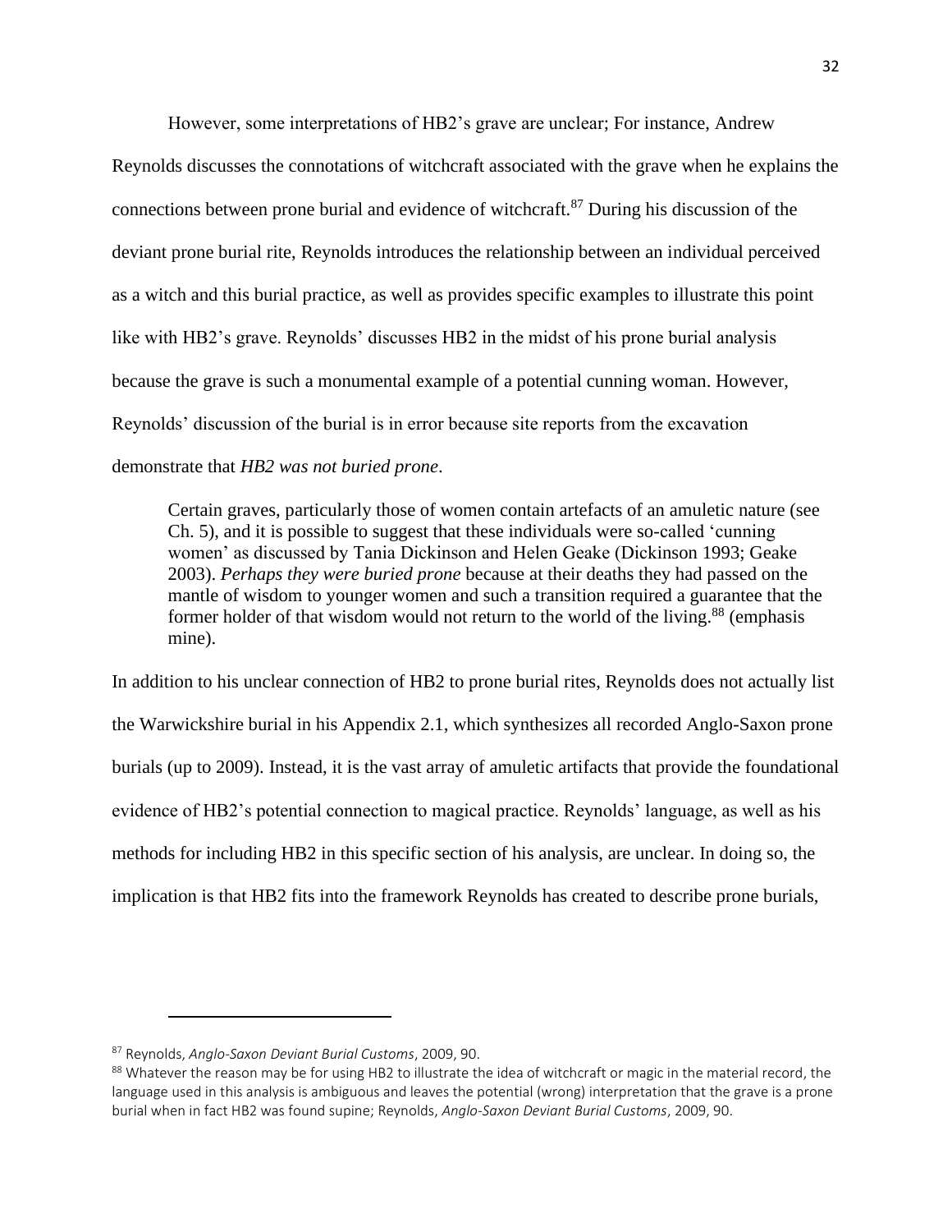However, some interpretations of HB2's grave are unclear; For instance, Andrew Reynolds discusses the connotations of witchcraft associated with the grave when he explains the connections between prone burial and evidence of witchcraft.[87] During his discussion of the deviant prone burial rite, Reynolds introduces the relationship between an individual perceived as a witch and this burial practice, as well as provides specific examples to illustrate this point like with HB2's grave. Reynolds' discusses HB2 in the midst of his prone burial analysis because the grave is such a monumental example of a potential cunning woman. However, Reynolds' discussion of the burial is in error because site reports from the excavation demonstrate that *HB2 was not buried prone*.

> Certain graves, particularly those of women contain artefacts of an amuletic nature (see Ch. 5), and it is possible to suggest that these individuals were so-called 'cunning women' as discussed by Tania Dickinson and Helen Geake (Dickinson 1993; Geake 2003). *Perhaps they were buried prone* because at their deaths they had passed on the mantle of wisdom to younger women and such a transition required a guarantee that the former holder of that wisdom would not return to the world of the living.[88] (emphasis mine).

In addition to his unclear connection of HB2 to prone burial rites, Reynolds does not actually list the Warwickshire burial in his Appendix 2.1, which synthesizes all recorded Anglo-Saxon prone burials (up to 2009). Instead, it is the vast array of amuletic artifacts that provide the foundational evidence of HB2's potential connection to magical practice. Reynolds' language, as well as his methods for including HB2 in this specific section of his analysis, are unclear. In doing so, the implication is that HB2 fits into the framework Reynolds has created to describe prone burials,

---

[87] Reynolds, *Anglo-Saxon Deviant Burial Customs*, 2009, 90.

[88] Whatever the reason may be for using HB2 to illustrate the idea of witchcraft or magic in the material record, the language used in this analysis is ambiguous and leaves the potential (wrong) interpretation that the grave is a prone burial when in fact HB2 was found supine; Reynolds, *Anglo-Saxon Deviant Burial Customs*, 2009, 90.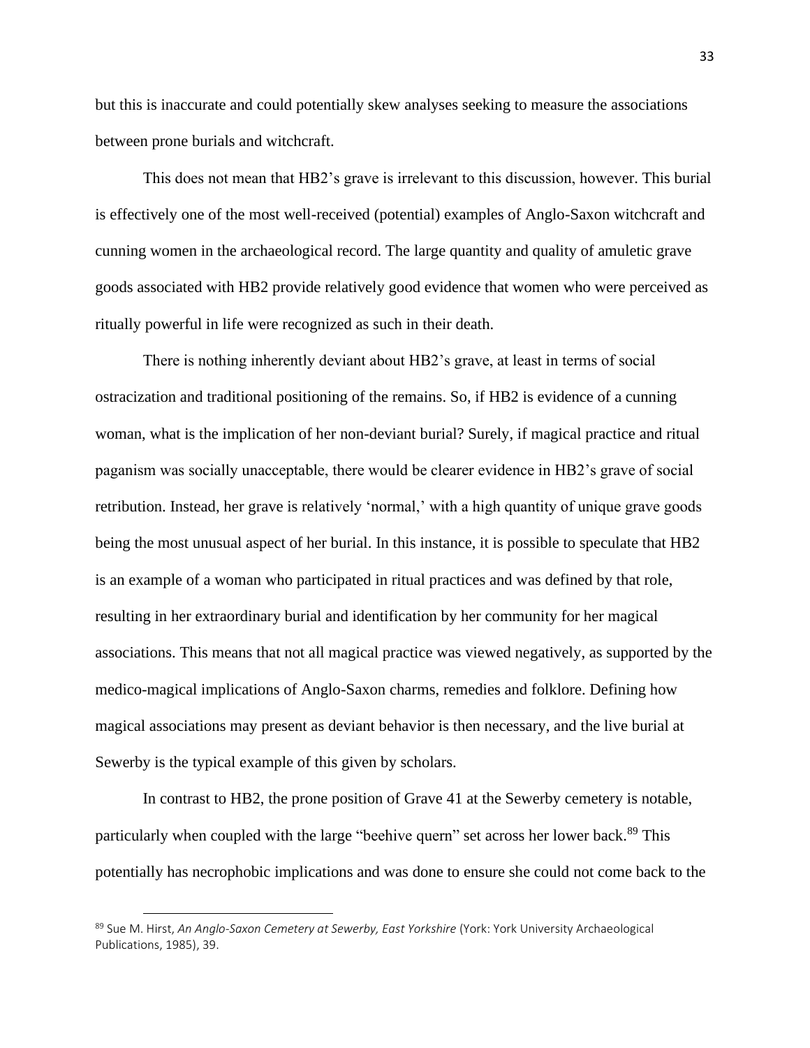but this is inaccurate and could potentially skew analyses seeking to measure the associations between prone burials and witchcraft.

This does not mean that HB2's grave is irrelevant to this discussion, however. This burial is effectively one of the most well-received (potential) examples of Anglo-Saxon witchcraft and cunning women in the archaeological record. The large quantity and quality of amuletic grave goods associated with HB2 provide relatively good evidence that women who were perceived as ritually powerful in life were recognized as such in their death.

There is nothing inherently deviant about HB2's grave, at least in terms of social ostracization and traditional positioning of the remains. So, if HB2 is evidence of a cunning woman, what is the implication of her non-deviant burial? Surely, if magical practice and ritual paganism was socially unacceptable, there would be clearer evidence in HB2's grave of social retribution. Instead, her grave is relatively 'normal,' with a high quantity of unique grave goods being the most unusual aspect of her burial. In this instance, it is possible to speculate that HB2 is an example of a woman who participated in ritual practices and was defined by that role, resulting in her extraordinary burial and identification by her community for her magical associations. This means that not all magical practice was viewed negatively, as supported by the medico-magical implications of Anglo-Saxon charms, remedies and folklore. Defining how magical associations may present as deviant behavior is then necessary, and the live burial at Sewerby is the typical example of this given by scholars.

In contrast to HB2, the prone position of Grave 41 at the Sewerby cemetery is notable, particularly when coupled with the large "beehive quern" set across her lower back.[89] This potentially has necrophobic implications and was done to ensure she could not come back to the

[89] Sue M. Hirst, *An Anglo-Saxon Cemetery at Sewerby, East Yorkshire* (York: York University Archaeological Publications, 1985), 39.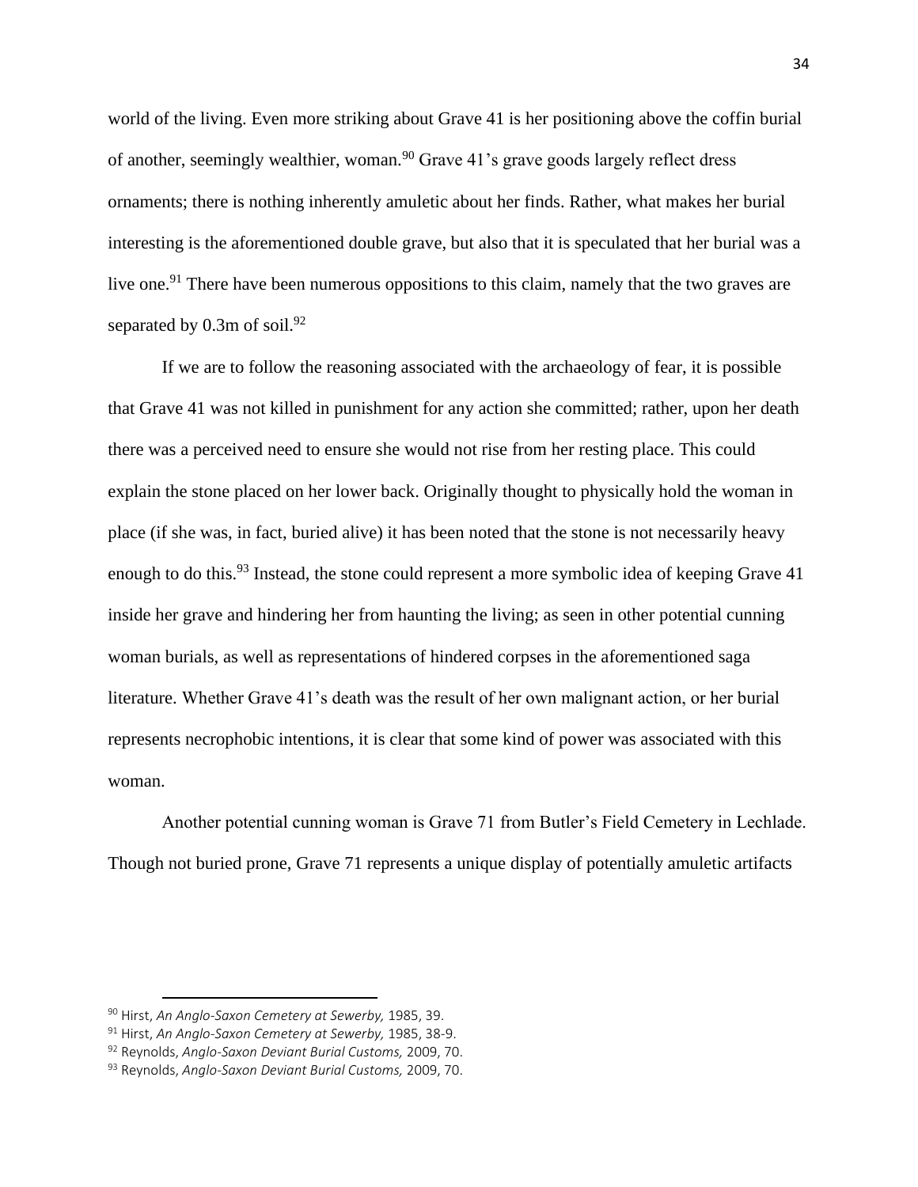world of the living. Even more striking about Grave 41 is her positioning above the coffin burial of another, seemingly wealthier, woman.[90] Grave 41's grave goods largely reflect dress ornaments; there is nothing inherently amuletic about her finds. Rather, what makes her burial interesting is the aforementioned double grave, but also that it is speculated that her burial was a live one.[91] There have been numerous oppositions to this claim, namely that the two graves are separated by 0.3m of soil.[92]

If we are to follow the reasoning associated with the archaeology of fear, it is possible that Grave 41 was not killed in punishment for any action she committed; rather, upon her death there was a perceived need to ensure she would not rise from her resting place. This could explain the stone placed on her lower back. Originally thought to physically hold the woman in place (if she was, in fact, buried alive) it has been noted that the stone is not necessarily heavy enough to do this.[93] Instead, the stone could represent a more symbolic idea of keeping Grave 41 inside her grave and hindering her from haunting the living; as seen in other potential cunning woman burials, as well as representations of hindered corpses in the aforementioned saga literature. Whether Grave 41's death was the result of her own malignant action, or her burial represents necrophobic intentions, it is clear that some kind of power was associated with this woman.

Another potential cunning woman is Grave 71 from Butler's Field Cemetery in Lechlade. Though not buried prone, Grave 71 represents a unique display of potentially amuletic artifacts

---

[90] Hirst, *An Anglo-Saxon Cemetery at Sewerby,* 1985, 39.

[91] Hirst, *An Anglo-Saxon Cemetery at Sewerby,* 1985, 38-9.

[92] Reynolds, *Anglo-Saxon Deviant Burial Customs,* 2009, 70.

[93] Reynolds, *Anglo-Saxon Deviant Burial Customs,* 2009, 70.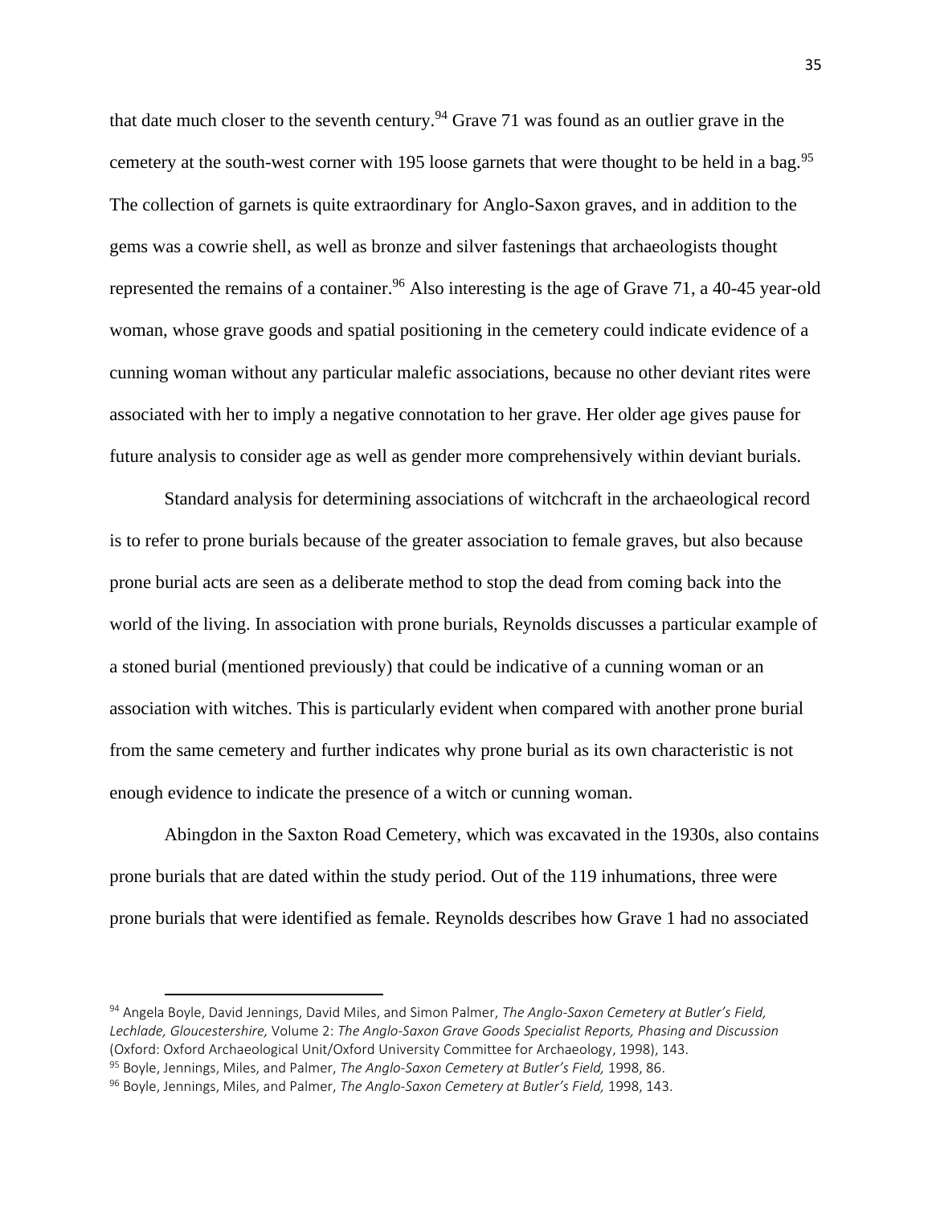that date much closer to the seventh century.[94] Grave 71 was found as an outlier grave in the cemetery at the south-west corner with 195 loose garnets that were thought to be held in a bag.[95] The collection of garnets is quite extraordinary for Anglo-Saxon graves, and in addition to the gems was a cowrie shell, as well as bronze and silver fastenings that archaeologists thought represented the remains of a container.[96] Also interesting is the age of Grave 71, a 40-45 year-old woman, whose grave goods and spatial positioning in the cemetery could indicate evidence of a cunning woman without any particular malefic associations, because no other deviant rites were associated with her to imply a negative connotation to her grave. Her older age gives pause for future analysis to consider age as well as gender more comprehensively within deviant burials.

Standard analysis for determining associations of witchcraft in the archaeological record is to refer to prone burials because of the greater association to female graves, but also because prone burial acts are seen as a deliberate method to stop the dead from coming back into the world of the living. In association with prone burials, Reynolds discusses a particular example of a stoned burial (mentioned previously) that could be indicative of a cunning woman or an association with witches. This is particularly evident when compared with another prone burial from the same cemetery and further indicates why prone burial as its own characteristic is not enough evidence to indicate the presence of a witch or cunning woman.

Abingdon in the Saxton Road Cemetery, which was excavated in the 1930s, also contains prone burials that are dated within the study period. Out of the 119 inhumations, three were prone burials that were identified as female. Reynolds describes how Grave 1 had no associated

[94] Angela Boyle, David Jennings, David Miles, and Simon Palmer, *The Anglo-Saxon Cemetery at Butler's Field, Lechlade, Gloucestershire,* Volume 2: *The Anglo-Saxon Grave Goods Specialist Reports, Phasing and Discussion* (Oxford: Oxford Archaeological Unit/Oxford University Committee for Archaeology, 1998), 143.

[95] Boyle, Jennings, Miles, and Palmer, *The Anglo-Saxon Cemetery at Butler's Field,* 1998, 86.

[96] Boyle, Jennings, Miles, and Palmer, *The Anglo-Saxon Cemetery at Butler's Field,* 1998, 143.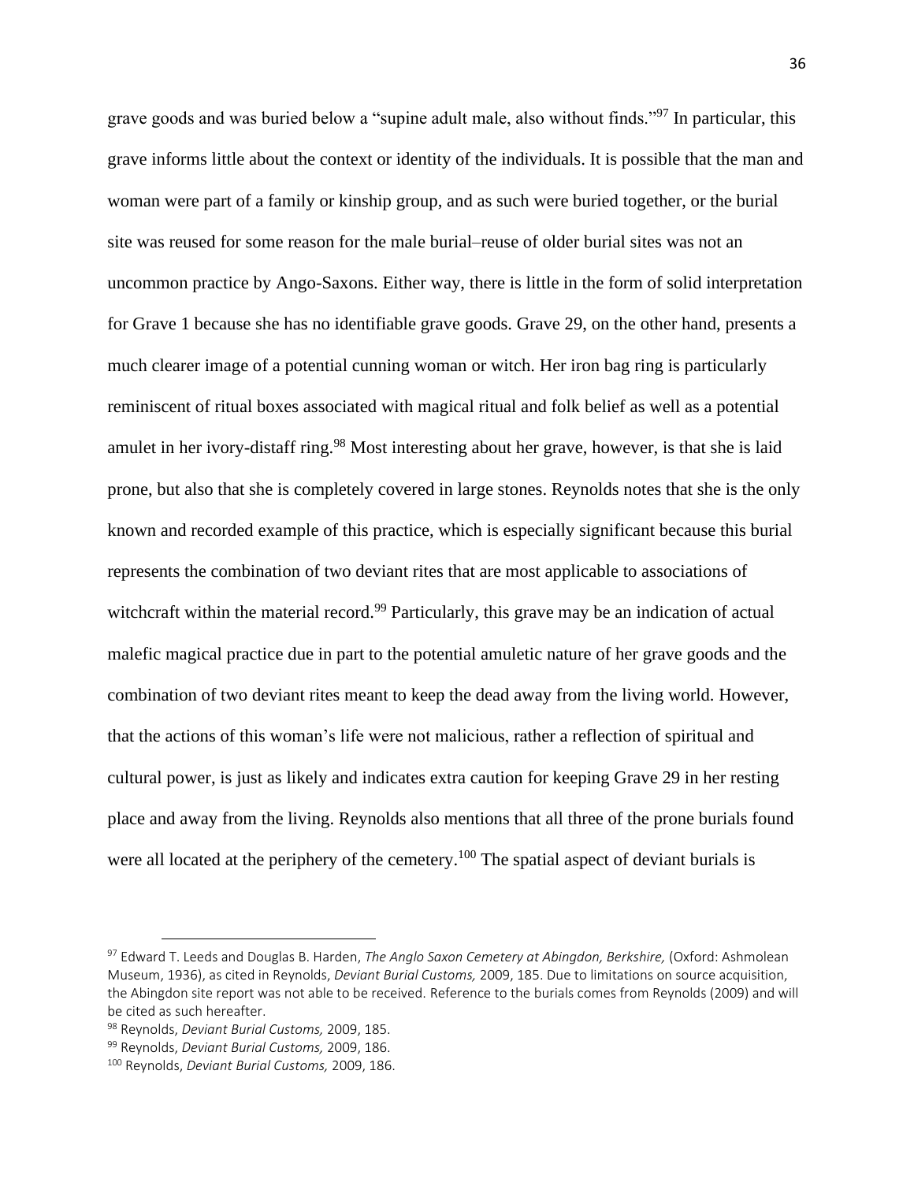grave goods and was buried below a "supine adult male, also without finds."[97] In particular, this grave informs little about the context or identity of the individuals. It is possible that the man and woman were part of a family or kinship group, and as such were buried together, or the burial site was reused for some reason for the male burial–reuse of older burial sites was not an uncommon practice by Ango-Saxons. Either way, there is little in the form of solid interpretation for Grave 1 because she has no identifiable grave goods. Grave 29, on the other hand, presents a much clearer image of a potential cunning woman or witch. Her iron bag ring is particularly reminiscent of ritual boxes associated with magical ritual and folk belief as well as a potential amulet in her ivory-distaff ring.[98] Most interesting about her grave, however, is that she is laid prone, but also that she is completely covered in large stones. Reynolds notes that she is the only known and recorded example of this practice, which is especially significant because this burial represents the combination of two deviant rites that are most applicable to associations of witchcraft within the material record.[99] Particularly, this grave may be an indication of actual malefic magical practice due in part to the potential amuletic nature of her grave goods and the combination of two deviant rites meant to keep the dead away from the living world. However, that the actions of this woman's life were not malicious, rather a reflection of spiritual and cultural power, is just as likely and indicates extra caution for keeping Grave 29 in her resting place and away from the living. Reynolds also mentions that all three of the prone burials found were all located at the periphery of the cemetery.[100] The spatial aspect of deviant burials is

---

[97] Edward T. Leeds and Douglas B. Harden, *The Anglo Saxon Cemetery at Abingdon, Berkshire,* (Oxford: Ashmolean Museum, 1936), as cited in Reynolds, *Deviant Burial Customs,* 2009, 185. Due to limitations on source acquisition, the Abingdon site report was not able to be received. Reference to the burials comes from Reynolds (2009) and will be cited as such hereafter.

[98] Reynolds, *Deviant Burial Customs,* 2009, 185.

[99] Reynolds, *Deviant Burial Customs,* 2009, 186.

[100] Reynolds, *Deviant Burial Customs,* 2009, 186.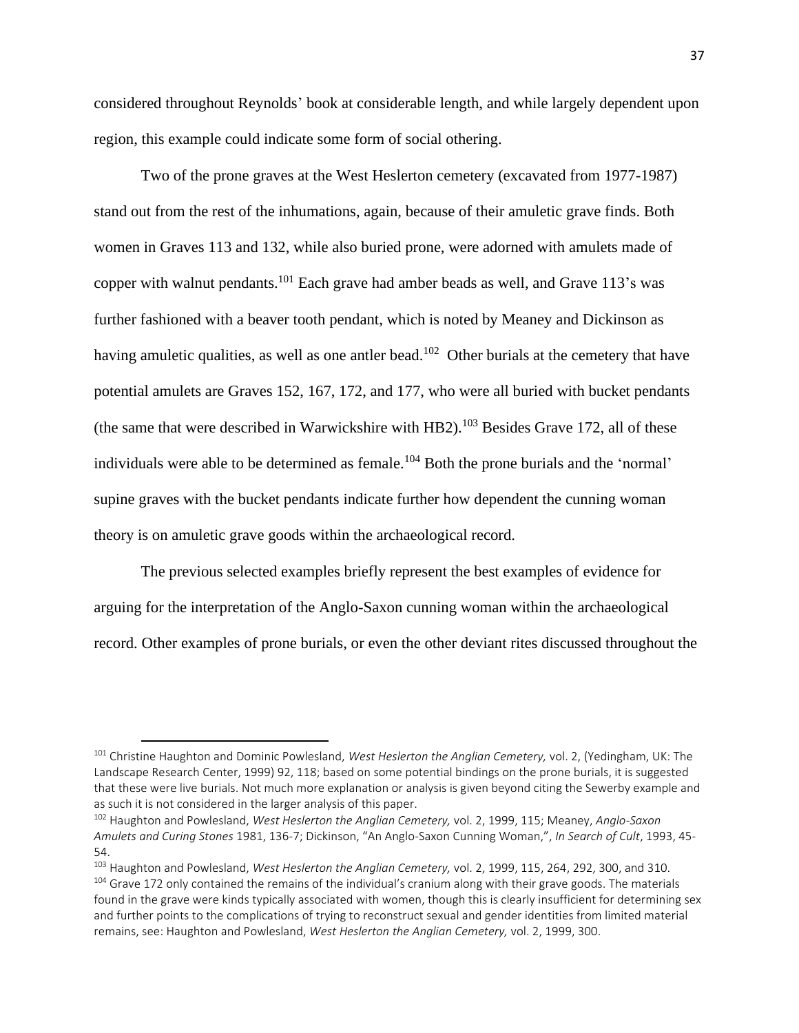considered throughout Reynolds' book at considerable length, and while largely dependent upon region, this example could indicate some form of social othering.

Two of the prone graves at the West Heslerton cemetery (excavated from 1977-1987) stand out from the rest of the inhumations, again, because of their amuletic grave finds. Both women in Graves 113 and 132, while also buried prone, were adorned with amulets made of copper with walnut pendants.[101] Each grave had amber beads as well, and Grave 113's was further fashioned with a beaver tooth pendant, which is noted by Meaney and Dickinson as having amuletic qualities, as well as one antler bead.[102] Other burials at the cemetery that have potential amulets are Graves 152, 167, 172, and 177, who were all buried with bucket pendants (the same that were described in Warwickshire with HB2).[103] Besides Grave 172, all of these individuals were able to be determined as female.[104] Both the prone burials and the 'normal' supine graves with the bucket pendants indicate further how dependent the cunning woman theory is on amuletic grave goods within the archaeological record.

The previous selected examples briefly represent the best examples of evidence for arguing for the interpretation of the Anglo-Saxon cunning woman within the archaeological record. Other examples of prone burials, or even the other deviant rites discussed throughout the

---

[101] Christine Haughton and Dominic Powlesland, *West Heslerton the Anglian Cemetery,* vol. 2, (Yedingham, UK: The Landscape Research Center, 1999) 92, 118; based on some potential bindings on the prone burials, it is suggested that these were live burials. Not much more explanation or analysis is given beyond citing the Sewerby example and as such it is not considered in the larger analysis of this paper.

[102] Haughton and Powlesland, *West Heslerton the Anglian Cemetery,* vol. 2, 1999, 115; Meaney, *Anglo-Saxon Amulets and Curing Stones* 1981, 136-7; Dickinson, "An Anglo-Saxon Cunning Woman,", *In Search of Cult*, 1993, 45-54.

[103] Haughton and Powlesland, *West Heslerton the Anglian Cemetery,* vol. 2, 1999, 115, 264, 292, 300, and 310.

[104] Grave 172 only contained the remains of the individual's cranium along with their grave goods. The materials found in the grave were kinds typically associated with women, though this is clearly insufficient for determining sex and further points to the complications of trying to reconstruct sexual and gender identities from limited material remains, see: Haughton and Powlesland, *West Heslerton the Anglian Cemetery,* vol. 2, 1999, 300.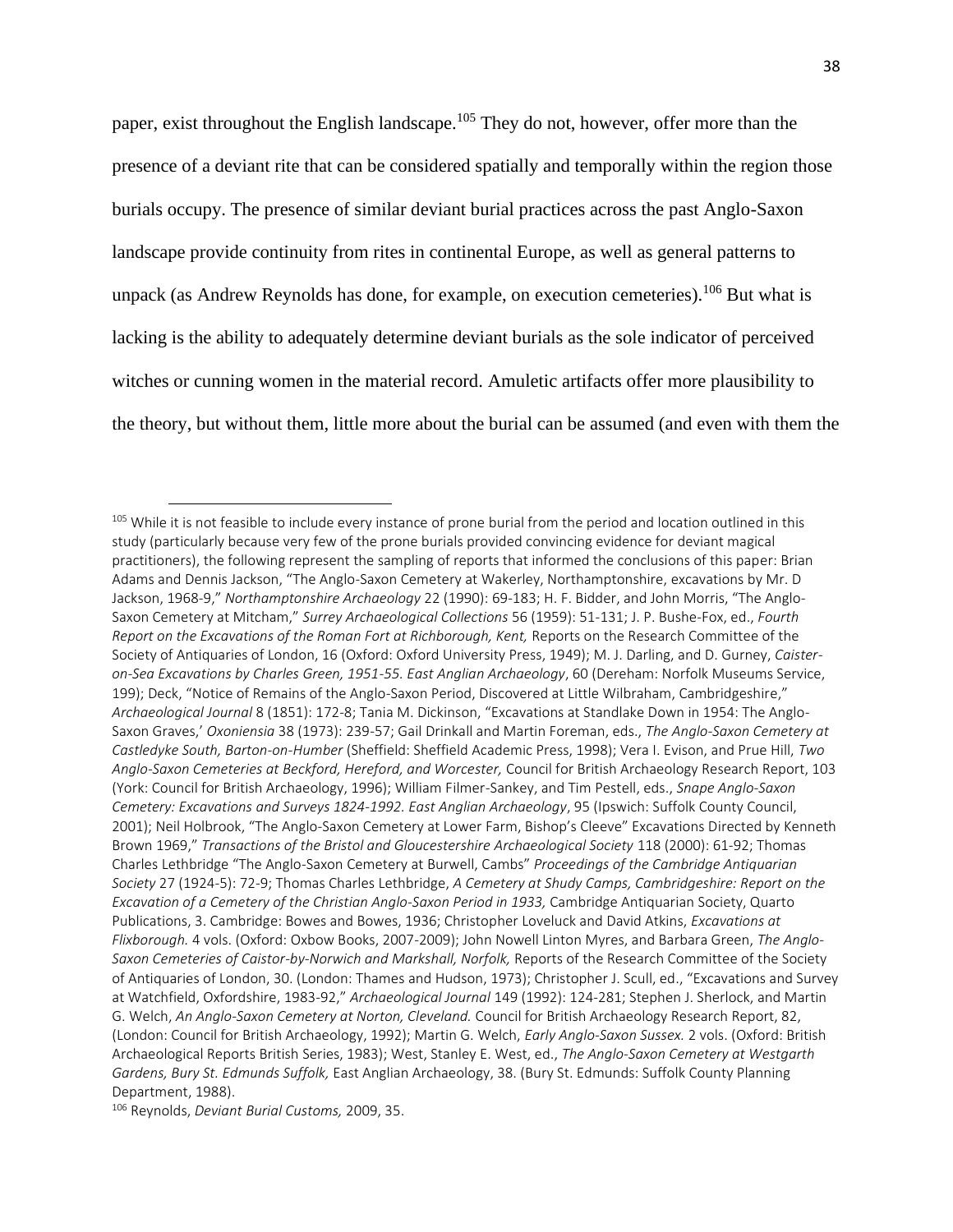paper, exist throughout the English landscape.[105] They do not, however, offer more than the presence of a deviant rite that can be considered spatially and temporally within the region those burials occupy. The presence of similar deviant burial practices across the past Anglo-Saxon landscape provide continuity from rites in continental Europe, as well as general patterns to unpack (as Andrew Reynolds has done, for example, on execution cemeteries).[106] But what is lacking is the ability to adequately determine deviant burials as the sole indicator of perceived witches or cunning women in the material record. Amuletic artifacts offer more plausibility to the theory, but without them, little more about the burial can be assumed (and even with them the

---

[105] While it is not feasible to include every instance of prone burial from the period and location outlined in this study (particularly because very few of the prone burials provided convincing evidence for deviant magical practitioners), the following represent the sampling of reports that informed the conclusions of this paper: Brian Adams and Dennis Jackson, "The Anglo-Saxon Cemetery at Wakerley, Northamptonshire, excavations by Mr. D Jackson, 1968-9," *Northamptonshire Archaeology* 22 (1990): 69-183; H. F. Bidder, and John Morris, "The Anglo-Saxon Cemetery at Mitcham," *Surrey Archaeological Collections* 56 (1959): 51-131; J. P. Bushe-Fox, ed., *Fourth Report on the Excavations of the Roman Fort at Richborough, Kent,* Reports on the Research Committee of the Society of Antiquaries of London, 16 (Oxford: Oxford University Press, 1949); M. J. Darling, and D. Gurney, *Caister-on-Sea Excavations by Charles Green, 1951-55. East Anglian Archaeology*, 60 (Dereham: Norfolk Museums Service, 199); Deck, "Notice of Remains of the Anglo-Saxon Period, Discovered at Little Wilbraham, Cambridgeshire," *Archaeological Journal* 8 (1851): 172-8; Tania M. Dickinson, "Excavations at Standlake Down in 1954: The Anglo-Saxon Graves,' *Oxoniensia* 38 (1973): 239-57; Gail Drinkall and Martin Foreman, eds., *The Anglo-Saxon Cemetery at Castledyke South, Barton-on-Humber* (Sheffield: Sheffield Academic Press, 1998); Vera I. Evison, and Prue Hill, *Two Anglo-Saxon Cemeteries at Beckford, Hereford, and Worcester,* Council for British Archaeology Research Report, 103 (York: Council for British Archaeology, 1996); William Filmer-Sankey, and Tim Pestell, eds., *Snape Anglo-Saxon Cemetery: Excavations and Surveys 1824-1992. East Anglian Archaeology*, 95 (Ipswich: Suffolk County Council, 2001); Neil Holbrook, "The Anglo-Saxon Cemetery at Lower Farm, Bishop's Cleeve" Excavations Directed by Kenneth Brown 1969," *Transactions of the Bristol and Gloucestershire Archaeological Society* 118 (2000): 61-92; Thomas Charles Lethbridge "The Anglo-Saxon Cemetery at Burwell, Cambs" *Proceedings of the Cambridge Antiquarian Society* 27 (1924-5): 72-9; Thomas Charles Lethbridge, *A Cemetery at Shudy Camps, Cambridgeshire: Report on the Excavation of a Cemetery of the Christian Anglo-Saxon Period in 1933,* Cambridge Antiquarian Society, Quarto Publications, 3. Cambridge: Bowes and Bowes, 1936; Christopher Loveluck and David Atkins, *Excavations at Flixborough.* 4 vols. (Oxford: Oxbow Books, 2007-2009); John Nowell Linton Myres, and Barbara Green, *The Anglo-Saxon Cemeteries of Caistor-by-Norwich and Markshall, Norfolk,* Reports of the Research Committee of the Society of Antiquaries of London, 30. (London: Thames and Hudson, 1973); Christopher J. Scull, ed., "Excavations and Survey at Watchfield, Oxfordshire, 1983-92," *Archaeological Journal* 149 (1992): 124-281; Stephen J. Sherlock, and Martin G. Welch, *An Anglo-Saxon Cemetery at Norton, Cleveland.* Council for British Archaeology Research Report, 82, (London: Council for British Archaeology, 1992); Martin G. Welch, *Early Anglo-Saxon Sussex.* 2 vols. (Oxford: British Archaeological Reports British Series, 1983); West, Stanley E. West, ed., *The Anglo-Saxon Cemetery at Westgarth Gardens, Bury St. Edmunds Suffolk,* East Anglian Archaeology, 38. (Bury St. Edmunds: Suffolk County Planning Department, 1988).

[106] Reynolds, *Deviant Burial Customs,* 2009, 35.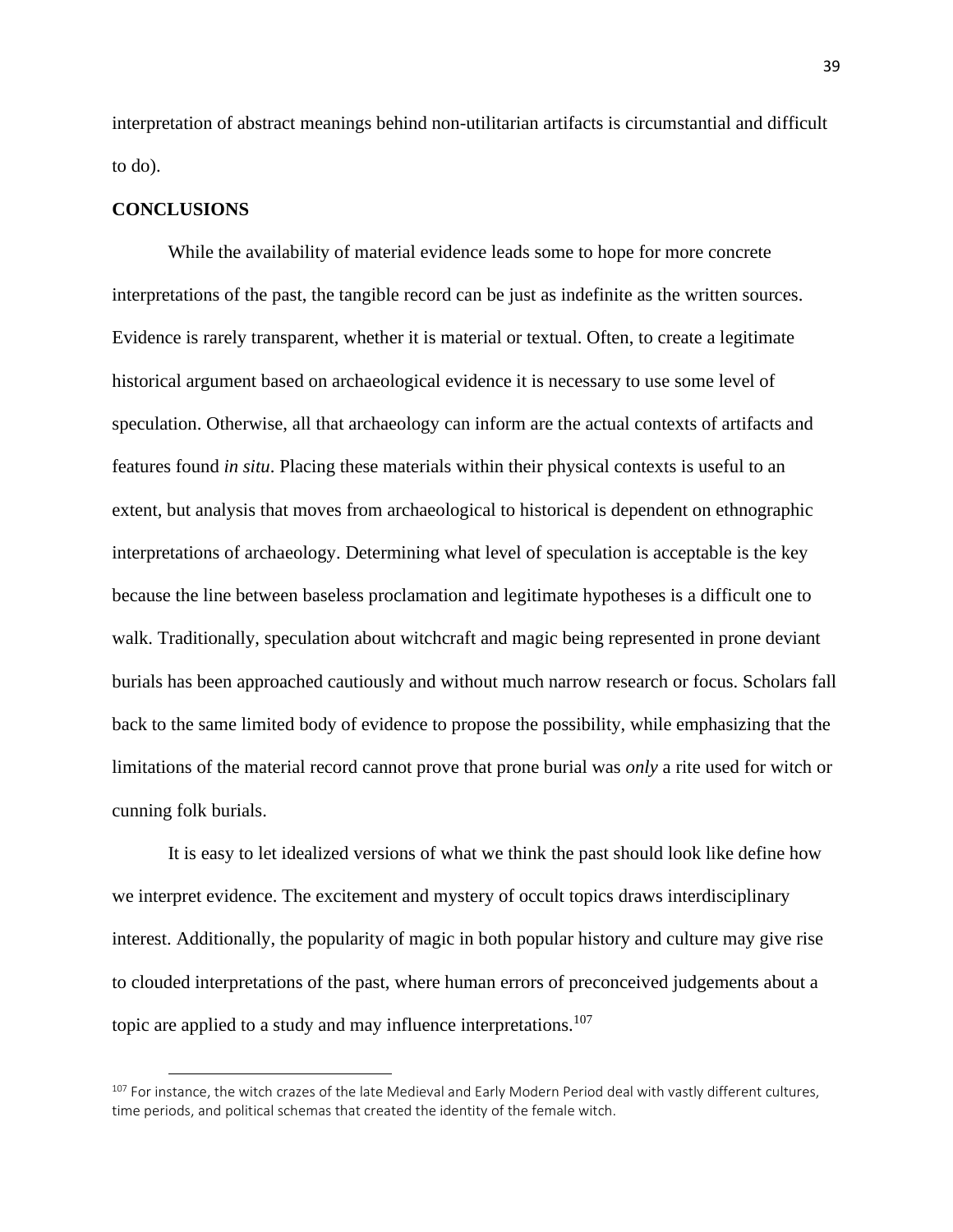interpretation of abstract meanings behind non-utilitarian artifacts is circumstantial and difficult to do).

## CONCLUSIONS

While the availability of material evidence leads some to hope for more concrete interpretations of the past, the tangible record can be just as indefinite as the written sources. Evidence is rarely transparent, whether it is material or textual. Often, to create a legitimate historical argument based on archaeological evidence it is necessary to use some level of speculation. Otherwise, all that archaeology can inform are the actual contexts of artifacts and features found *in situ*. Placing these materials within their physical contexts is useful to an extent, but analysis that moves from archaeological to historical is dependent on ethnographic interpretations of archaeology. Determining what level of speculation is acceptable is the key because the line between baseless proclamation and legitimate hypotheses is a difficult one to walk. Traditionally, speculation about witchcraft and magic being represented in prone deviant burials has been approached cautiously and without much narrow research or focus. Scholars fall back to the same limited body of evidence to propose the possibility, while emphasizing that the limitations of the material record cannot prove that prone burial was *only* a rite used for witch or cunning folk burials.

It is easy to let idealized versions of what we think the past should look like define how we interpret evidence. The excitement and mystery of occult topics draws interdisciplinary interest. Additionally, the popularity of magic in both popular history and culture may give rise to clouded interpretations of the past, where human errors of preconceived judgements about a topic are applied to a study and may influence interpretations.[107]

---

[107] For instance, the witch crazes of the late Medieval and Early Modern Period deal with vastly different cultures, time periods, and political schemas that created the identity of the female witch.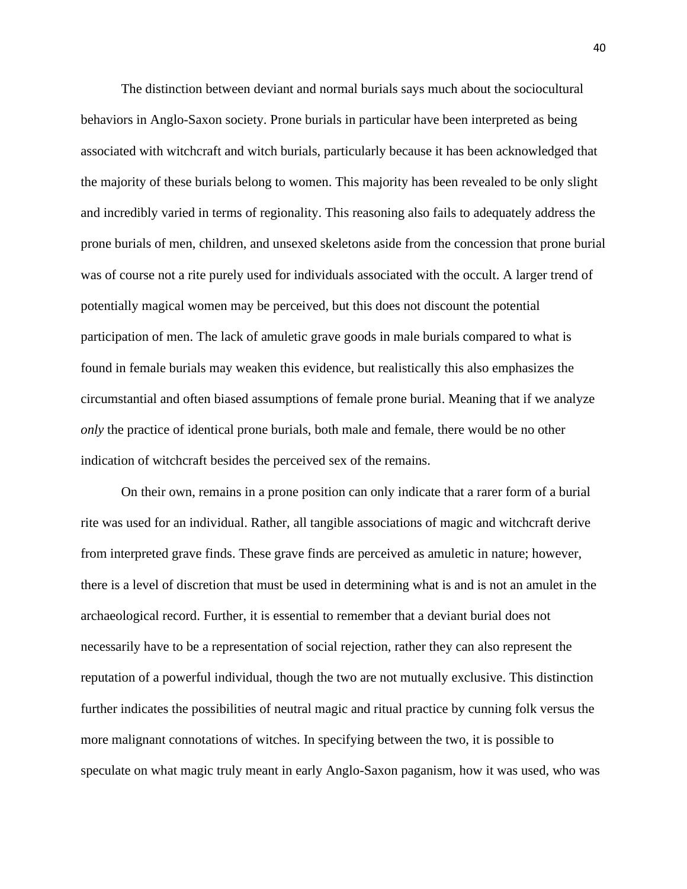The distinction between deviant and normal burials says much about the sociocultural behaviors in Anglo-Saxon society. Prone burials in particular have been interpreted as being associated with witchcraft and witch burials, particularly because it has been acknowledged that the majority of these burials belong to women. This majority has been revealed to be only slight and incredibly varied in terms of regionality. This reasoning also fails to adequately address the prone burials of men, children, and unsexed skeletons aside from the concession that prone burial was of course not a rite purely used for individuals associated with the occult. A larger trend of potentially magical women may be perceived, but this does not discount the potential participation of men. The lack of amuletic grave goods in male burials compared to what is found in female burials may weaken this evidence, but realistically this also emphasizes the circumstantial and often biased assumptions of female prone burial. Meaning that if we analyze *only* the practice of identical prone burials, both male and female, there would be no other indication of witchcraft besides the perceived sex of the remains.

On their own, remains in a prone position can only indicate that a rarer form of a burial rite was used for an individual. Rather, all tangible associations of magic and witchcraft derive from interpreted grave finds. These grave finds are perceived as amuletic in nature; however, there is a level of discretion that must be used in determining what is and is not an amulet in the archaeological record. Further, it is essential to remember that a deviant burial does not necessarily have to be a representation of social rejection, rather they can also represent the reputation of a powerful individual, though the two are not mutually exclusive. This distinction further indicates the possibilities of neutral magic and ritual practice by cunning folk versus the more malignant connotations of witches. In specifying between the two, it is possible to speculate on what magic truly meant in early Anglo-Saxon paganism, how it was used, who was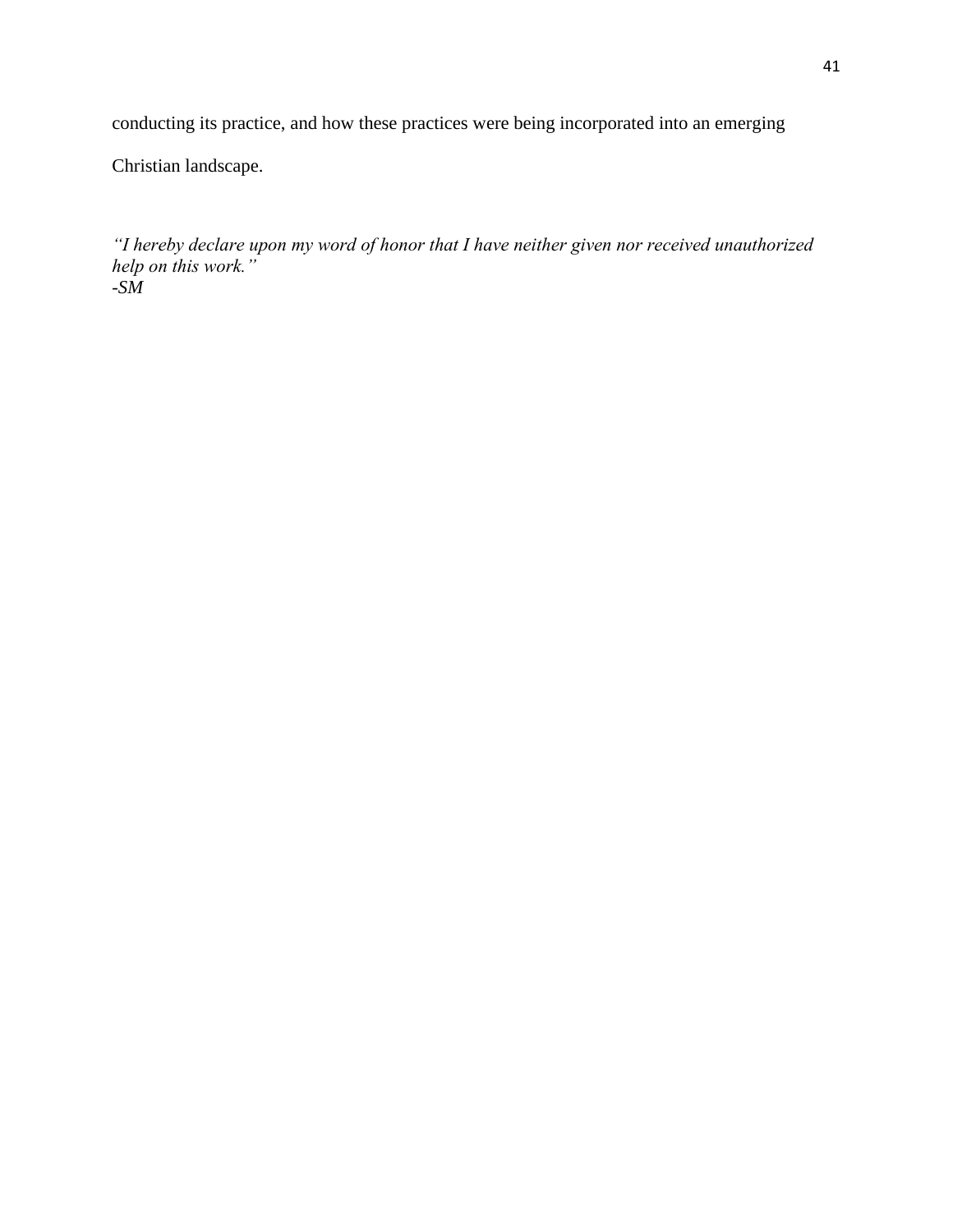conducting its practice, and how these practices were being incorporated into an emerging Christian landscape.

*"I hereby declare upon my word of honor that I have neither given nor received unauthorized help on this work."*
*-SM*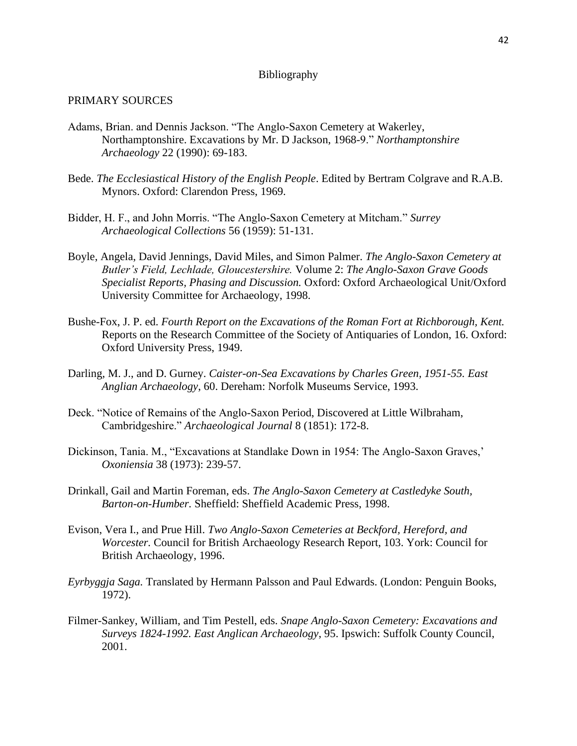# Bibliography

## PRIMARY SOURCES

Adams, Brian. and Dennis Jackson. "The Anglo-Saxon Cemetery at Wakerley, Northamptonshire. Excavations by Mr. D Jackson, 1968-9." *Northamptonshire Archaeology* 22 (1990): 69-183.

Bede. *The Ecclesiastical History of the English People*. Edited by Bertram Colgrave and R.A.B. Mynors. Oxford: Clarendon Press, 1969.

Bidder, H. F., and John Morris. "The Anglo-Saxon Cemetery at Mitcham." *Surrey Archaeological Collections* 56 (1959): 51-131.

Boyle, Angela, David Jennings, David Miles, and Simon Palmer. *The Anglo-Saxon Cemetery at Butler's Field, Lechlade, Gloucestershire.* Volume 2: *The Anglo-Saxon Grave Goods Specialist Reports, Phasing and Discussion.* Oxford: Oxford Archaeological Unit/Oxford University Committee for Archaeology, 1998.

Bushe-Fox, J. P. ed. *Fourth Report on the Excavations of the Roman Fort at Richborough, Kent.* Reports on the Research Committee of the Society of Antiquaries of London, 16. Oxford: Oxford University Press, 1949.

Darling, M. J., and D. Gurney. *Caister-on-Sea Excavations by Charles Green, 1951-55. East Anglian Archaeology,* 60. Dereham: Norfolk Museums Service, 1993.

Deck. "Notice of Remains of the Anglo-Saxon Period, Discovered at Little Wilbraham, Cambridgeshire." *Archaeological Journal* 8 (1851): 172-8.

Dickinson, Tania. M., "Excavations at Standlake Down in 1954: The Anglo-Saxon Graves,' *Oxoniensia* 38 (1973): 239-57.

Drinkall, Gail and Martin Foreman, eds. *The Anglo-Saxon Cemetery at Castledyke South, Barton-on-Humber.* Sheffield: Sheffield Academic Press, 1998.

Evison, Vera I., and Prue Hill. *Two Anglo-Saxon Cemeteries at Beckford, Hereford, and Worcester.* Council for British Archaeology Research Report, 103. York: Council for British Archaeology, 1996.

*Eyrbyggja Saga.* Translated by Hermann Palsson and Paul Edwards. (London: Penguin Books, 1972).

Filmer-Sankey, William, and Tim Pestell, eds. *Snape Anglo-Saxon Cemetery: Excavations and Surveys 1824-1992. East Anglican Archaeology*, 95. Ipswich: Suffolk County Council, 2001.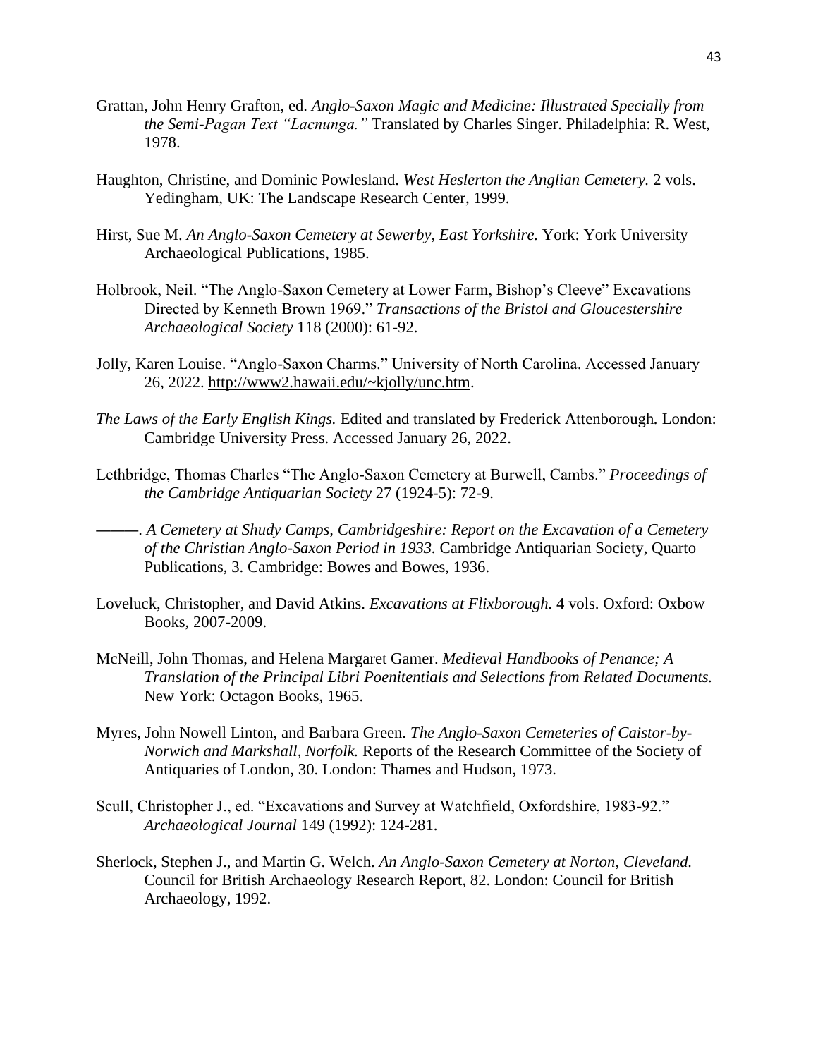Grattan, John Henry Grafton, ed. *Anglo-Saxon Magic and Medicine: Illustrated Specially from the Semi-Pagan Text "Lacnunga."* Translated by Charles Singer. Philadelphia: R. West, 1978.

Haughton, Christine, and Dominic Powlesland. *West Heslerton the Anglian Cemetery.* 2 vols. Yedingham, UK: The Landscape Research Center, 1999.

Hirst, Sue M. *An Anglo-Saxon Cemetery at Sewerby, East Yorkshire.* York: York University Archaeological Publications, 1985.

Holbrook, Neil. "The Anglo-Saxon Cemetery at Lower Farm, Bishop's Cleeve" Excavations Directed by Kenneth Brown 1969." *Transactions of the Bristol and Gloucestershire Archaeological Society* 118 (2000): 61-92.

Jolly, Karen Louise. "Anglo-Saxon Charms." University of North Carolina. Accessed January 26, 2022. http://www2.hawaii.edu/~kjolly/unc.htm.

*The Laws of the Early English Kings.* Edited and translated by Frederick Attenborough. London: Cambridge University Press. Accessed January 26, 2022.

Lethbridge, Thomas Charles "The Anglo-Saxon Cemetery at Burwell, Cambs." *Proceedings of the Cambridge Antiquarian Society* 27 (1924-5): 72-9.

———. *A Cemetery at Shudy Camps, Cambridgeshire: Report on the Excavation of a Cemetery of the Christian Anglo-Saxon Period in 1933.* Cambridge Antiquarian Society, Quarto Publications, 3. Cambridge: Bowes and Bowes, 1936.

Loveluck, Christopher, and David Atkins. *Excavations at Flixborough.* 4 vols. Oxford: Oxbow Books, 2007-2009.

McNeill, John Thomas, and Helena Margaret Gamer. *Medieval Handbooks of Penance; A Translation of the Principal Libri Poenitentials and Selections from Related Documents.* New York: Octagon Books, 1965.

Myres, John Nowell Linton, and Barbara Green. *The Anglo-Saxon Cemeteries of Caistor-by-Norwich and Markshall, Norfolk.* Reports of the Research Committee of the Society of Antiquaries of London, 30. London: Thames and Hudson, 1973.

Scull, Christopher J., ed. "Excavations and Survey at Watchfield, Oxfordshire, 1983-92." *Archaeological Journal* 149 (1992): 124-281.

Sherlock, Stephen J., and Martin G. Welch. *An Anglo-Saxon Cemetery at Norton, Cleveland.* Council for British Archaeology Research Report, 82. London: Council for British Archaeology, 1992.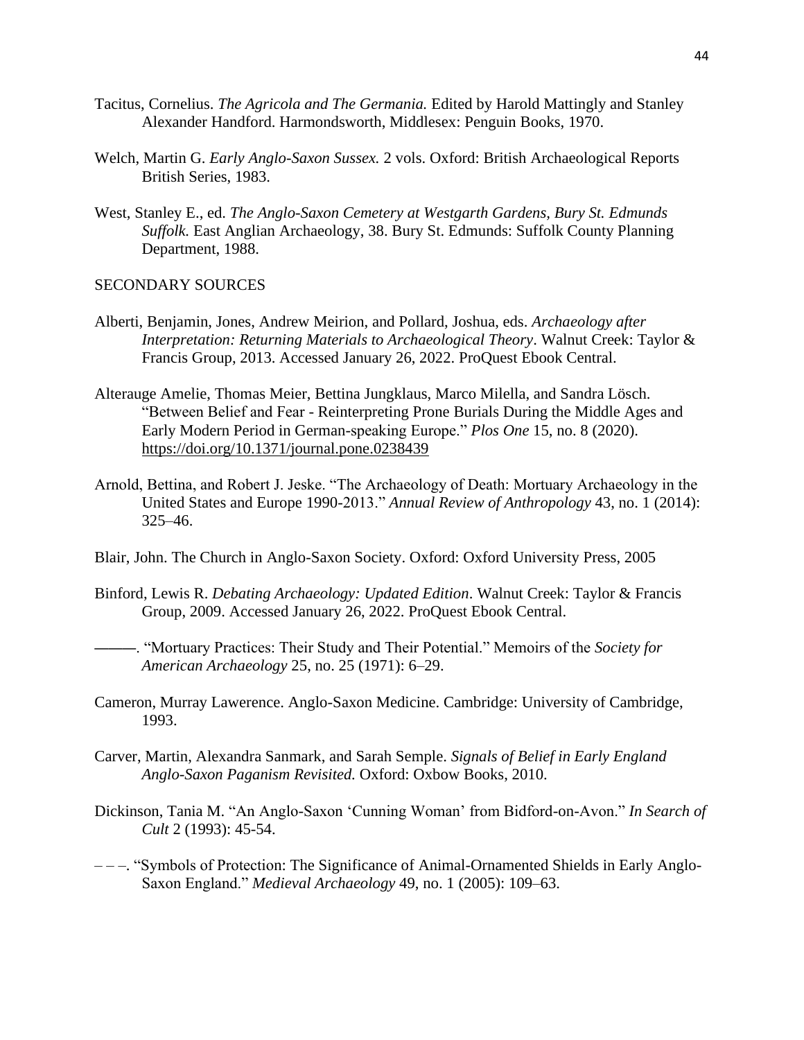Tacitus, Cornelius. *The Agricola and The Germania.* Edited by Harold Mattingly and Stanley Alexander Handford. Harmondsworth, Middlesex: Penguin Books, 1970.

Welch, Martin G. *Early Anglo-Saxon Sussex.* 2 vols. Oxford: British Archaeological Reports British Series, 1983.

West, Stanley E., ed. *The Anglo-Saxon Cemetery at Westgarth Gardens, Bury St. Edmunds Suffolk.* East Anglian Archaeology, 38. Bury St. Edmunds: Suffolk County Planning Department, 1988.

SECONDARY SOURCES

Alberti, Benjamin, Jones, Andrew Meirion, and Pollard, Joshua, eds. *Archaeology after Interpretation: Returning Materials to Archaeological Theory*. Walnut Creek: Taylor & Francis Group, 2013. Accessed January 26, 2022. ProQuest Ebook Central.

Alterauge Amelie, Thomas Meier, Bettina Jungklaus, Marco Milella, and Sandra Lösch. "Between Belief and Fear - Reinterpreting Prone Burials During the Middle Ages and Early Modern Period in German-speaking Europe." *Plos One* 15, no. 8 (2020). https://doi.org/10.1371/journal.pone.0238439

Arnold, Bettina, and Robert J. Jeske. "The Archaeology of Death: Mortuary Archaeology in the United States and Europe 1990-2013." *Annual Review of Anthropology* 43, no. 1 (2014): 325–46.

Blair, John. The Church in Anglo-Saxon Society. Oxford: Oxford University Press, 2005

Binford, Lewis R. *Debating Archaeology: Updated Edition*. Walnut Creek: Taylor & Francis Group, 2009. Accessed January 26, 2022. ProQuest Ebook Central.

———. "Mortuary Practices: Their Study and Their Potential." Memoirs of the *Society for American Archaeology* 25, no. 25 (1971): 6–29.

Cameron, Murray Lawerence. Anglo-Saxon Medicine. Cambridge: University of Cambridge, 1993.

Carver, Martin, Alexandra Sanmark, and Sarah Semple. *Signals of Belief in Early England Anglo-Saxon Paganism Revisited.* Oxford: Oxbow Books, 2010.

Dickinson, Tania M. "An Anglo-Saxon 'Cunning Woman' from Bidford-on-Avon." *In Search of Cult* 2 (1993): 45-54.

– – –. "Symbols of Protection: The Significance of Animal-Ornamented Shields in Early Anglo-Saxon England." *Medieval Archaeology* 49, no. 1 (2005): 109–63.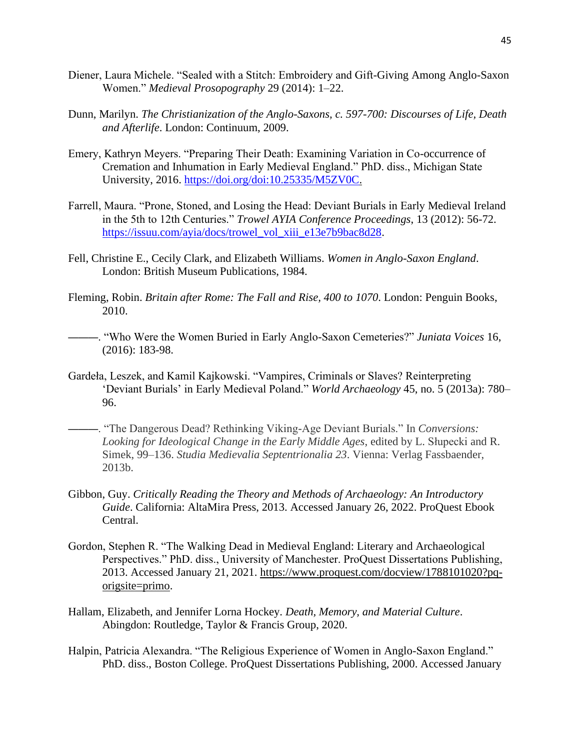Diener, Laura Michele. "Sealed with a Stitch: Embroidery and Gift-Giving Among Anglo-Saxon Women." *Medieval Prosopography* 29 (2014): 1–22.

Dunn, Marilyn. *The Christianization of the Anglo-Saxons, c. 597-700: Discourses of Life, Death and Afterlife*. London: Continuum, 2009.

Emery, Kathryn Meyers. "Preparing Their Death: Examining Variation in Co-occurrence of Cremation and Inhumation in Early Medieval England." PhD. diss., Michigan State University, 2016. https://doi.org/doi:10.25335/M5ZV0C.

Farrell, Maura. "Prone, Stoned, and Losing the Head: Deviant Burials in Early Medieval Ireland in the 5th to 12th Centuries." *Trowel AYIA Conference Proceedings*, 13 (2012): 56-72. https://issuu.com/ayia/docs/trowel_vol_xiii_e13e7b9bac8d28.

Fell, Christine E., Cecily Clark, and Elizabeth Williams. *Women in Anglo-Saxon England*. London: British Museum Publications, 1984.

Fleming, Robin. *Britain after Rome: The Fall and Rise, 400 to 1070*. London: Penguin Books, 2010.

———. "Who Were the Women Buried in Early Anglo-Saxon Cemeteries?" *Juniata Voices* 16, (2016): 183-98.

Gardeła, Leszek, and Kamil Kajkowski. "Vampires, Criminals or Slaves? Reinterpreting 'Deviant Burials' in Early Medieval Poland." *World Archaeology* 45, no. 5 (2013a): 780–96.

———. "The Dangerous Dead? Rethinking Viking-Age Deviant Burials." In *Conversions: Looking for Ideological Change in the Early Middle Ages*, edited by L. Słupecki and R. Simek, 99–136. *Studia Medievalia Septentrionalia 23*. Vienna: Verlag Fassbaender, 2013b.

Gibbon, Guy. *Critically Reading the Theory and Methods of Archaeology: An Introductory Guide*. California: AltaMira Press, 2013. Accessed January 26, 2022. ProQuest Ebook Central.

Gordon, Stephen R. "The Walking Dead in Medieval England: Literary and Archaeological Perspectives." PhD. diss., University of Manchester. ProQuest Dissertations Publishing, 2013. Accessed January 21, 2021. https://www.proquest.com/docview/1788101020?pq-origsite=primo.

Hallam, Elizabeth, and Jennifer Lorna Hockey. *Death, Memory, and Material Culture*. Abingdon: Routledge, Taylor & Francis Group, 2020.

Halpin, Patricia Alexandra. "The Religious Experience of Women in Anglo-Saxon England." PhD. diss., Boston College. ProQuest Dissertations Publishing, 2000. Accessed January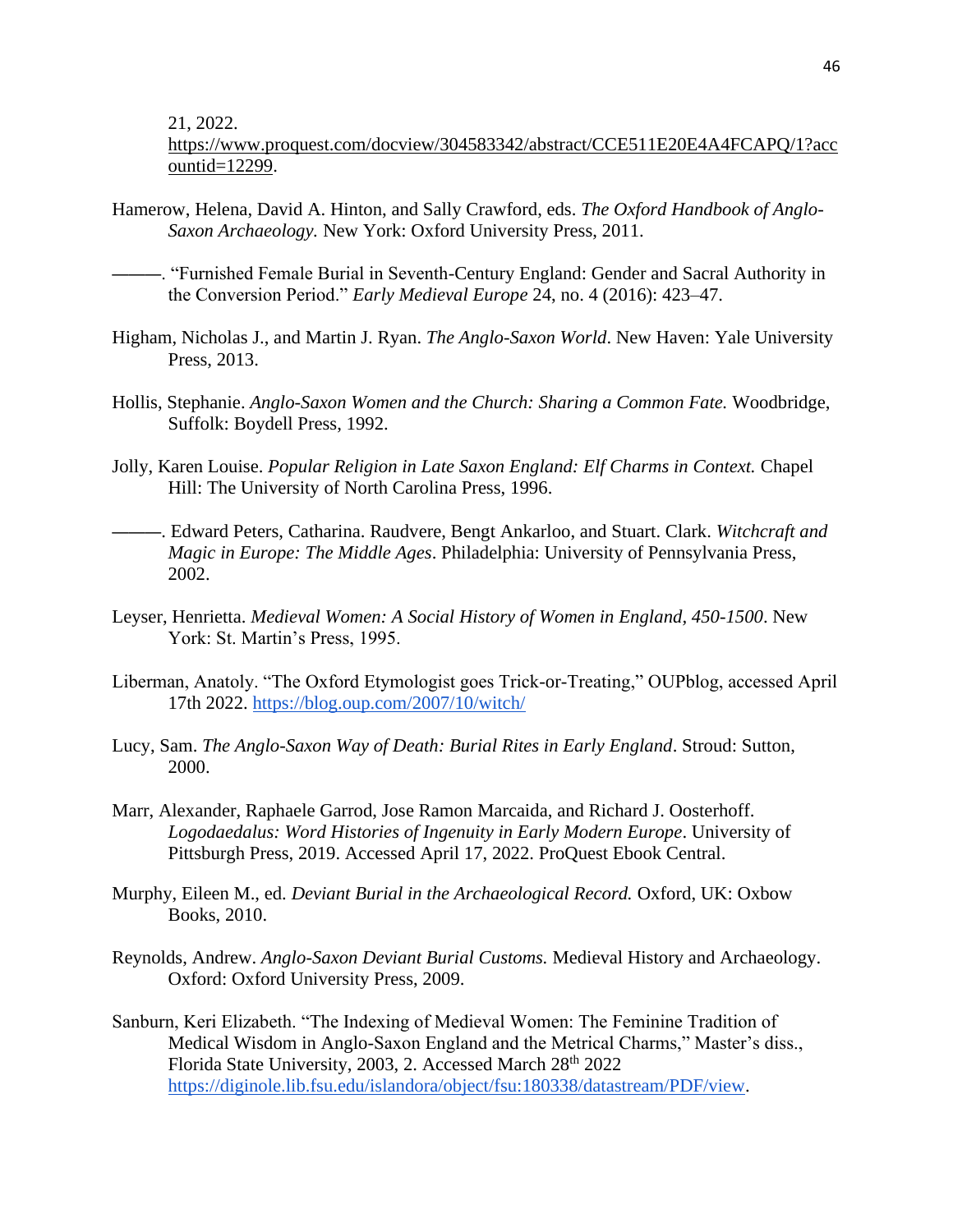21, 2022.
https://www.proquest.com/docview/304583342/abstract/CCE511E20E4A4FCAPQ/1?accountid=12299.

Hamerow, Helena, David A. Hinton, and Sally Crawford, eds. *The Oxford Handbook of Anglo-Saxon Archaeology.* New York: Oxford University Press, 2011.

———. "Furnished Female Burial in Seventh-Century England: Gender and Sacral Authority in the Conversion Period." *Early Medieval Europe* 24, no. 4 (2016): 423–47.

Higham, Nicholas J., and Martin J. Ryan. *The Anglo-Saxon World*. New Haven: Yale University Press, 2013.

Hollis, Stephanie. *Anglo-Saxon Women and the Church: Sharing a Common Fate.* Woodbridge, Suffolk: Boydell Press, 1992.

Jolly, Karen Louise. *Popular Religion in Late Saxon England: Elf Charms in Context.* Chapel Hill: The University of North Carolina Press, 1996.

———. Edward Peters, Catharina. Raudvere, Bengt Ankarloo, and Stuart. Clark. *Witchcraft and Magic in Europe: The Middle Ages*. Philadelphia: University of Pennsylvania Press, 2002.

Leyser, Henrietta. *Medieval Women: A Social History of Women in England, 450-1500*. New York: St. Martin's Press, 1995.

Liberman, Anatoly. "The Oxford Etymologist goes Trick-or-Treating," OUPblog, accessed April 17th 2022. https://blog.oup.com/2007/10/witch/

Lucy, Sam. *The Anglo-Saxon Way of Death: Burial Rites in Early England*. Stroud: Sutton, 2000.

Marr, Alexander, Raphaele Garrod, Jose Ramon Marcaida, and Richard J. Oosterhoff. *Logodaedalus: Word Histories of Ingenuity in Early Modern Europe*. University of Pittsburgh Press, 2019. Accessed April 17, 2022. ProQuest Ebook Central.

Murphy, Eileen M., ed. *Deviant Burial in the Archaeological Record.* Oxford, UK: Oxbow Books, 2010.

Reynolds, Andrew. *Anglo-Saxon Deviant Burial Customs.* Medieval History and Archaeology. Oxford: Oxford University Press, 2009.

Sanburn, Keri Elizabeth. "The Indexing of Medieval Women: The Feminine Tradition of Medical Wisdom in Anglo-Saxon England and the Metrical Charms," Master's diss., Florida State University, 2003, 2. Accessed March 28th 2022 https://diginole.lib.fsu.edu/islandora/object/fsu:180338/datastream/PDF/view.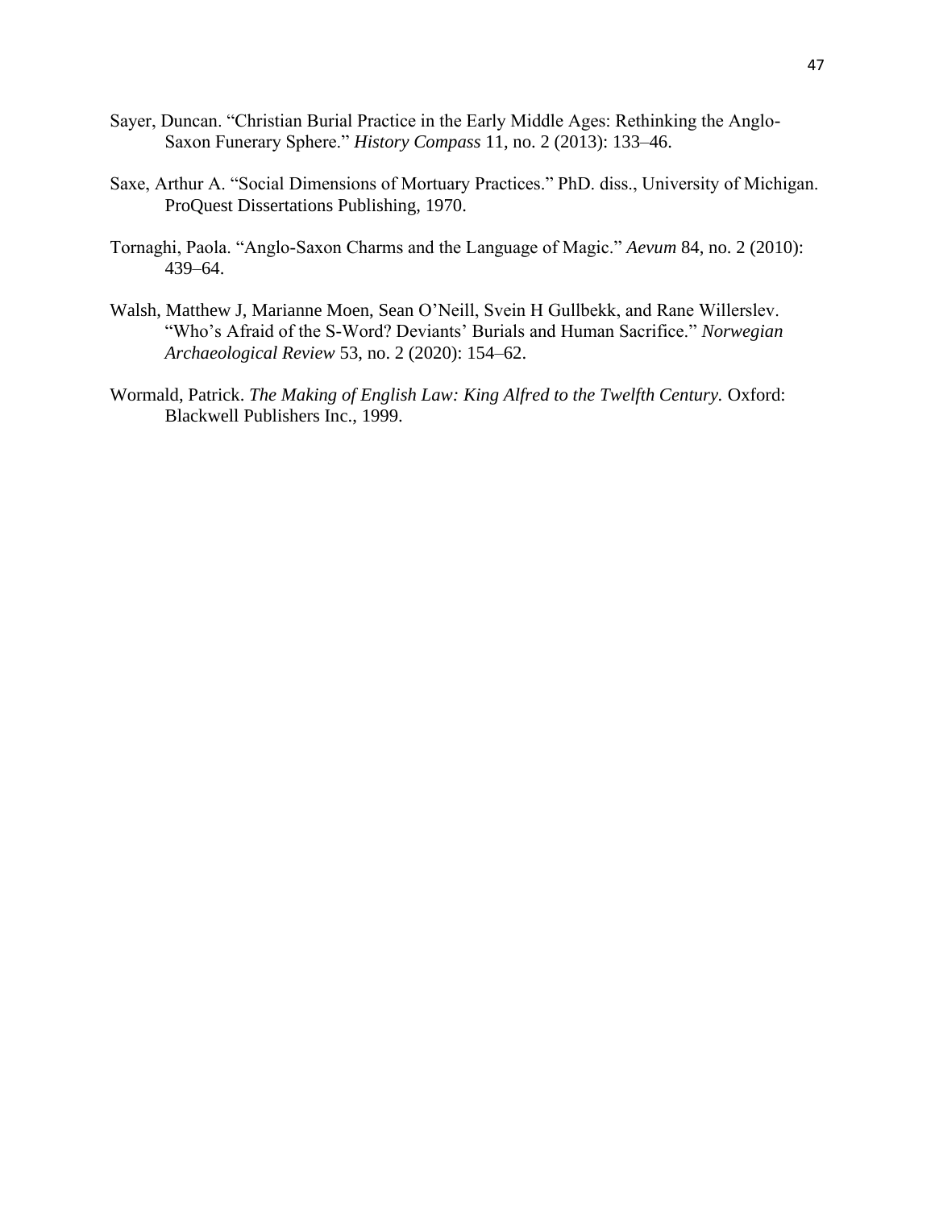Sayer, Duncan. “Christian Burial Practice in the Early Middle Ages: Rethinking the Anglo-Saxon Funerary Sphere.” *History Compass* 11, no. 2 (2013): 133–46.

Saxe, Arthur A. “Social Dimensions of Mortuary Practices.” PhD. diss., University of Michigan. ProQuest Dissertations Publishing, 1970.

Tornaghi, Paola. “Anglo-Saxon Charms and the Language of Magic.” *Aevum* 84, no. 2 (2010): 439–64.

Walsh, Matthew J, Marianne Moen, Sean O’Neill, Svein H Gullbekk, and Rane Willerslev. “Who’s Afraid of the S-Word? Deviants’ Burials and Human Sacrifice.” *Norwegian Archaeological Review* 53, no. 2 (2020): 154–62.

Wormald, Patrick. *The Making of English Law: King Alfred to the Twelfth Century.* Oxford: Blackwell Publishers Inc., 1999.